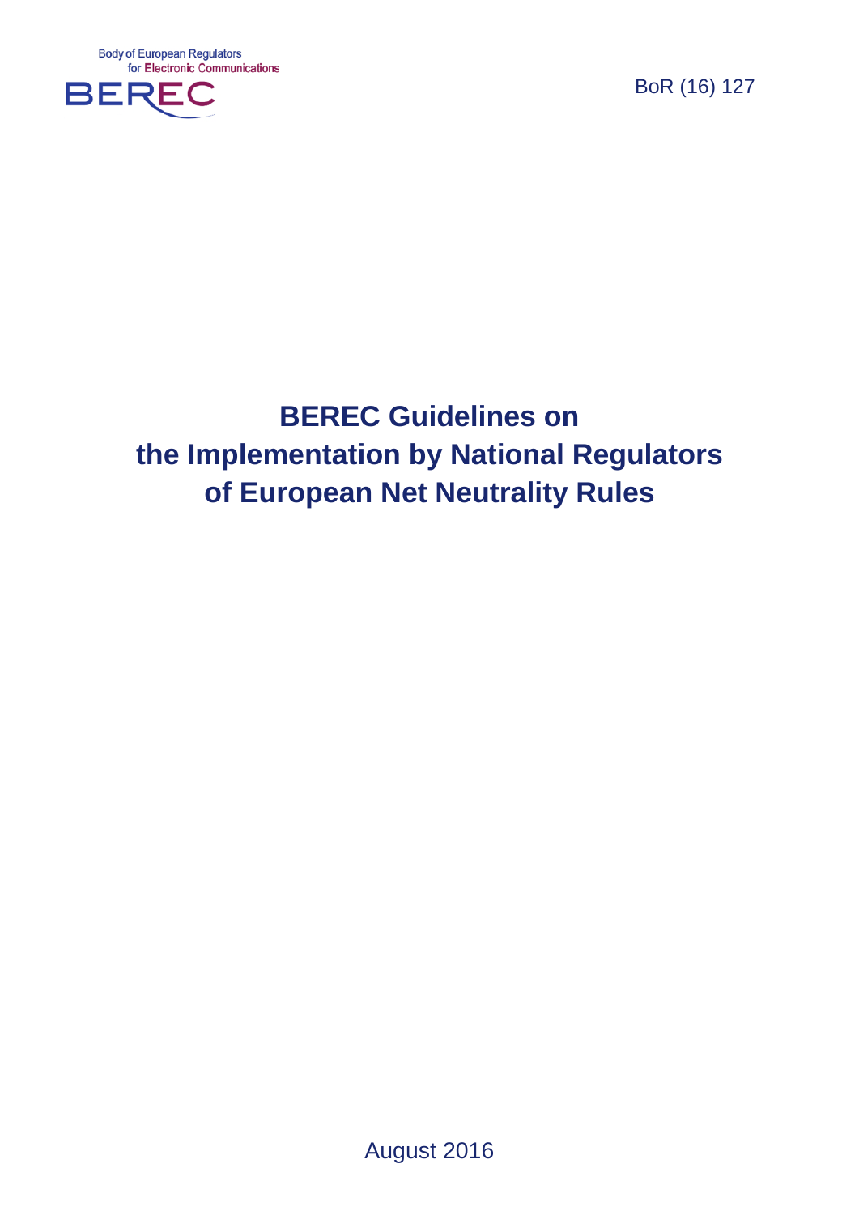Body of European Regulators for Electronic Communications

BEREC

BoR (16) 127

# BEREC Guidelines on the Implementation by National Regulators of European Net Neutrality Rules

August 2016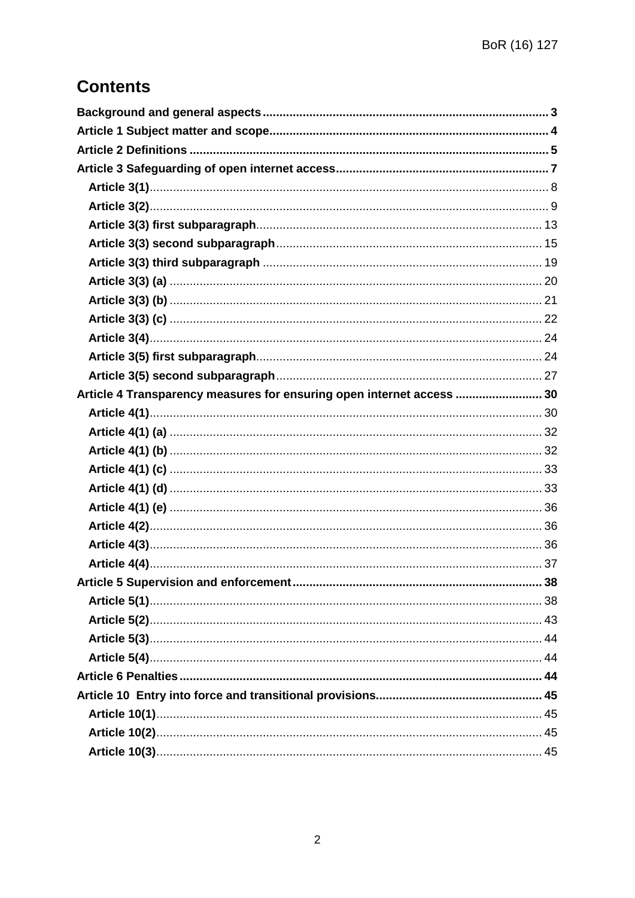# Contents

**Background and general aspects** ..................... 3

**Article 1 Subject matter and scope** ..................... 4

**Article 2 Definitions** ..................... 5

**Article 3 Safeguarding of open internet access** ..................... 7

- **Article 3(1)** ..................... 8
- **Article 3(2)** ..................... 9
- **Article 3(3) first subparagraph** ..................... 13
- **Article 3(3) second subparagraph** ..................... 15
- **Article 3(3) third subparagraph** ..................... 19
- **Article 3(3) (a)** ..................... 20
- **Article 3(3) (b)** ..................... 21
- **Article 3(3) (c)** ..................... 22
- **Article 3(4)** ..................... 24
- **Article 3(5) first subparagraph** ..................... 24
- **Article 3(5) second subparagraph** ..................... 27

**Article 4 Transparency measures for ensuring open internet access** ..................... 30

- **Article 4(1)** ..................... 30
- **Article 4(1) (a)** ..................... 32
- **Article 4(1) (b)** ..................... 32
- **Article 4(1) (c)** ..................... 33
- **Article 4(1) (d)** ..................... 33
- **Article 4(1) (e)** ..................... 36
- **Article 4(2)** ..................... 36
- **Article 4(3)** ..................... 36
- **Article 4(4)** ..................... 37

**Article 5 Supervision and enforcement** ..................... 38

- **Article 5(1)** ..................... 38
- **Article 5(2)** ..................... 43
- **Article 5(3)** ..................... 44
- **Article 5(4)** ..................... 44

**Article 6 Penalties** ..................... 44

**Article 10 Entry into force and transitional provisions** ..................... 45

- **Article 10(1)** ..................... 45
- **Article 10(2)** ..................... 45
- **Article 10(3)** ..................... 45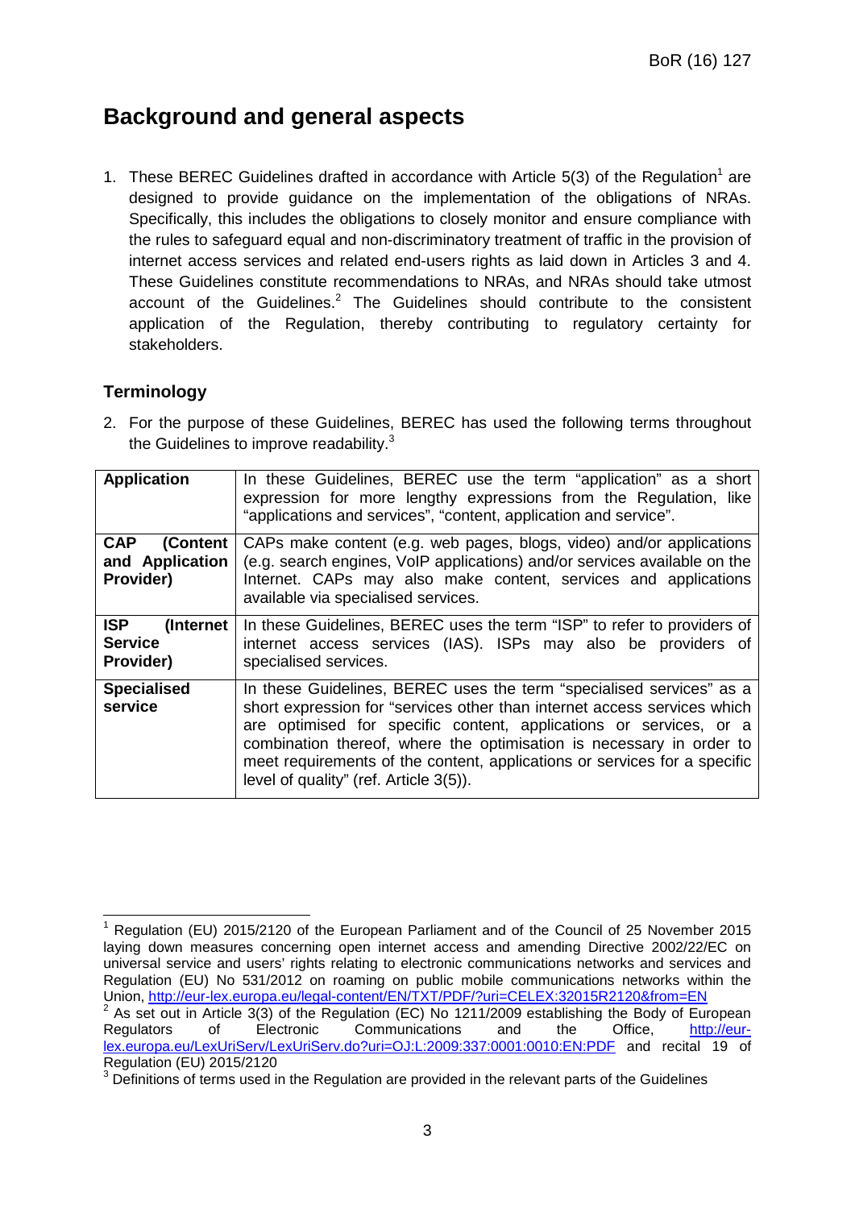# Background and general aspects

1. These BEREC Guidelines drafted in accordance with Article 5(3) of the Regulation[1] are designed to provide guidance on the implementation of the obligations of NRAs. Specifically, this includes the obligations to closely monitor and ensure compliance with the rules to safeguard equal and non-discriminatory treatment of traffic in the provision of internet access services and related end-users rights as laid down in Articles 3 and 4. These Guidelines constitute recommendations to NRAs, and NRAs should take utmost account of the Guidelines.[2] The Guidelines should contribute to the consistent application of the Regulation, thereby contributing to regulatory certainty for stakeholders.

## Terminology

2. For the purpose of these Guidelines, BEREC has used the following terms throughout the Guidelines to improve readability.[3]

| **Application** | In these Guidelines, BEREC use the term "application" as a short expression for more lengthy expressions from the Regulation, like "applications and services", "content, application and service". |
|---|---|
| **CAP (Content and Application Provider)** | CAPs make content (e.g. web pages, blogs, video) and/or applications (e.g. search engines, VoIP applications) and/or services available on the Internet. CAPs may also make content, services and applications available via specialised services. |
| **ISP (Internet Service Provider)** | In these Guidelines, BEREC uses the term "ISP" to refer to providers of internet access services (IAS). ISPs may also be providers of specialised services. |
| **Specialised service** | In these Guidelines, BEREC uses the term "specialised services" as a short expression for "services other than internet access services which are optimised for specific content, applications or services, or a combination thereof, where the optimisation is necessary in order to meet requirements of the content, applications or services for a specific level of quality" (ref. Article 3(5)). |

---

[1] Regulation (EU) 2015/2120 of the European Parliament and of the Council of 25 November 2015 laying down measures concerning open internet access and amending Directive 2002/22/EC on universal service and users' rights relating to electronic communications networks and services and Regulation (EU) No 531/2012 on roaming on public mobile communications networks within the Union, http://eur-lex.europa.eu/legal-content/EN/TXT/PDF/?uri=CELEX:32015R2120&from=EN

[2] As set out in Article 3(3) of the Regulation (EC) No 1211/2009 establishing the Body of European Regulators of Electronic Communications and the Office, http://eur-lex.europa.eu/LexUriServ/LexUriServ.do?uri=OJ:L:2009:337:0001:0010:EN:PDF and recital 19 of Regulation (EU) 2015/2120

[3] Definitions of terms used in the Regulation are provided in the relevant parts of the Guidelines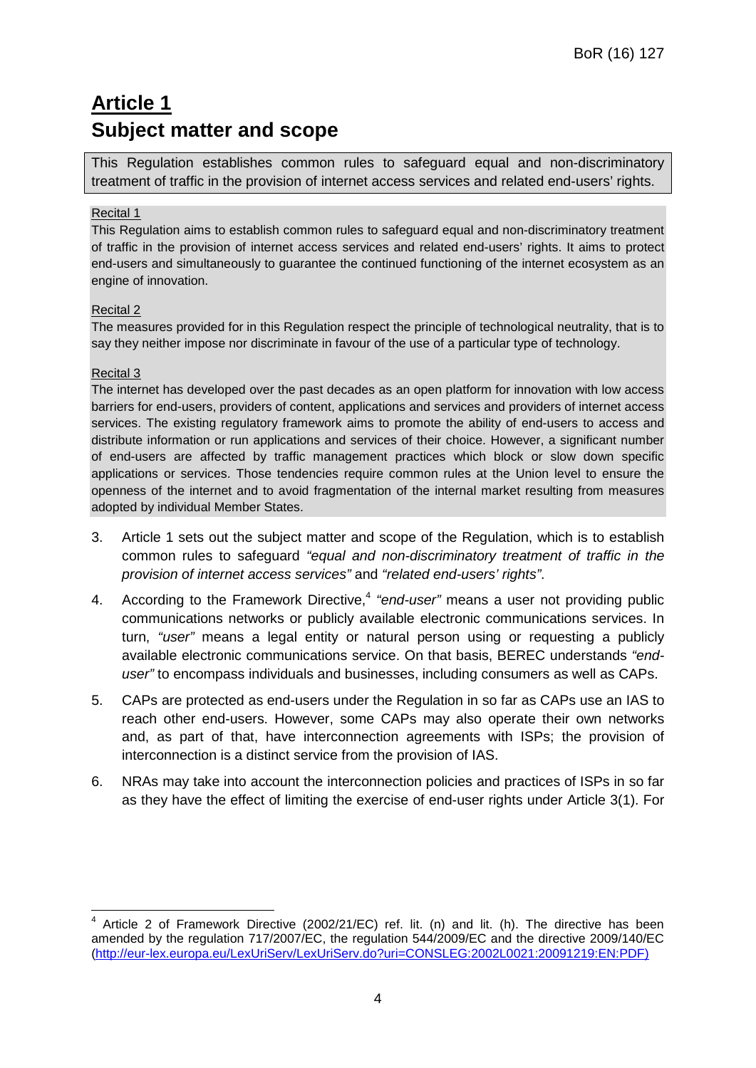# Article 1
## Subject matter and scope

This Regulation establishes common rules to safeguard equal and non-discriminatory treatment of traffic in the provision of internet access services and related end-users' rights.

Recital 1

This Regulation aims to establish common rules to safeguard equal and non-discriminatory treatment of traffic in the provision of internet access services and related end-users' rights. It aims to protect end-users and simultaneously to guarantee the continued functioning of the internet ecosystem as an engine of innovation.

Recital 2

The measures provided for in this Regulation respect the principle of technological neutrality, that is to say they neither impose nor discriminate in favour of the use of a particular type of technology.

Recital 3

The internet has developed over the past decades as an open platform for innovation with low access barriers for end-users, providers of content, applications and services and providers of internet access services. The existing regulatory framework aims to promote the ability of end-users to access and distribute information or run applications and services of their choice. However, a significant number of end-users are affected by traffic management practices which block or slow down specific applications or services. Those tendencies require common rules at the Union level to ensure the openness of the internet and to avoid fragmentation of the internal market resulting from measures adopted by individual Member States.

3. Article 1 sets out the subject matter and scope of the Regulation, which is to establish common rules to safeguard *"equal and non-discriminatory treatment of traffic in the provision of internet access services"* and *"related end-users' rights"*.

4. According to the Framework Directive,[4] *"end-user"* means a user not providing public communications networks or publicly available electronic communications services. In turn, *"user"* means a legal entity or natural person using or requesting a publicly available electronic communications service. On that basis, BEREC understands *"end-user"* to encompass individuals and businesses, including consumers as well as CAPs.

5. CAPs are protected as end-users under the Regulation in so far as CAPs use an IAS to reach other end-users. However, some CAPs may also operate their own networks and, as part of that, have interconnection agreements with ISPs; the provision of interconnection is a distinct service from the provision of IAS.

6. NRAs may take into account the interconnection policies and practices of ISPs in so far as they have the effect of limiting the exercise of end-user rights under Article 3(1). For

---

[4] Article 2 of Framework Directive (2002/21/EC) ref. lit. (n) and lit. (h). The directive has been amended by the regulation 717/2007/EC, the regulation 544/2009/EC and the directive 2009/140/EC (http://eur-lex.europa.eu/LexUriServ/LexUriServ.do?uri=CONSLEG:2002L0021:20091219:EN:PDF)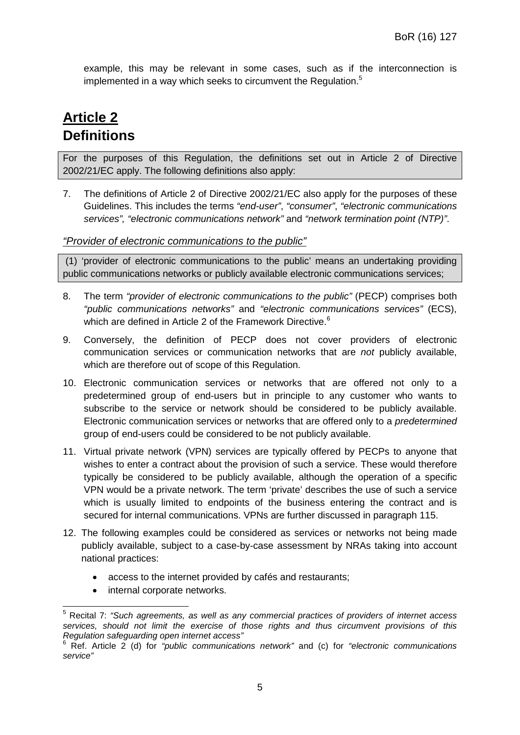example, this may be relevant in some cases, such as if the interconnection is implemented in a way which seeks to circumvent the Regulation.[5]

# **Article 2**
# **Definitions**

For the purposes of this Regulation, the definitions set out in Article 2 of Directive 2002/21/EC apply. The following definitions also apply:

7. The definitions of Article 2 of Directive 2002/21/EC also apply for the purposes of these Guidelines. This includes the terms *"end-user"*, *"consumer"*, *"electronic communications services", "electronic communications network"* and *"network termination point (NTP)"*.

### *"Provider of electronic communications to the public"*

(1) 'provider of electronic communications to the public' means an undertaking providing public communications networks or publicly available electronic communications services;

8. The term *"provider of electronic communications to the public"* (PECP) comprises both *"public communications networks"* and *"electronic communications services"* (ECS), which are defined in Article 2 of the Framework Directive.[6]

9. Conversely, the definition of PECP does not cover providers of electronic communication services or communication networks that are *not* publicly available, which are therefore out of scope of this Regulation.

10. Electronic communication services or networks that are offered not only to a predetermined group of end-users but in principle to any customer who wants to subscribe to the service or network should be considered to be publicly available. Electronic communication services or networks that are offered only to a *predetermined* group of end-users could be considered to be not publicly available.

11. Virtual private network (VPN) services are typically offered by PECPs to anyone that wishes to enter a contract about the provision of such a service. These would therefore typically be considered to be publicly available, although the operation of a specific VPN would be a private network. The term 'private' describes the use of such a service which is usually limited to endpoints of the business entering the contract and is secured for internal communications. VPNs are further discussed in paragraph 115.

12. The following examples could be considered as services or networks not being made publicly available, subject to a case-by-case assessment by NRAs taking into account national practices:
    - access to the internet provided by cafés and restaurants;
    - internal corporate networks.

---

[5] Recital 7: *"Such agreements, as well as any commercial practices of providers of internet access services, should not limit the exercise of those rights and thus circumvent provisions of this Regulation safeguarding open internet access"*

[6] Ref. Article 2 (d) for *"public communications network"* and (c) for *"electronic communications service"*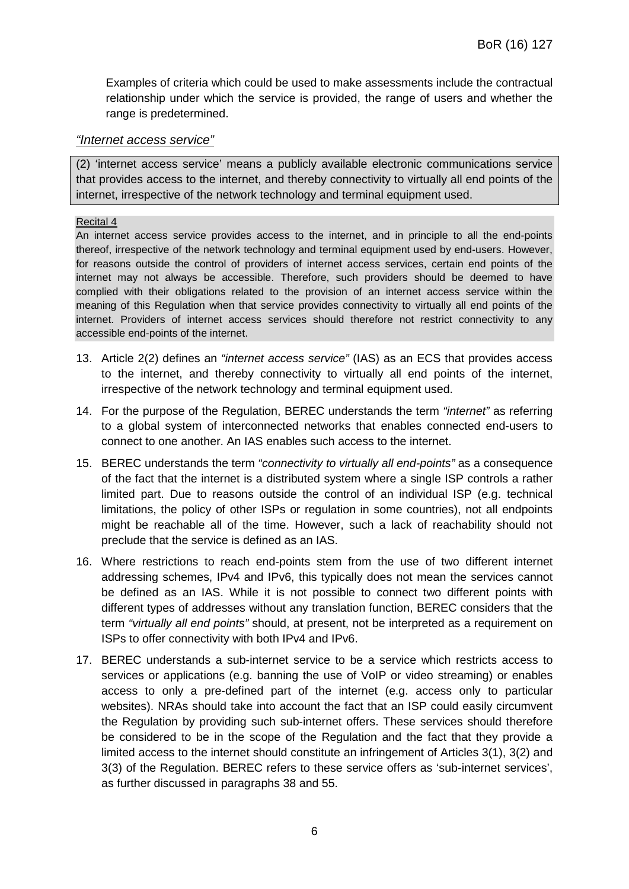Examples of criteria which could be used to make assessments include the contractual relationship under which the service is provided, the range of users and whether the range is predetermined.

*"Internet access service"*

(2) 'internet access service' means a publicly available electronic communications service that provides access to the internet, and thereby connectivity to virtually all end points of the internet, irrespective of the network technology and terminal equipment used.

Recital 4

An internet access service provides access to the internet, and in principle to all the end-points thereof, irrespective of the network technology and terminal equipment used by end-users. However, for reasons outside the control of providers of internet access services, certain end points of the internet may not always be accessible. Therefore, such providers should be deemed to have complied with their obligations related to the provision of an internet access service within the meaning of this Regulation when that service provides connectivity to virtually all end points of the internet. Providers of internet access services should therefore not restrict connectivity to any accessible end-points of the internet.

13. Article 2(2) defines an *"internet access service"* (IAS) as an ECS that provides access to the internet, and thereby connectivity to virtually all end points of the internet, irrespective of the network technology and terminal equipment used.

14. For the purpose of the Regulation, BEREC understands the term *"internet"* as referring to a global system of interconnected networks that enables connected end-users to connect to one another. An IAS enables such access to the internet.

15. BEREC understands the term *"connectivity to virtually all end-points"* as a consequence of the fact that the internet is a distributed system where a single ISP controls a rather limited part. Due to reasons outside the control of an individual ISP (e.g. technical limitations, the policy of other ISPs or regulation in some countries), not all endpoints might be reachable all of the time. However, such a lack of reachability should not preclude that the service is defined as an IAS.

16. Where restrictions to reach end-points stem from the use of two different internet addressing schemes, IPv4 and IPv6, this typically does not mean the services cannot be defined as an IAS. While it is not possible to connect two different points with different types of addresses without any translation function, BEREC considers that the term *"virtually all end points"* should, at present, not be interpreted as a requirement on ISPs to offer connectivity with both IPv4 and IPv6.

17. BEREC understands a sub-internet service to be a service which restricts access to services or applications (e.g. banning the use of VoIP or video streaming) or enables access to only a pre-defined part of the internet (e.g. access only to particular websites). NRAs should take into account the fact that an ISP could easily circumvent the Regulation by providing such sub-internet offers. These services should therefore be considered to be in the scope of the Regulation and the fact that they provide a limited access to the internet should constitute an infringement of Articles 3(1), 3(2) and 3(3) of the Regulation. BEREC refers to these service offers as 'sub-internet services', as further discussed in paragraphs 38 and 55.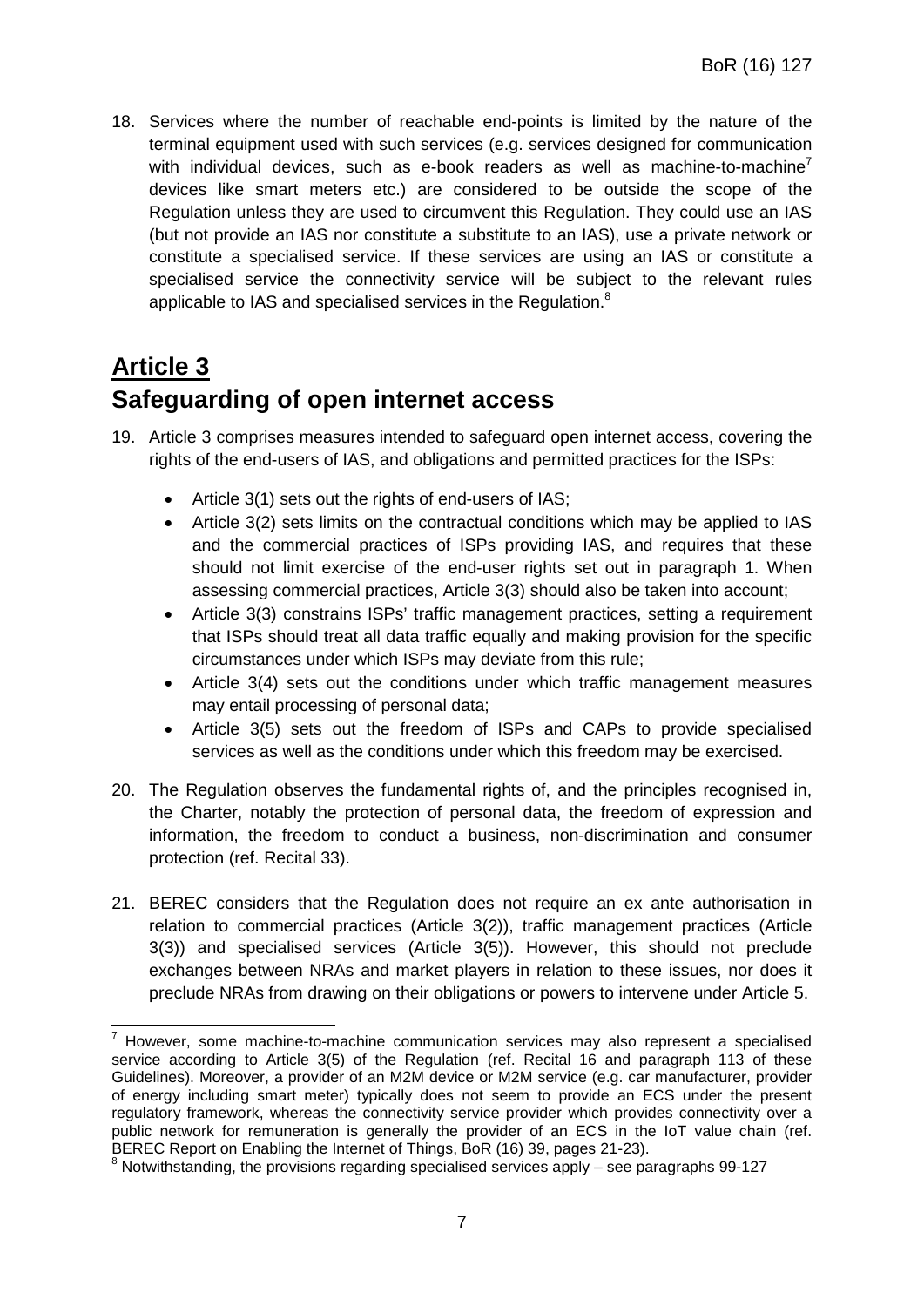18. Services where the number of reachable end-points is limited by the nature of the terminal equipment used with such services (e.g. services designed for communication with individual devices, such as e-book readers as well as machine-to-machine[7] devices like smart meters etc.) are considered to be outside the scope of the Regulation unless they are used to circumvent this Regulation. They could use an IAS (but not provide an IAS nor constitute a substitute to an IAS), use a private network or constitute a specialised service. If these services are using an IAS or constitute a specialised service the connectivity service will be subject to the relevant rules applicable to IAS and specialised services in the Regulation.[8]

# Article 3

# Safeguarding of open internet access

19. Article 3 comprises measures intended to safeguard open internet access, covering the rights of the end-users of IAS, and obligations and permitted practices for the ISPs:

    - Article 3(1) sets out the rights of end-users of IAS;
    - Article 3(2) sets limits on the contractual conditions which may be applied to IAS and the commercial practices of ISPs providing IAS, and requires that these should not limit exercise of the end-user rights set out in paragraph 1. When assessing commercial practices, Article 3(3) should also be taken into account;
    - Article 3(3) constrains ISPs' traffic management practices, setting a requirement that ISPs should treat all data traffic equally and making provision for the specific circumstances under which ISPs may deviate from this rule;
    - Article 3(4) sets out the conditions under which traffic management measures may entail processing of personal data;
    - Article 3(5) sets out the freedom of ISPs and CAPs to provide specialised services as well as the conditions under which this freedom may be exercised.

20. The Regulation observes the fundamental rights of, and the principles recognised in, the Charter, notably the protection of personal data, the freedom of expression and information, the freedom to conduct a business, non-discrimination and consumer protection (ref. Recital 33).

21. BEREC considers that the Regulation does not require an ex ante authorisation in relation to commercial practices (Article 3(2)), traffic management practices (Article 3(3)) and specialised services (Article 3(5)). However, this should not preclude exchanges between NRAs and market players in relation to these issues, nor does it preclude NRAs from drawing on their obligations or powers to intervene under Article 5.

---

[7] However, some machine-to-machine communication services may also represent a specialised service according to Article 3(5) of the Regulation (ref. Recital 16 and paragraph 113 of these Guidelines). Moreover, a provider of an M2M device or M2M service (e.g. car manufacturer, provider of energy including smart meter) typically does not seem to provide an ECS under the present regulatory framework, whereas the connectivity service provider which provides connectivity over a public network for remuneration is generally the provider of an ECS in the IoT value chain (ref. BEREC Report on Enabling the Internet of Things, BoR (16) 39, pages 21-23).

[8] Notwithstanding, the provisions regarding specialised services apply – see paragraphs 99-127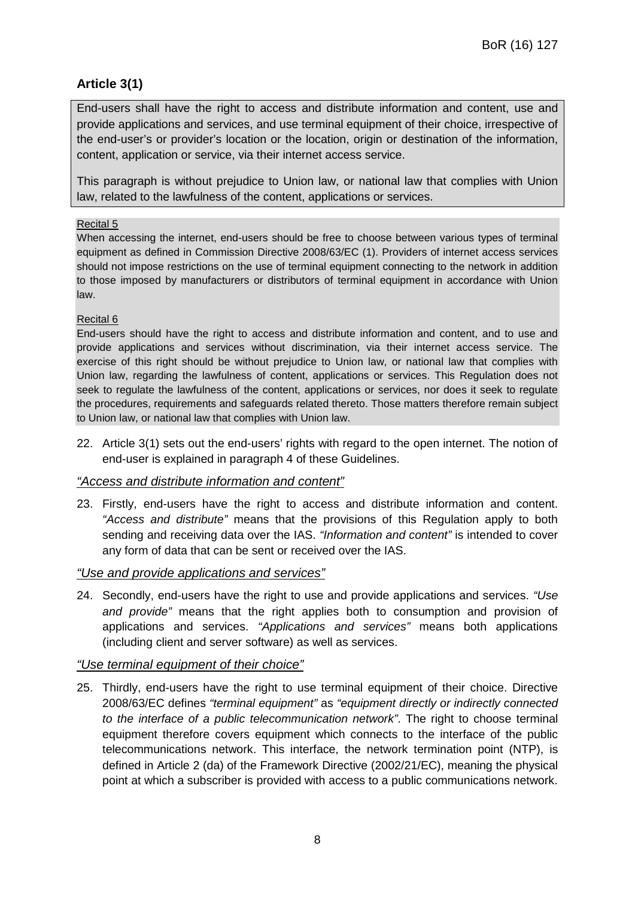## Article 3(1)

End-users shall have the right to access and distribute information and content, use and provide applications and services, and use terminal equipment of their choice, irrespective of the end-user's or provider's location or the location, origin or destination of the information, content, application or service, via their internet access service.

This paragraph is without prejudice to Union law, or national law that complies with Union law, related to the lawfulness of the content, applications or services.

Recital 5

When accessing the internet, end-users should be free to choose between various types of terminal equipment as defined in Commission Directive 2008/63/EC (1). Providers of internet access services should not impose restrictions on the use of terminal equipment connecting to the network in addition to those imposed by manufacturers or distributors of terminal equipment in accordance with Union law.

Recital 6

End-users should have the right to access and distribute information and content, and to use and provide applications and services without discrimination, via their internet access service. The exercise of this right should be without prejudice to Union law, or national law that complies with Union law, regarding the lawfulness of content, applications or services. This Regulation does not seek to regulate the lawfulness of the content, applications or services, nor does it seek to regulate the procedures, requirements and safeguards related thereto. Those matters therefore remain subject to Union law, or national law that complies with Union law.

22. Article 3(1) sets out the end-users' rights with regard to the open internet. The notion of end-user is explained in paragraph 4 of these Guidelines.

### *"Access and distribute information and content"*

23. Firstly, end-users have the right to access and distribute information and content. *"Access and distribute"* means that the provisions of this Regulation apply to both sending and receiving data over the IAS. *"Information and content"* is intended to cover any form of data that can be sent or received over the IAS.

### *"Use and provide applications and services"*

24. Secondly, end-users have the right to use and provide applications and services. *"Use and provide"* means that the right applies both to consumption and provision of applications and services. *"Applications and services"* means both applications (including client and server software) as well as services.

### *"Use terminal equipment of their choice"*

25. Thirdly, end-users have the right to use terminal equipment of their choice. Directive 2008/63/EC defines *"terminal equipment"* as *"equipment directly or indirectly connected to the interface of a public telecommunication network"*. The right to choose terminal equipment therefore covers equipment which connects to the interface of the public telecommunications network. This interface, the network termination point (NTP), is defined in Article 2 (da) of the Framework Directive (2002/21/EC), meaning the physical point at which a subscriber is provided with access to a public communications network.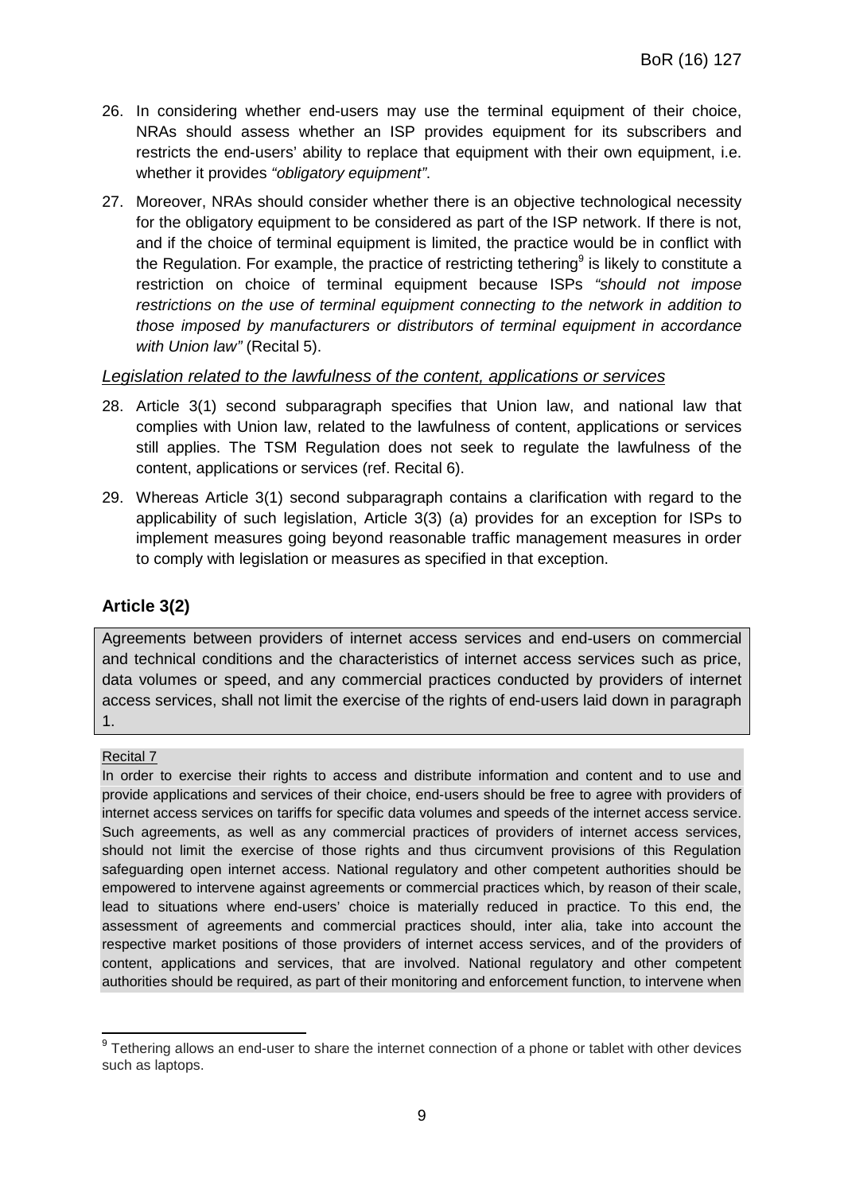26. In considering whether end-users may use the terminal equipment of their choice, NRAs should assess whether an ISP provides equipment for its subscribers and restricts the end-users' ability to replace that equipment with their own equipment, i.e. whether it provides *"obligatory equipment"*.

27. Moreover, NRAs should consider whether there is an objective technological necessity for the obligatory equipment to be considered as part of the ISP network. If there is not, and if the choice of terminal equipment is limited, the practice would be in conflict with the Regulation. For example, the practice of restricting tethering[9] is likely to constitute a restriction on choice of terminal equipment because ISPs *"should not impose restrictions on the use of terminal equipment connecting to the network in addition to those imposed by manufacturers or distributors of terminal equipment in accordance with Union law"* (Recital 5).

*Legislation related to the lawfulness of the content, applications or services*

28. Article 3(1) second subparagraph specifies that Union law, and national law that complies with Union law, related to the lawfulness of content, applications or services still applies. The TSM Regulation does not seek to regulate the lawfulness of the content, applications or services (ref. Recital 6).

29. Whereas Article 3(1) second subparagraph contains a clarification with regard to the applicability of such legislation, Article 3(3) (a) provides for an exception for ISPs to implement measures going beyond reasonable traffic management measures in order to comply with legislation or measures as specified in that exception.

### Article 3(2)

Agreements between providers of internet access services and end-users on commercial and technical conditions and the characteristics of internet access services such as price, data volumes or speed, and any commercial practices conducted by providers of internet access services, shall not limit the exercise of the rights of end-users laid down in paragraph 1.

Recital 7

In order to exercise their rights to access and distribute information and content and to use and provide applications and services of their choice, end-users should be free to agree with providers of internet access services on tariffs for specific data volumes and speeds of the internet access service. Such agreements, as well as any commercial practices of providers of internet access services, should not limit the exercise of those rights and thus circumvent provisions of this Regulation safeguarding open internet access. National regulatory and other competent authorities should be empowered to intervene against agreements or commercial practices which, by reason of their scale, lead to situations where end-users' choice is materially reduced in practice. To this end, the assessment of agreements and commercial practices should, inter alia, take into account the respective market positions of those providers of internet access services, and of the providers of content, applications and services, that are involved. National regulatory and other competent authorities should be required, as part of their monitoring and enforcement function, to intervene when

[9] Tethering allows an end-user to share the internet connection of a phone or tablet with other devices such as laptops.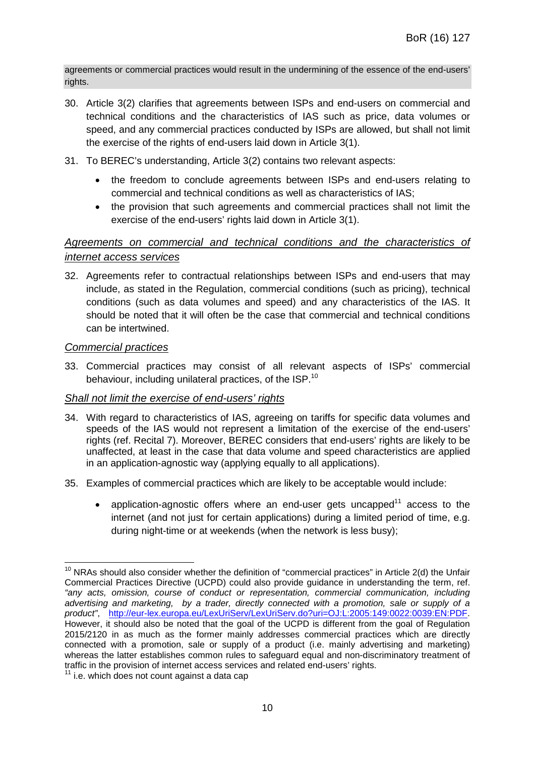agreements or commercial practices would result in the undermining of the essence of the end-users' rights.

30. Article 3(2) clarifies that agreements between ISPs and end-users on commercial and technical conditions and the characteristics of IAS such as price, data volumes or speed, and any commercial practices conducted by ISPs are allowed, but shall not limit the exercise of the rights of end-users laid down in Article 3(1).

31. To BEREC's understanding, Article 3(2) contains two relevant aspects:

    - the freedom to conclude agreements between ISPs and end-users relating to commercial and technical conditions as well as characteristics of IAS;
    - the provision that such agreements and commercial practices shall not limit the exercise of the end-users' rights laid down in Article 3(1).

*Agreements on commercial and technical conditions and the characteristics of internet access services*

32. Agreements refer to contractual relationships between ISPs and end-users that may include, as stated in the Regulation, commercial conditions (such as pricing), technical conditions (such as data volumes and speed) and any characteristics of the IAS. It should be noted that it will often be the case that commercial and technical conditions can be intertwined.

*Commercial practices*

33. Commercial practices may consist of all relevant aspects of ISPs' commercial behaviour, including unilateral practices, of the ISP.[10]

*Shall not limit the exercise of end-users' rights*

34. With regard to characteristics of IAS, agreeing on tariffs for specific data volumes and speeds of the IAS would not represent a limitation of the exercise of the end-users' rights (ref. Recital 7). Moreover, BEREC considers that end-users' rights are likely to be unaffected, at least in the case that data volume and speed characteristics are applied in an application-agnostic way (applying equally to all applications).

35. Examples of commercial practices which are likely to be acceptable would include:

    - application-agnostic offers where an end-user gets uncapped[11] access to the internet (and not just for certain applications) during a limited period of time, e.g. during night-time or at weekends (when the network is less busy);

---

[10] NRAs should also consider whether the definition of "commercial practices" in Article 2(d) the Unfair Commercial Practices Directive (UCPD) could also provide guidance in understanding the term, ref. *"any acts, omission, course of conduct or representation, commercial communication, including advertising and marketing, by a trader, directly connected with a promotion, sale or supply of a product"*, http://eur-lex.europa.eu/LexUriServ/LexUriServ.do?uri=OJ:L:2005:149:0022:0039:EN:PDF. However, it should also be noted that the goal of the UCPD is different from the goal of Regulation 2015/2120 in as much as the former mainly addresses commercial practices which are directly connected with a promotion, sale or supply of a product (i.e. mainly advertising and marketing) whereas the latter establishes common rules to safeguard equal and non-discriminatory treatment of traffic in the provision of internet access services and related end-users' rights.

[11] i.e. which does not count against a data cap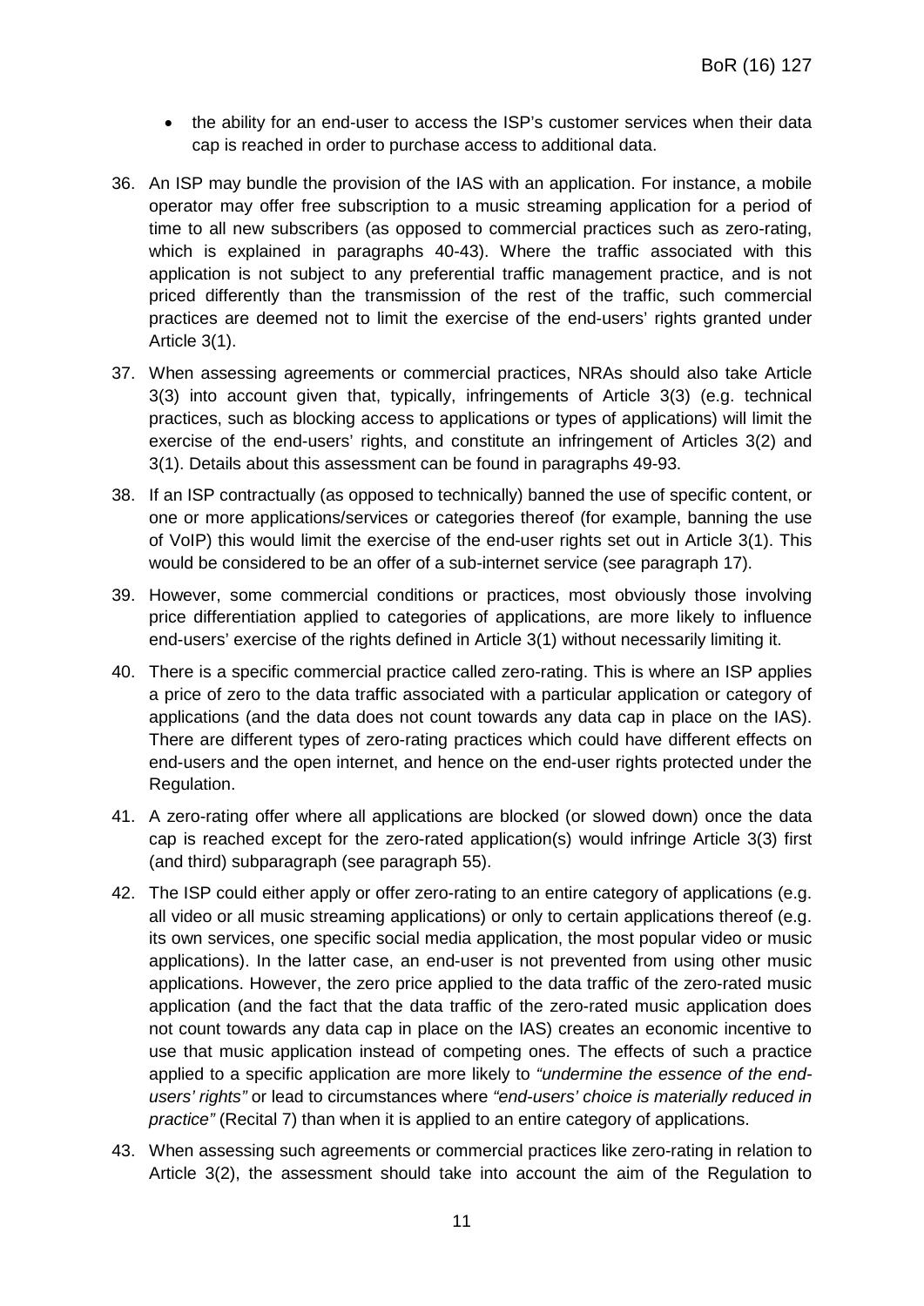- the ability for an end-user to access the ISP's customer services when their data cap is reached in order to purchase access to additional data.

36. An ISP may bundle the provision of the IAS with an application. For instance, a mobile operator may offer free subscription to a music streaming application for a period of time to all new subscribers (as opposed to commercial practices such as zero-rating, which is explained in paragraphs 40-43). Where the traffic associated with this application is not subject to any preferential traffic management practice, and is not priced differently than the transmission of the rest of the traffic, such commercial practices are deemed not to limit the exercise of the end-users' rights granted under Article 3(1).

37. When assessing agreements or commercial practices, NRAs should also take Article 3(3) into account given that, typically, infringements of Article 3(3) (e.g. technical practices, such as blocking access to applications or types of applications) will limit the exercise of the end-users' rights, and constitute an infringement of Articles 3(2) and 3(1). Details about this assessment can be found in paragraphs 49-93.

38. If an ISP contractually (as opposed to technically) banned the use of specific content, or one or more applications/services or categories thereof (for example, banning the use of VoIP) this would limit the exercise of the end-user rights set out in Article 3(1). This would be considered to be an offer of a sub-internet service (see paragraph 17).

39. However, some commercial conditions or practices, most obviously those involving price differentiation applied to categories of applications, are more likely to influence end-users' exercise of the rights defined in Article 3(1) without necessarily limiting it.

40. There is a specific commercial practice called zero-rating. This is where an ISP applies a price of zero to the data traffic associated with a particular application or category of applications (and the data does not count towards any data cap in place on the IAS). There are different types of zero-rating practices which could have different effects on end-users and the open internet, and hence on the end-user rights protected under the Regulation.

41. A zero-rating offer where all applications are blocked (or slowed down) once the data cap is reached except for the zero-rated application(s) would infringe Article 3(3) first (and third) subparagraph (see paragraph 55).

42. The ISP could either apply or offer zero-rating to an entire category of applications (e.g. all video or all music streaming applications) or only to certain applications thereof (e.g. its own services, one specific social media application, the most popular video or music applications). In the latter case, an end-user is not prevented from using other music applications. However, the zero price applied to the data traffic of the zero-rated music application (and the fact that the data traffic of the zero-rated music application does not count towards any data cap in place on the IAS) creates an economic incentive to use that music application instead of competing ones. The effects of such a practice applied to a specific application are more likely to *"undermine the essence of the end-users' rights"* or lead to circumstances where *"end-users' choice is materially reduced in practice"* (Recital 7) than when it is applied to an entire category of applications.

43. When assessing such agreements or commercial practices like zero-rating in relation to Article 3(2), the assessment should take into account the aim of the Regulation to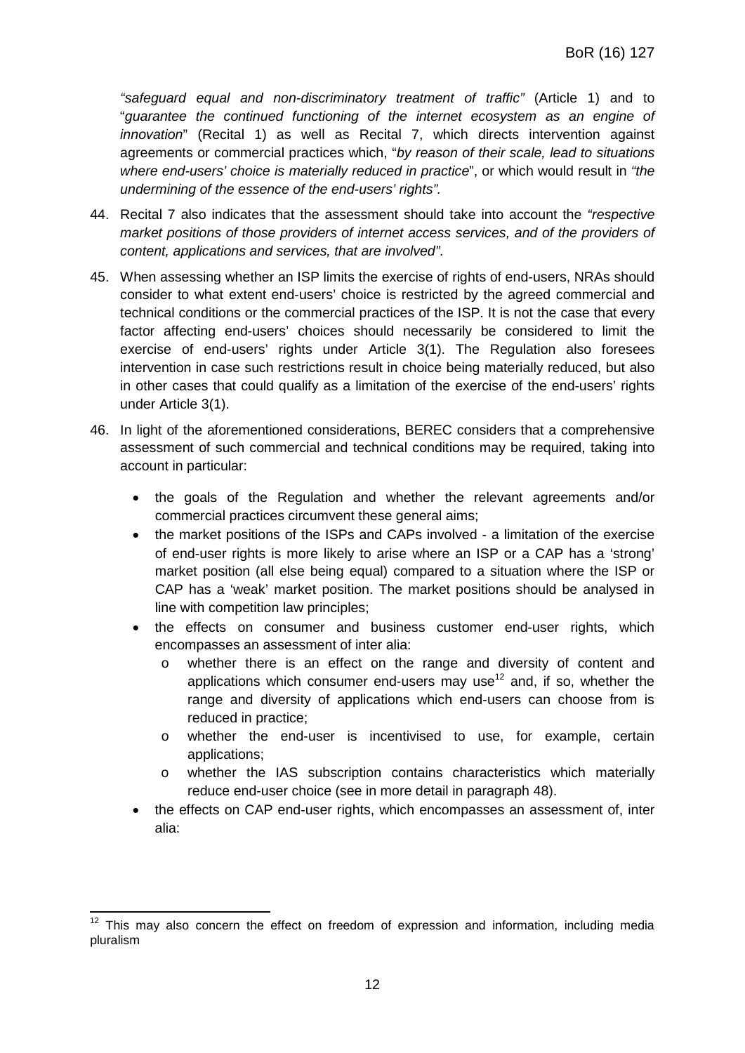*"safeguard equal and non-discriminatory treatment of traffic"* (Article 1) and to "*guarantee the continued functioning of the internet ecosystem as an engine of innovation*" (Recital 1) as well as Recital 7, which directs intervention against agreements or commercial practices which, "*by reason of their scale, lead to situations where end-users' choice is materially reduced in practice*", or which would result in *"the undermining of the essence of the end-users' rights".*

44. Recital 7 also indicates that the assessment should take into account the *"respective market positions of those providers of internet access services, and of the providers of content, applications and services, that are involved".*

45. When assessing whether an ISP limits the exercise of rights of end-users, NRAs should consider to what extent end-users' choice is restricted by the agreed commercial and technical conditions or the commercial practices of the ISP. It is not the case that every factor affecting end-users' choices should necessarily be considered to limit the exercise of end-users' rights under Article 3(1). The Regulation also foresees intervention in case such restrictions result in choice being materially reduced, but also in other cases that could qualify as a limitation of the exercise of the end-users' rights under Article 3(1).

46. In light of the aforementioned considerations, BEREC considers that a comprehensive assessment of such commercial and technical conditions may be required, taking into account in particular:

    - the goals of the Regulation and whether the relevant agreements and/or commercial practices circumvent these general aims;
    - the market positions of the ISPs and CAPs involved - a limitation of the exercise of end-user rights is more likely to arise where an ISP or a CAP has a 'strong' market position (all else being equal) compared to a situation where the ISP or CAP has a 'weak' market position. The market positions should be analysed in line with competition law principles;
    - the effects on consumer and business customer end-user rights, which encompasses an assessment of inter alia:
        - whether there is an effect on the range and diversity of content and applications which consumer end-users may use[12] and, if so, whether the range and diversity of applications which end-users can choose from is reduced in practice;
        - whether the end-user is incentivised to use, for example, certain applications;
        - whether the IAS subscription contains characteristics which materially reduce end-user choice (see in more detail in paragraph 48).
    - the effects on CAP end-user rights, which encompasses an assessment of, inter alia:

[12] This may also concern the effect on freedom of expression and information, including media pluralism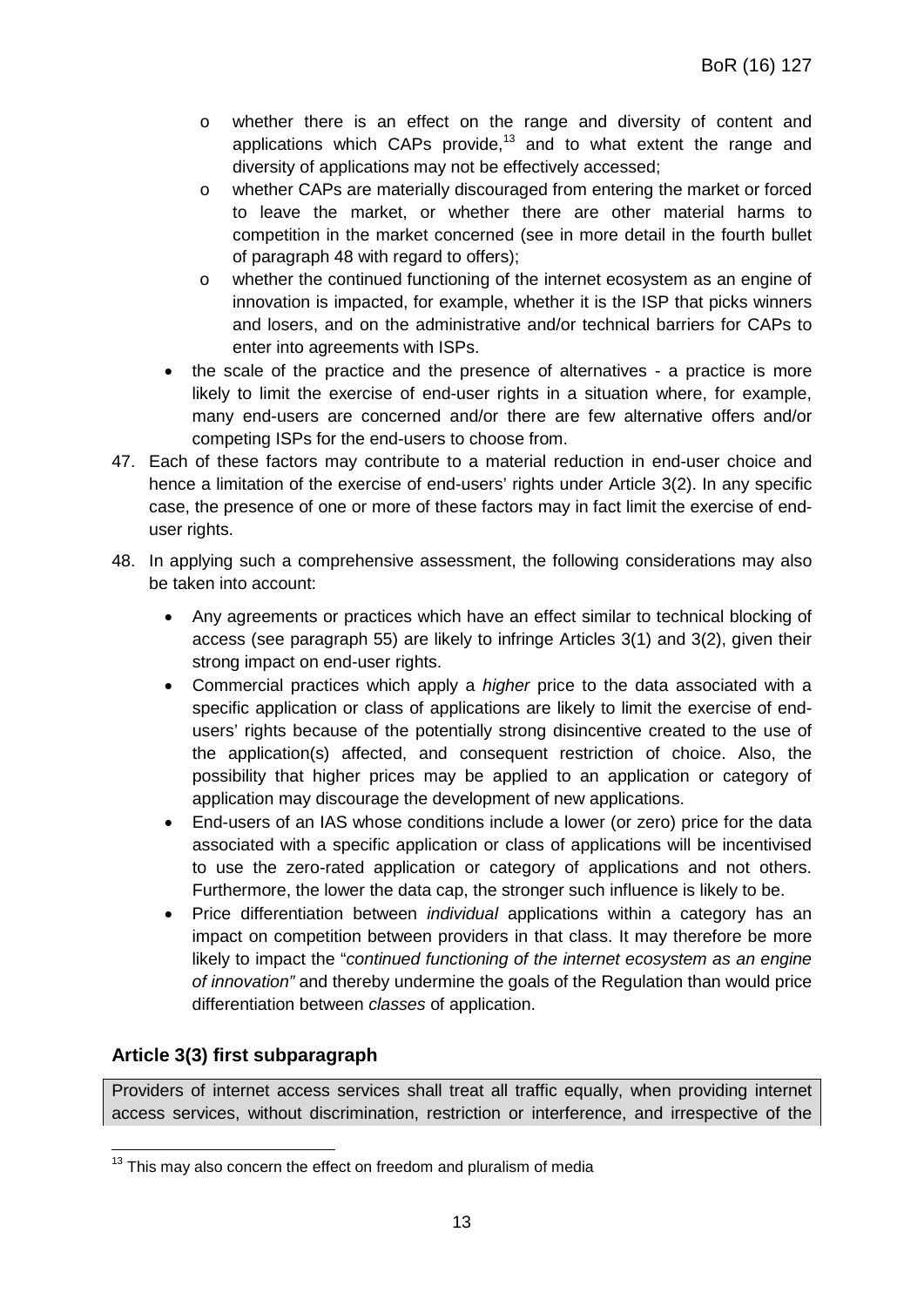- whether there is an effect on the range and diversity of content and applications which CAPs provide,[13] and to what extent the range and diversity of applications may not be effectively accessed;
    - whether CAPs are materially discouraged from entering the market or forced to leave the market, or whether there are other material harms to competition in the market concerned (see in more detail in the fourth bullet of paragraph 48 with regard to offers);
    - whether the continued functioning of the internet ecosystem as an engine of innovation is impacted, for example, whether it is the ISP that picks winners and losers, and on the administrative and/or technical barriers for CAPs to enter into agreements with ISPs.
- the scale of the practice and the presence of alternatives - a practice is more likely to limit the exercise of end-user rights in a situation where, for example, many end-users are concerned and/or there are few alternative offers and/or competing ISPs for the end-users to choose from.

47. Each of these factors may contribute to a material reduction in end-user choice and hence a limitation of the exercise of end-users' rights under Article 3(2). In any specific case, the presence of one or more of these factors may in fact limit the exercise of end-user rights.

48. In applying such a comprehensive assessment, the following considerations may also be taken into account:

    - Any agreements or practices which have an effect similar to technical blocking of access (see paragraph 55) are likely to infringe Articles 3(1) and 3(2), given their strong impact on end-user rights.
    - Commercial practices which apply a *higher* price to the data associated with a specific application or class of applications are likely to limit the exercise of end-users' rights because of the potentially strong disincentive created to the use of the application(s) affected, and consequent restriction of choice. Also, the possibility that higher prices may be applied to an application or category of application may discourage the development of new applications.
    - End-users of an IAS whose conditions include a lower (or zero) price for the data associated with a specific application or class of applications will be incentivised to use the zero-rated application or category of applications and not others. Furthermore, the lower the data cap, the stronger such influence is likely to be.
    - Price differentiation between *individual* applications within a category has an impact on competition between providers in that class. It may therefore be more likely to impact the "*continued functioning of the internet ecosystem as an engine of innovation"* and thereby undermine the goals of the Regulation than would price differentiation between *classes* of application.

### Article 3(3) first subparagraph

Providers of internet access services shall treat all traffic equally, when providing internet access services, without discrimination, restriction or interference, and irrespective of the

[13] This may also concern the effect on freedom and pluralism of media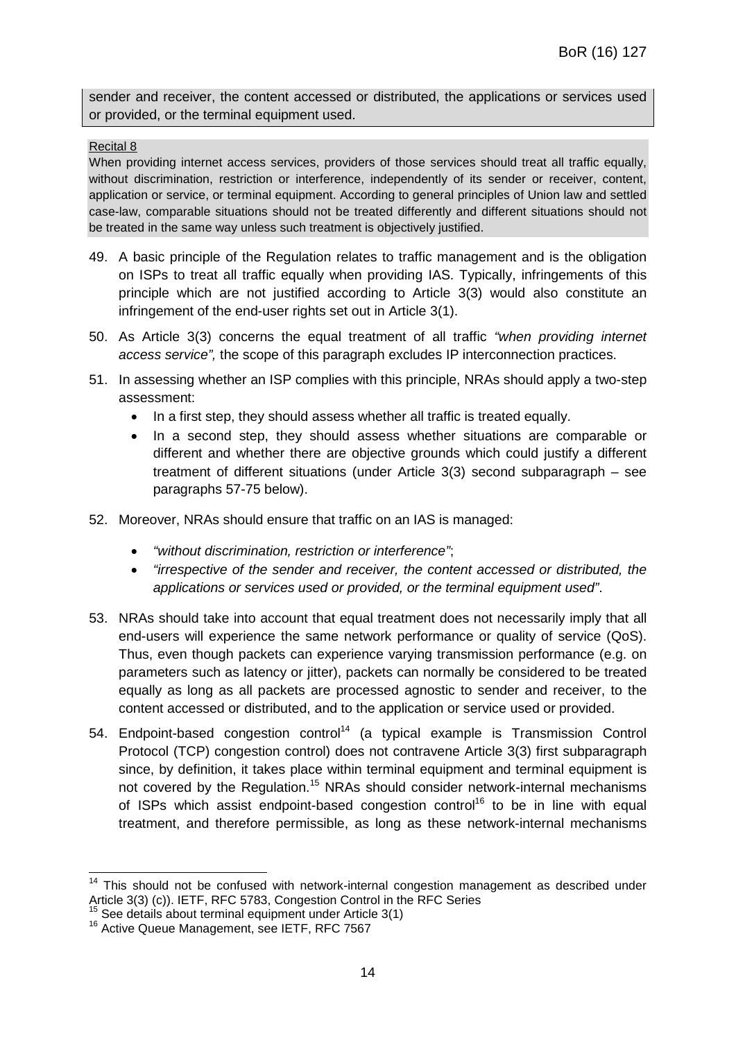sender and receiver, the content accessed or distributed, the applications or services used or provided, or the terminal equipment used.

Recital 8

When providing internet access services, providers of those services should treat all traffic equally, without discrimination, restriction or interference, independently of its sender or receiver, content, application or service, or terminal equipment. According to general principles of Union law and settled case-law, comparable situations should not be treated differently and different situations should not be treated in the same way unless such treatment is objectively justified.

49. A basic principle of the Regulation relates to traffic management and is the obligation on ISPs to treat all traffic equally when providing IAS. Typically, infringements of this principle which are not justified according to Article 3(3) would also constitute an infringement of the end-user rights set out in Article 3(1).

50. As Article 3(3) concerns the equal treatment of all traffic *"when providing internet access service",* the scope of this paragraph excludes IP interconnection practices.

51. In assessing whether an ISP complies with this principle, NRAs should apply a two-step assessment:
    - In a first step, they should assess whether all traffic is treated equally.
    - In a second step, they should assess whether situations are comparable or different and whether there are objective grounds which could justify a different treatment of different situations (under Article 3(3) second subparagraph – see paragraphs 57-75 below).

52. Moreover, NRAs should ensure that traffic on an IAS is managed:
    - *"without discrimination, restriction or interference"*;
    - *"irrespective of the sender and receiver, the content accessed or distributed, the applications or services used or provided, or the terminal equipment used"*.

53. NRAs should take into account that equal treatment does not necessarily imply that all end-users will experience the same network performance or quality of service (QoS). Thus, even though packets can experience varying transmission performance (e.g. on parameters such as latency or jitter), packets can normally be considered to be treated equally as long as all packets are processed agnostic to sender and receiver, to the content accessed or distributed, and to the application or service used or provided.

54. Endpoint-based congestion control[14] (a typical example is Transmission Control Protocol (TCP) congestion control) does not contravene Article 3(3) first subparagraph since, by definition, it takes place within terminal equipment and terminal equipment is not covered by the Regulation.[15] NRAs should consider network-internal mechanisms of ISPs which assist endpoint-based congestion control[16] to be in line with equal treatment, and therefore permissible, as long as these network-internal mechanisms

---

[14] This should not be confused with network-internal congestion management as described under Article 3(3) (c)). IETF, RFC 5783, Congestion Control in the RFC Series

[15] See details about terminal equipment under Article 3(1)

[16] Active Queue Management, see IETF, RFC 7567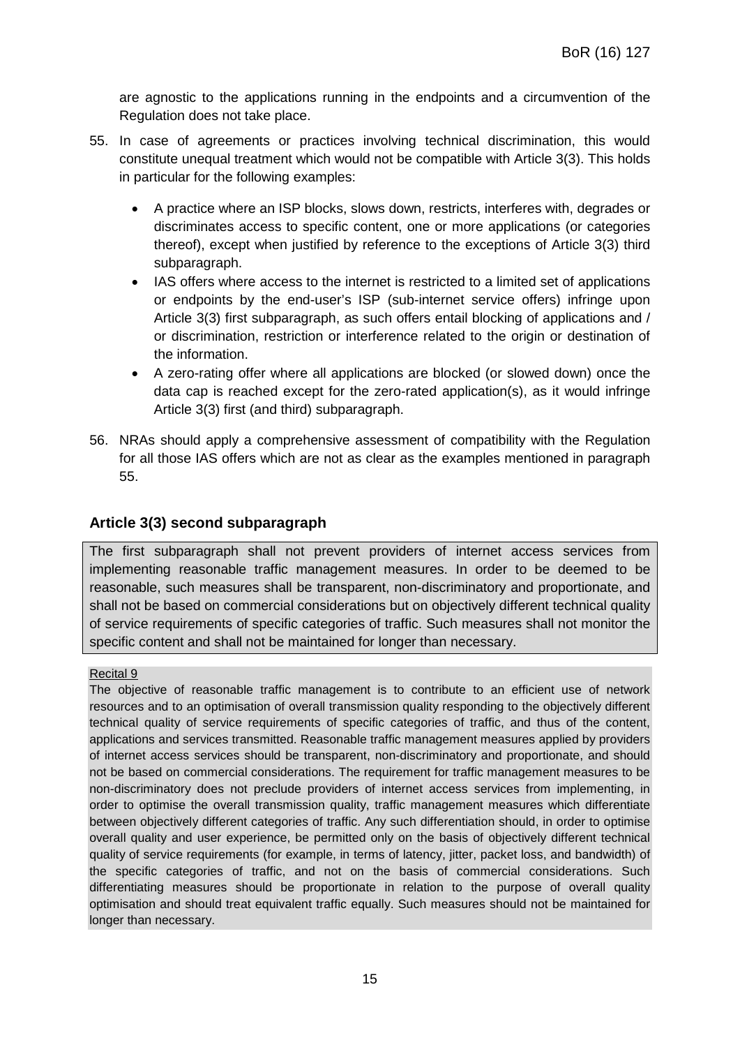are agnostic to the applications running in the endpoints and a circumvention of the Regulation does not take place.

55. In case of agreements or practices involving technical discrimination, this would constitute unequal treatment which would not be compatible with Article 3(3). This holds in particular for the following examples:

    - A practice where an ISP blocks, slows down, restricts, interferes with, degrades or discriminates access to specific content, one or more applications (or categories thereof), except when justified by reference to the exceptions of Article 3(3) third subparagraph.
    - IAS offers where access to the internet is restricted to a limited set of applications or endpoints by the end-user's ISP (sub-internet service offers) infringe upon Article 3(3) first subparagraph, as such offers entail blocking of applications and / or discrimination, restriction or interference related to the origin or destination of the information.
    - A zero-rating offer where all applications are blocked (or slowed down) once the data cap is reached except for the zero-rated application(s), as it would infringe Article 3(3) first (and third) subparagraph.

56. NRAs should apply a comprehensive assessment of compatibility with the Regulation for all those IAS offers which are not as clear as the examples mentioned in paragraph 55.

### Article 3(3) second subparagraph

> The first subparagraph shall not prevent providers of internet access services from implementing reasonable traffic management measures. In order to be deemed to be reasonable, such measures shall be transparent, non-discriminatory and proportionate, and shall not be based on commercial considerations but on objectively different technical quality of service requirements of specific categories of traffic. Such measures shall not monitor the specific content and shall not be maintained for longer than necessary.

Recital 9

The objective of reasonable traffic management is to contribute to an efficient use of network resources and to an optimisation of overall transmission quality responding to the objectively different technical quality of service requirements of specific categories of traffic, and thus of the content, applications and services transmitted. Reasonable traffic management measures applied by providers of internet access services should be transparent, non-discriminatory and proportionate, and should not be based on commercial considerations. The requirement for traffic management measures to be non-discriminatory does not preclude providers of internet access services from implementing, in order to optimise the overall transmission quality, traffic management measures which differentiate between objectively different categories of traffic. Any such differentiation should, in order to optimise overall quality and user experience, be permitted only on the basis of objectively different technical quality of service requirements (for example, in terms of latency, jitter, packet loss, and bandwidth) of the specific categories of traffic, and not on the basis of commercial considerations. Such differentiating measures should be proportionate in relation to the purpose of overall quality optimisation and should treat equivalent traffic equally. Such measures should not be maintained for longer than necessary.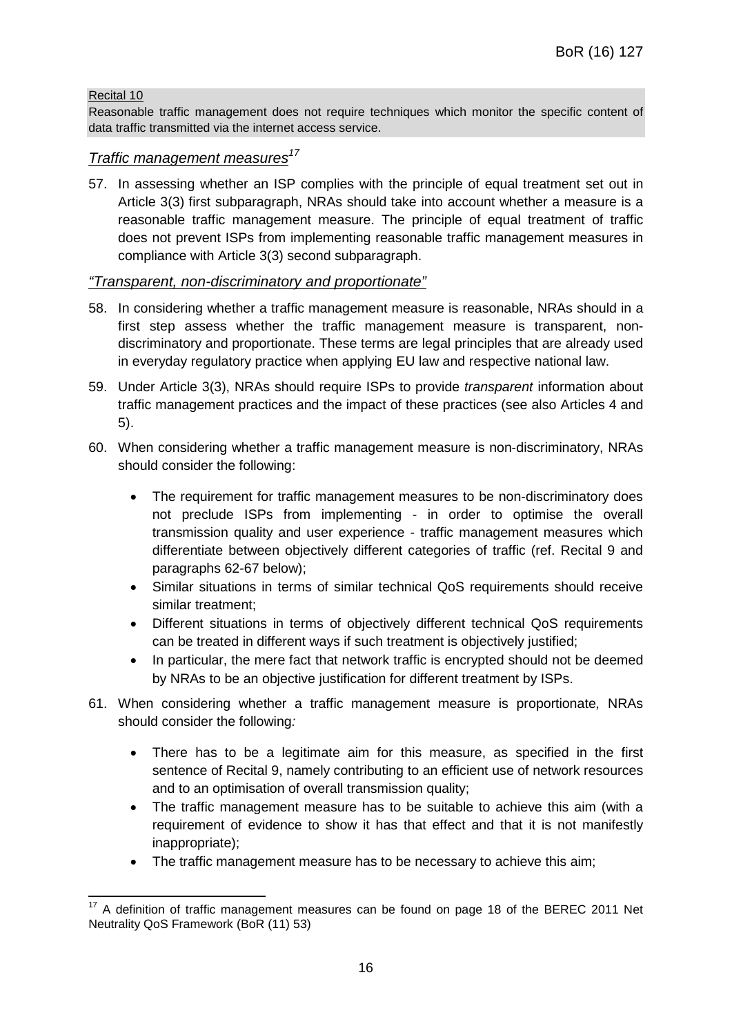Recital 10

Reasonable traffic management does not require techniques which monitor the specific content of data traffic transmitted via the internet access service.

### *Traffic management measures*[17]

57. In assessing whether an ISP complies with the principle of equal treatment set out in Article 3(3) first subparagraph, NRAs should take into account whether a measure is a reasonable traffic management measure. The principle of equal treatment of traffic does not prevent ISPs from implementing reasonable traffic management measures in compliance with Article 3(3) second subparagraph.

### *"Transparent, non-discriminatory and proportionate"*

58. In considering whether a traffic management measure is reasonable, NRAs should in a first step assess whether the traffic management measure is transparent, non-discriminatory and proportionate. These terms are legal principles that are already used in everyday regulatory practice when applying EU law and respective national law.

59. Under Article 3(3), NRAs should require ISPs to provide *transparent* information about traffic management practices and the impact of these practices (see also Articles 4 and 5).

60. When considering whether a traffic management measure is non-discriminatory, NRAs should consider the following:

    - The requirement for traffic management measures to be non-discriminatory does not preclude ISPs from implementing - in order to optimise the overall transmission quality and user experience - traffic management measures which differentiate between objectively different categories of traffic (ref. Recital 9 and paragraphs 62-67 below);
    - Similar situations in terms of similar technical QoS requirements should receive similar treatment;
    - Different situations in terms of objectively different technical QoS requirements can be treated in different ways if such treatment is objectively justified;
    - In particular, the mere fact that network traffic is encrypted should not be deemed by NRAs to be an objective justification for different treatment by ISPs.

61. When considering whether a traffic management measure is proportionate*,* NRAs should consider the following*:*

    - There has to be a legitimate aim for this measure, as specified in the first sentence of Recital 9, namely contributing to an efficient use of network resources and to an optimisation of overall transmission quality;
    - The traffic management measure has to be suitable to achieve this aim (with a requirement of evidence to show it has that effect and that it is not manifestly inappropriate);
    - The traffic management measure has to be necessary to achieve this aim;

---

[17] A definition of traffic management measures can be found on page 18 of the BEREC 2011 Net Neutrality QoS Framework (BoR (11) 53)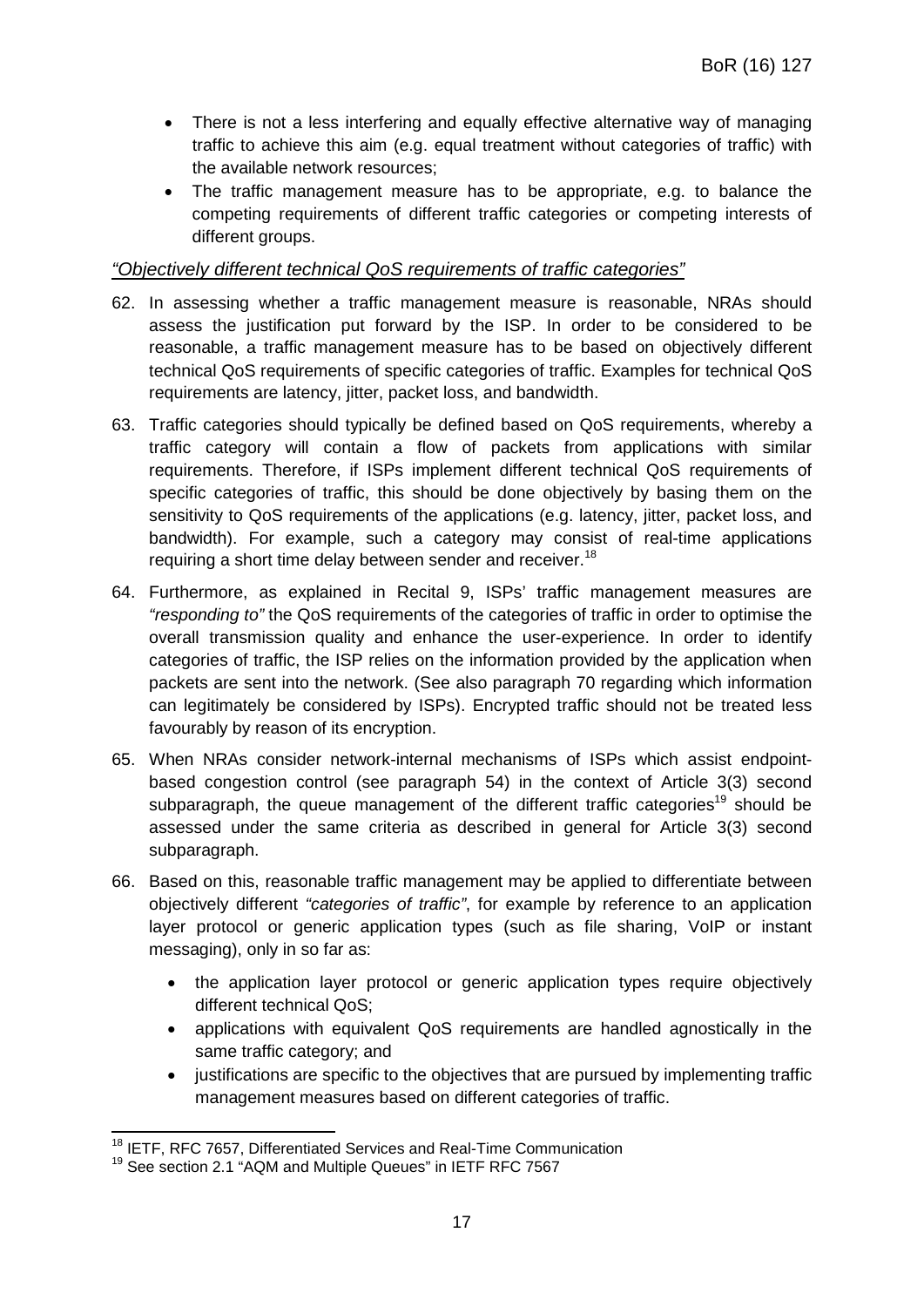- There is not a less interfering and equally effective alternative way of managing traffic to achieve this aim (e.g. equal treatment without categories of traffic) with the available network resources;
- The traffic management measure has to be appropriate, e.g. to balance the competing requirements of different traffic categories or competing interests of different groups.

*"Objectively different technical QoS requirements of traffic categories"*

62. In assessing whether a traffic management measure is reasonable, NRAs should assess the justification put forward by the ISP. In order to be considered to be reasonable, a traffic management measure has to be based on objectively different technical QoS requirements of specific categories of traffic. Examples for technical QoS requirements are latency, jitter, packet loss, and bandwidth.

63. Traffic categories should typically be defined based on QoS requirements, whereby a traffic category will contain a flow of packets from applications with similar requirements. Therefore, if ISPs implement different technical QoS requirements of specific categories of traffic, this should be done objectively by basing them on the sensitivity to QoS requirements of the applications (e.g. latency, jitter, packet loss, and bandwidth). For example, such a category may consist of real-time applications requiring a short time delay between sender and receiver.[18]

64. Furthermore, as explained in Recital 9, ISPs' traffic management measures are *"responding to"* the QoS requirements of the categories of traffic in order to optimise the overall transmission quality and enhance the user-experience. In order to identify categories of traffic, the ISP relies on the information provided by the application when packets are sent into the network. (See also paragraph 70 regarding which information can legitimately be considered by ISPs). Encrypted traffic should not be treated less favourably by reason of its encryption.

65. When NRAs consider network-internal mechanisms of ISPs which assist endpoint-based congestion control (see paragraph 54) in the context of Article 3(3) second subparagraph, the queue management of the different traffic categories[19] should be assessed under the same criteria as described in general for Article 3(3) second subparagraph.

66. Based on this, reasonable traffic management may be applied to differentiate between objectively different *"categories of traffic"*, for example by reference to an application layer protocol or generic application types (such as file sharing, VoIP or instant messaging), only in so far as:
    - the application layer protocol or generic application types require objectively different technical QoS;
    - applications with equivalent QoS requirements are handled agnostically in the same traffic category; and
    - justifications are specific to the objectives that are pursued by implementing traffic management measures based on different categories of traffic.

---

[18] IETF, RFC 7657, Differentiated Services and Real-Time Communication

[19] See section 2.1 "AQM and Multiple Queues" in IETF RFC 7567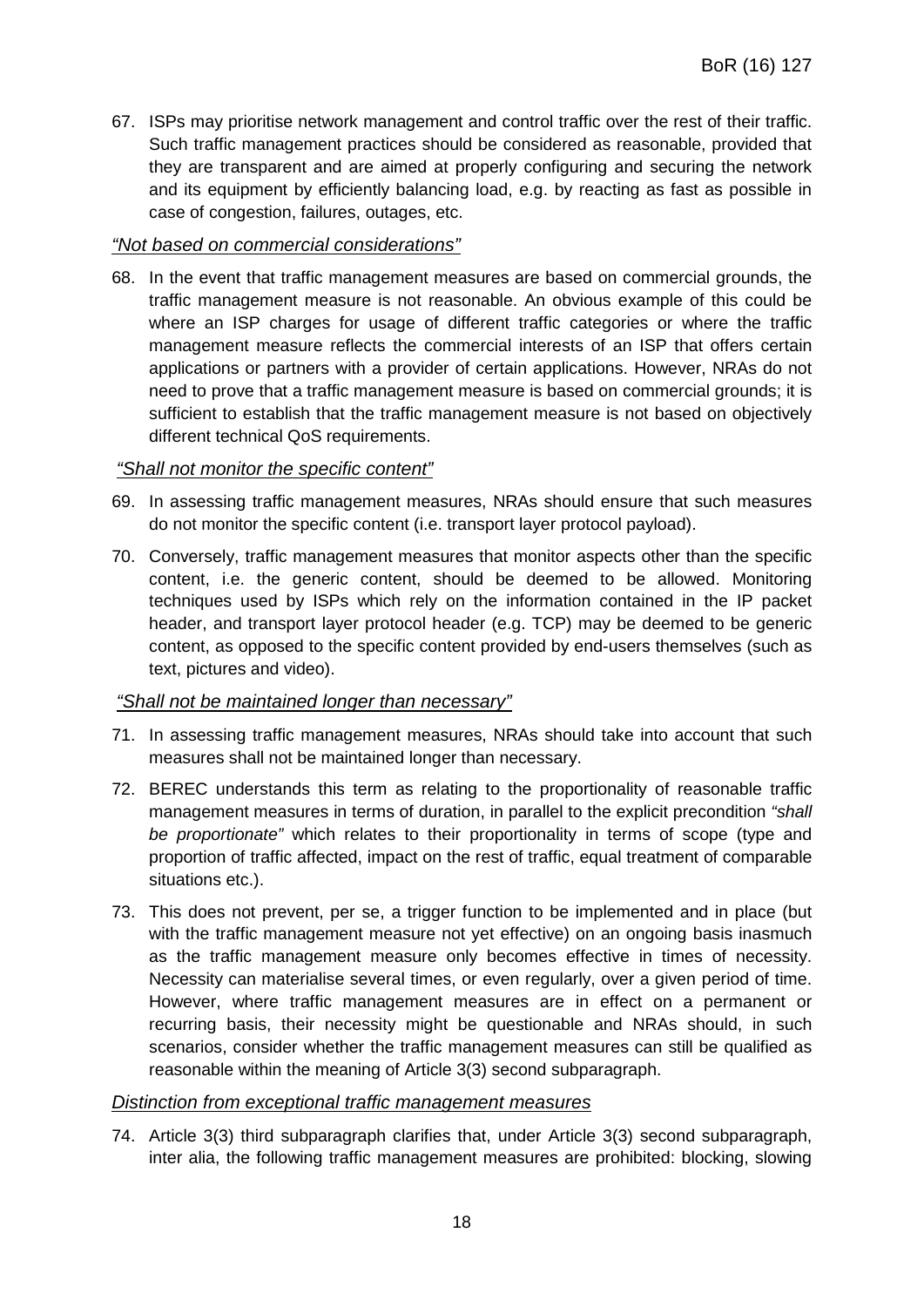67. ISPs may prioritise network management and control traffic over the rest of their traffic. Such traffic management practices should be considered as reasonable, provided that they are transparent and are aimed at properly configuring and securing the network and its equipment by efficiently balancing load, e.g. by reacting as fast as possible in case of congestion, failures, outages, etc.

*"Not based on commercial considerations"*

68. In the event that traffic management measures are based on commercial grounds, the traffic management measure is not reasonable. An obvious example of this could be where an ISP charges for usage of different traffic categories or where the traffic management measure reflects the commercial interests of an ISP that offers certain applications or partners with a provider of certain applications. However, NRAs do not need to prove that a traffic management measure is based on commercial grounds; it is sufficient to establish that the traffic management measure is not based on objectively different technical QoS requirements.

*"Shall not monitor the specific content"*

69. In assessing traffic management measures, NRAs should ensure that such measures do not monitor the specific content (i.e. transport layer protocol payload).

70. Conversely, traffic management measures that monitor aspects other than the specific content, i.e. the generic content, should be deemed to be allowed. Monitoring techniques used by ISPs which rely on the information contained in the IP packet header, and transport layer protocol header (e.g. TCP) may be deemed to be generic content, as opposed to the specific content provided by end-users themselves (such as text, pictures and video).

*"Shall not be maintained longer than necessary"*

71. In assessing traffic management measures, NRAs should take into account that such measures shall not be maintained longer than necessary.

72. BEREC understands this term as relating to the proportionality of reasonable traffic management measures in terms of duration, in parallel to the explicit precondition *"shall be proportionate"* which relates to their proportionality in terms of scope (type and proportion of traffic affected, impact on the rest of traffic, equal treatment of comparable situations etc.).

73. This does not prevent, per se, a trigger function to be implemented and in place (but with the traffic management measure not yet effective) on an ongoing basis inasmuch as the traffic management measure only becomes effective in times of necessity. Necessity can materialise several times, or even regularly, over a given period of time. However, where traffic management measures are in effect on a permanent or recurring basis, their necessity might be questionable and NRAs should, in such scenarios, consider whether the traffic management measures can still be qualified as reasonable within the meaning of Article 3(3) second subparagraph.

*Distinction from exceptional traffic management measures*

74. Article 3(3) third subparagraph clarifies that, under Article 3(3) second subparagraph, inter alia, the following traffic management measures are prohibited: blocking, slowing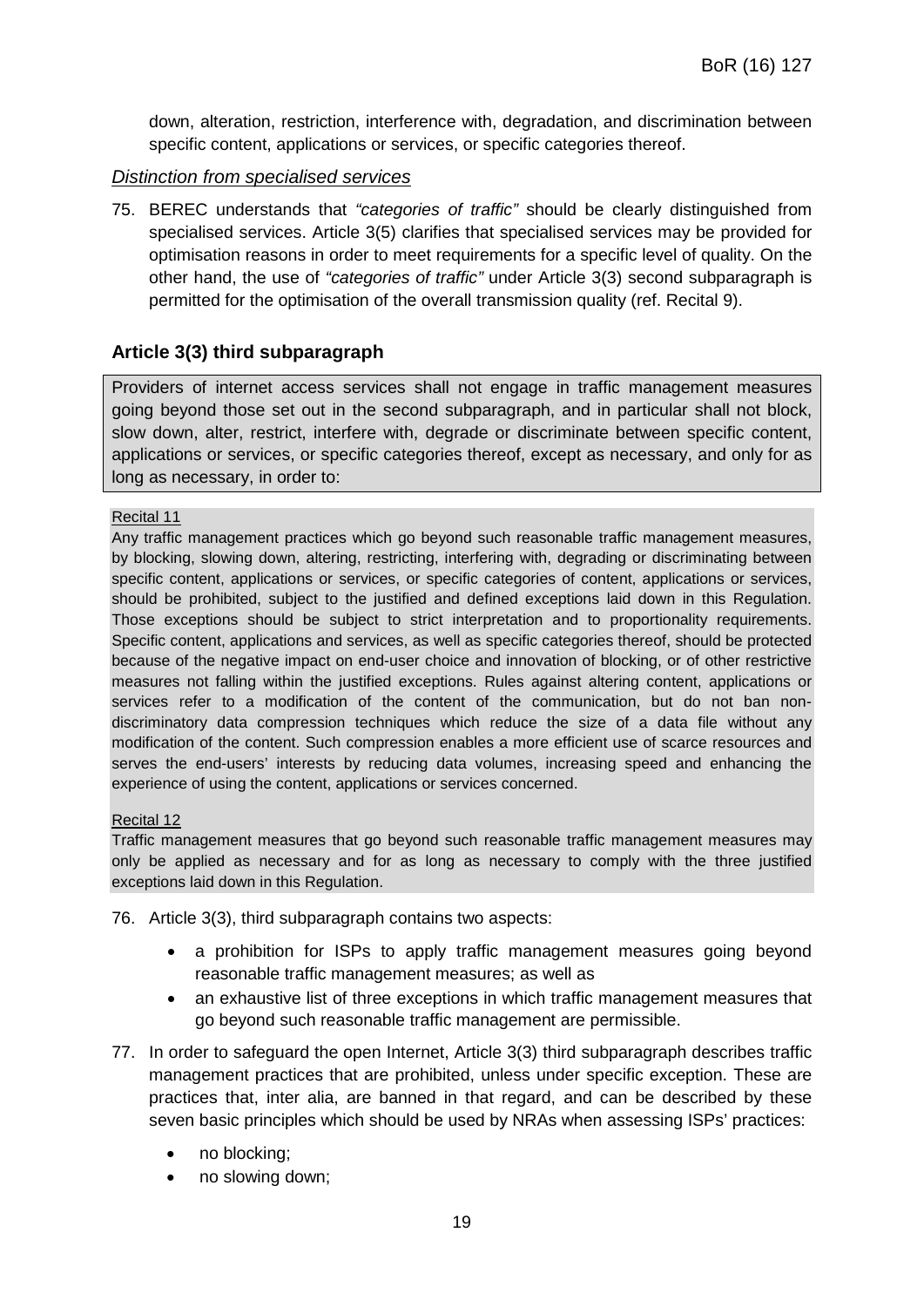down, alteration, restriction, interference with, degradation, and discrimination between specific content, applications or services, or specific categories thereof.

*Distinction from specialised services*

75. BEREC understands that *"categories of traffic"* should be clearly distinguished from specialised services. Article 3(5) clarifies that specialised services may be provided for optimisation reasons in order to meet requirements for a specific level of quality. On the other hand, the use of *"categories of traffic"* under Article 3(3) second subparagraph is permitted for the optimisation of the overall transmission quality (ref. Recital 9).

### Article 3(3) third subparagraph

> Providers of internet access services shall not engage in traffic management measures going beyond those set out in the second subparagraph, and in particular shall not block, slow down, alter, restrict, interfere with, degrade or discriminate between specific content, applications or services, or specific categories thereof, except as necessary, and only for as long as necessary, in order to:

> Recital 11
>
> Any traffic management practices which go beyond such reasonable traffic management measures, by blocking, slowing down, altering, restricting, interfering with, degrading or discriminating between specific content, applications or services, or specific categories of content, applications or services, should be prohibited, subject to the justified and defined exceptions laid down in this Regulation. Those exceptions should be subject to strict interpretation and to proportionality requirements. Specific content, applications and services, as well as specific categories thereof, should be protected because of the negative impact on end-user choice and innovation of blocking, or of other restrictive measures not falling within the justified exceptions. Rules against altering content, applications or services refer to a modification of the content of the communication, but do not ban non-discriminatory data compression techniques which reduce the size of a data file without any modification of the content. Such compression enables a more efficient use of scarce resources and serves the end-users' interests by reducing data volumes, increasing speed and enhancing the experience of using the content, applications or services concerned.

> Recital 12
>
> Traffic management measures that go beyond such reasonable traffic management measures may only be applied as necessary and for as long as necessary to comply with the three justified exceptions laid down in this Regulation.

76. Article 3(3), third subparagraph contains two aspects:
    - a prohibition for ISPs to apply traffic management measures going beyond reasonable traffic management measures; as well as
    - an exhaustive list of three exceptions in which traffic management measures that go beyond such reasonable traffic management are permissible.

77. In order to safeguard the open Internet, Article 3(3) third subparagraph describes traffic management practices that are prohibited, unless under specific exception. These are practices that, inter alia, are banned in that regard, and can be described by these seven basic principles which should be used by NRAs when assessing ISPs' practices:
    - no blocking;
    - no slowing down;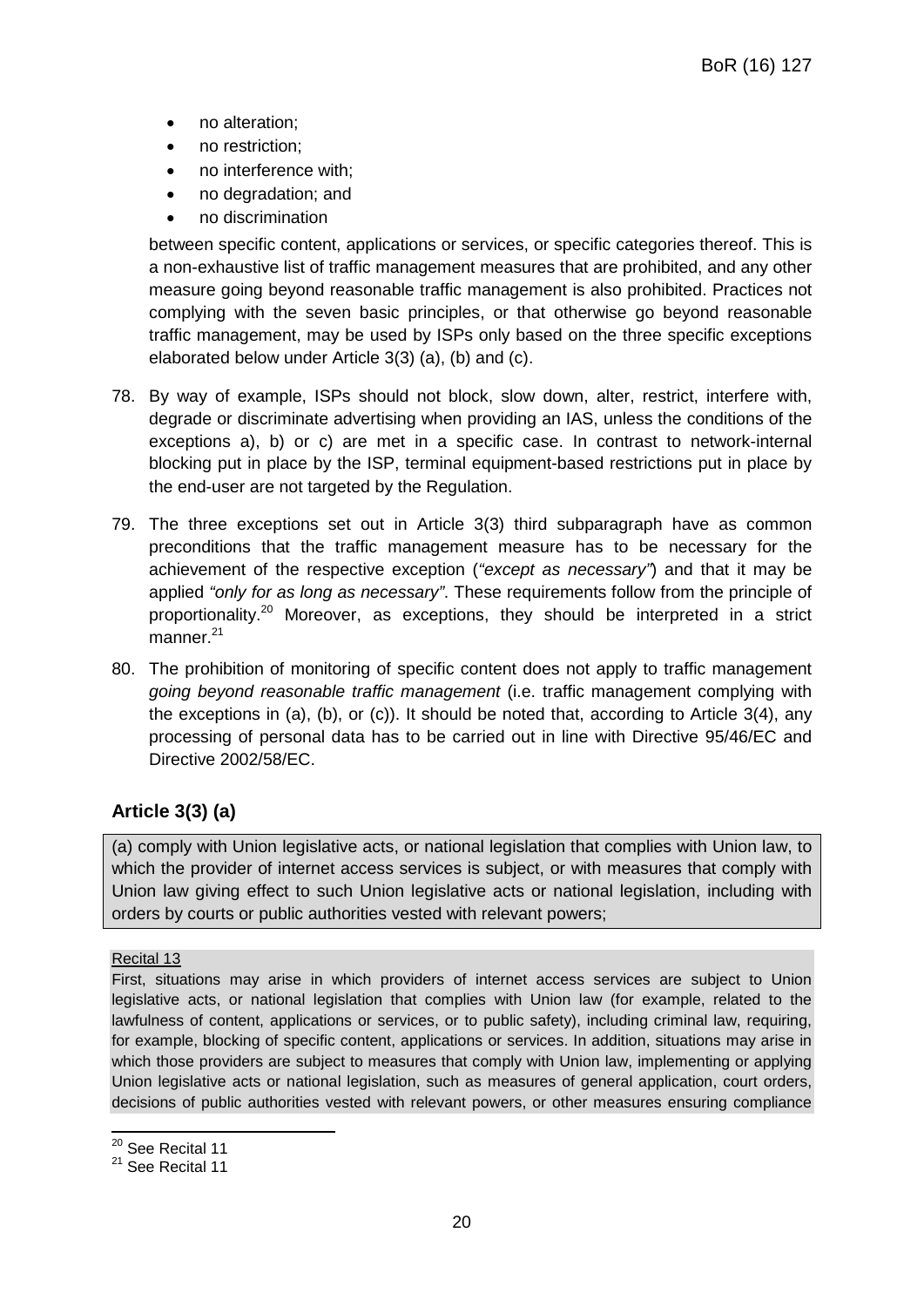- no alteration;
- no restriction;
- no interference with;
- no degradation; and
- no discrimination

between specific content, applications or services, or specific categories thereof. This is a non-exhaustive list of traffic management measures that are prohibited, and any other measure going beyond reasonable traffic management is also prohibited. Practices not complying with the seven basic principles, or that otherwise go beyond reasonable traffic management, may be used by ISPs only based on the three specific exceptions elaborated below under Article 3(3) (a), (b) and (c).

78. By way of example, ISPs should not block, slow down, alter, restrict, interfere with, degrade or discriminate advertising when providing an IAS, unless the conditions of the exceptions a), b) or c) are met in a specific case. In contrast to network-internal blocking put in place by the ISP, terminal equipment-based restrictions put in place by the end-user are not targeted by the Regulation.

79. The three exceptions set out in Article 3(3) third subparagraph have as common preconditions that the traffic management measure has to be necessary for the achievement of the respective exception (*"except as necessary"*) and that it may be applied *"only for as long as necessary"*. These requirements follow from the principle of proportionality.[20] Moreover, as exceptions, they should be interpreted in a strict manner.[21]

80. The prohibition of monitoring of specific content does not apply to traffic management *going beyond reasonable traffic management* (i.e. traffic management complying with the exceptions in (a), (b), or (c)). It should be noted that, according to Article 3(4), any processing of personal data has to be carried out in line with Directive 95/46/EC and Directive 2002/58/EC.

### Article 3(3) (a)

(a) comply with Union legislative acts, or national legislation that complies with Union law, to which the provider of internet access services is subject, or with measures that comply with Union law giving effect to such Union legislative acts or national legislation, including with orders by courts or public authorities vested with relevant powers;

Recital 13

First, situations may arise in which providers of internet access services are subject to Union legislative acts, or national legislation that complies with Union law (for example, related to the lawfulness of content, applications or services, or to public safety), including criminal law, requiring, for example, blocking of specific content, applications or services. In addition, situations may arise in which those providers are subject to measures that comply with Union law, implementing or applying Union legislative acts or national legislation, such as measures of general application, court orders, decisions of public authorities vested with relevant powers, or other measures ensuring compliance

---

[20] See Recital 11

[21] See Recital 11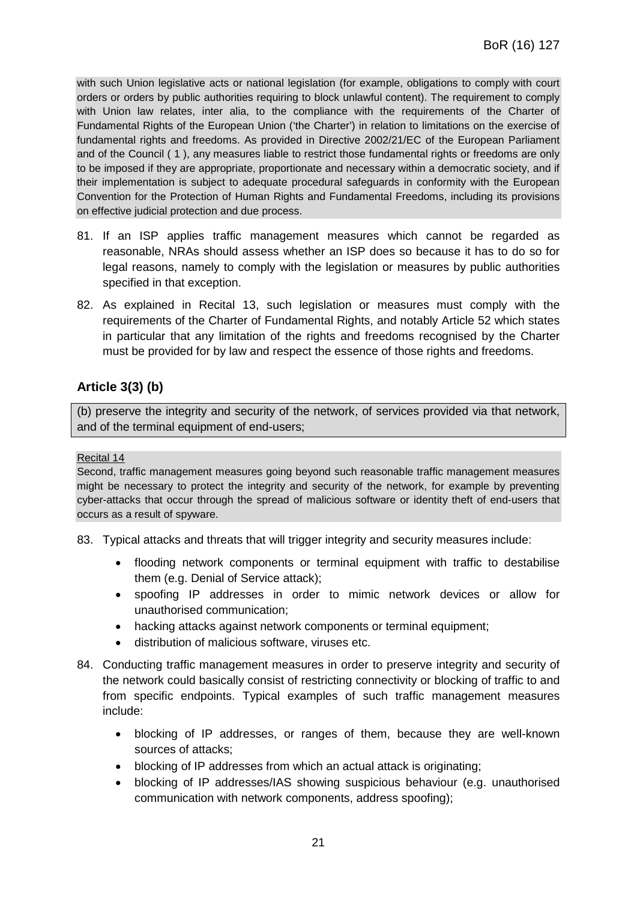with such Union legislative acts or national legislation (for example, obligations to comply with court orders or orders by public authorities requiring to block unlawful content). The requirement to comply with Union law relates, inter alia, to the compliance with the requirements of the Charter of Fundamental Rights of the European Union ('the Charter') in relation to limitations on the exercise of fundamental rights and freedoms. As provided in Directive 2002/21/EC of the European Parliament and of the Council ( 1 ), any measures liable to restrict those fundamental rights or freedoms are only to be imposed if they are appropriate, proportionate and necessary within a democratic society, and if their implementation is subject to adequate procedural safeguards in conformity with the European Convention for the Protection of Human Rights and Fundamental Freedoms, including its provisions on effective judicial protection and due process.

81. If an ISP applies traffic management measures which cannot be regarded as reasonable, NRAs should assess whether an ISP does so because it has to do so for legal reasons, namely to comply with the legislation or measures by public authorities specified in that exception.

82. As explained in Recital 13, such legislation or measures must comply with the requirements of the Charter of Fundamental Rights, and notably Article 52 which states in particular that any limitation of the rights and freedoms recognised by the Charter must be provided for by law and respect the essence of those rights and freedoms.

## Article 3(3) (b)

(b) preserve the integrity and security of the network, of services provided via that network, and of the terminal equipment of end-users;

Recital 14

Second, traffic management measures going beyond such reasonable traffic management measures might be necessary to protect the integrity and security of the network, for example by preventing cyber-attacks that occur through the spread of malicious software or identity theft of end-users that occurs as a result of spyware.

83. Typical attacks and threats that will trigger integrity and security measures include:

- flooding network components or terminal equipment with traffic to destabilise them (e.g. Denial of Service attack);
- spoofing IP addresses in order to mimic network devices or allow for unauthorised communication;
- hacking attacks against network components or terminal equipment;
- distribution of malicious software, viruses etc.

84. Conducting traffic management measures in order to preserve integrity and security of the network could basically consist of restricting connectivity or blocking of traffic to and from specific endpoints. Typical examples of such traffic management measures include:

- blocking of IP addresses, or ranges of them, because they are well-known sources of attacks;
- blocking of IP addresses from which an actual attack is originating;
- blocking of IP addresses/IAS showing suspicious behaviour (e.g. unauthorised communication with network components, address spoofing);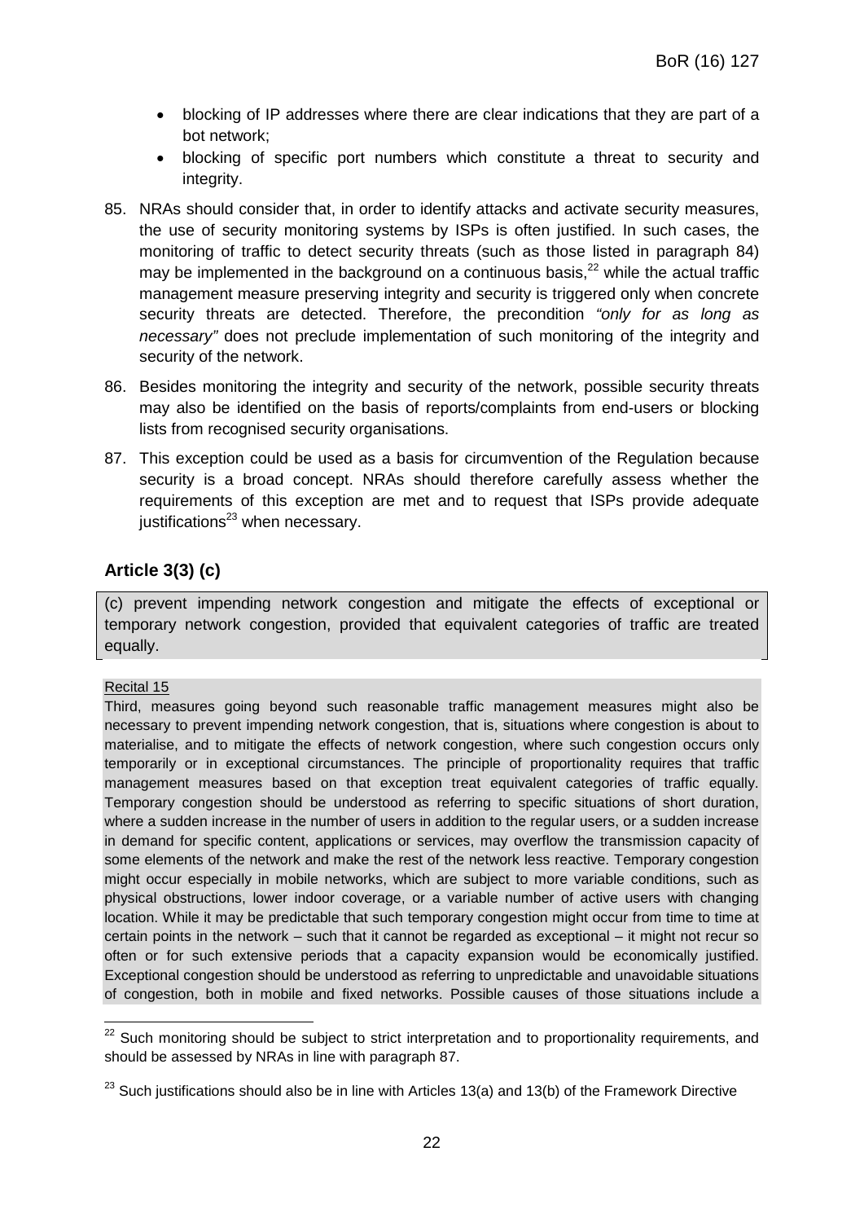- blocking of IP addresses where there are clear indications that they are part of a bot network;
- blocking of specific port numbers which constitute a threat to security and integrity.

85. NRAs should consider that, in order to identify attacks and activate security measures, the use of security monitoring systems by ISPs is often justified. In such cases, the monitoring of traffic to detect security threats (such as those listed in paragraph 84) may be implemented in the background on a continuous basis,[22] while the actual traffic management measure preserving integrity and security is triggered only when concrete security threats are detected. Therefore, the precondition *"only for as long as necessary"* does not preclude implementation of such monitoring of the integrity and security of the network.

86. Besides monitoring the integrity and security of the network, possible security threats may also be identified on the basis of reports/complaints from end-users or blocking lists from recognised security organisations.

87. This exception could be used as a basis for circumvention of the Regulation because security is a broad concept. NRAs should therefore carefully assess whether the requirements of this exception are met and to request that ISPs provide adequate justifications[23] when necessary.

### Article 3(3) (c)

(c) prevent impending network congestion and mitigate the effects of exceptional or temporary network congestion, provided that equivalent categories of traffic are treated equally.

Recital 15

Third, measures going beyond such reasonable traffic management measures might also be necessary to prevent impending network congestion, that is, situations where congestion is about to materialise, and to mitigate the effects of network congestion, where such congestion occurs only temporarily or in exceptional circumstances. The principle of proportionality requires that traffic management measures based on that exception treat equivalent categories of traffic equally. Temporary congestion should be understood as referring to specific situations of short duration, where a sudden increase in the number of users in addition to the regular users, or a sudden increase in demand for specific content, applications or services, may overflow the transmission capacity of some elements of the network and make the rest of the network less reactive. Temporary congestion might occur especially in mobile networks, which are subject to more variable conditions, such as physical obstructions, lower indoor coverage, or a variable number of active users with changing location. While it may be predictable that such temporary congestion might occur from time to time at certain points in the network – such that it cannot be regarded as exceptional – it might not recur so often or for such extensive periods that a capacity expansion would be economically justified. Exceptional congestion should be understood as referring to unpredictable and unavoidable situations of congestion, both in mobile and fixed networks. Possible causes of those situations include a

---

[22] Such monitoring should be subject to strict interpretation and to proportionality requirements, and should be assessed by NRAs in line with paragraph 87.

[23] Such justifications should also be in line with Articles 13(a) and 13(b) of the Framework Directive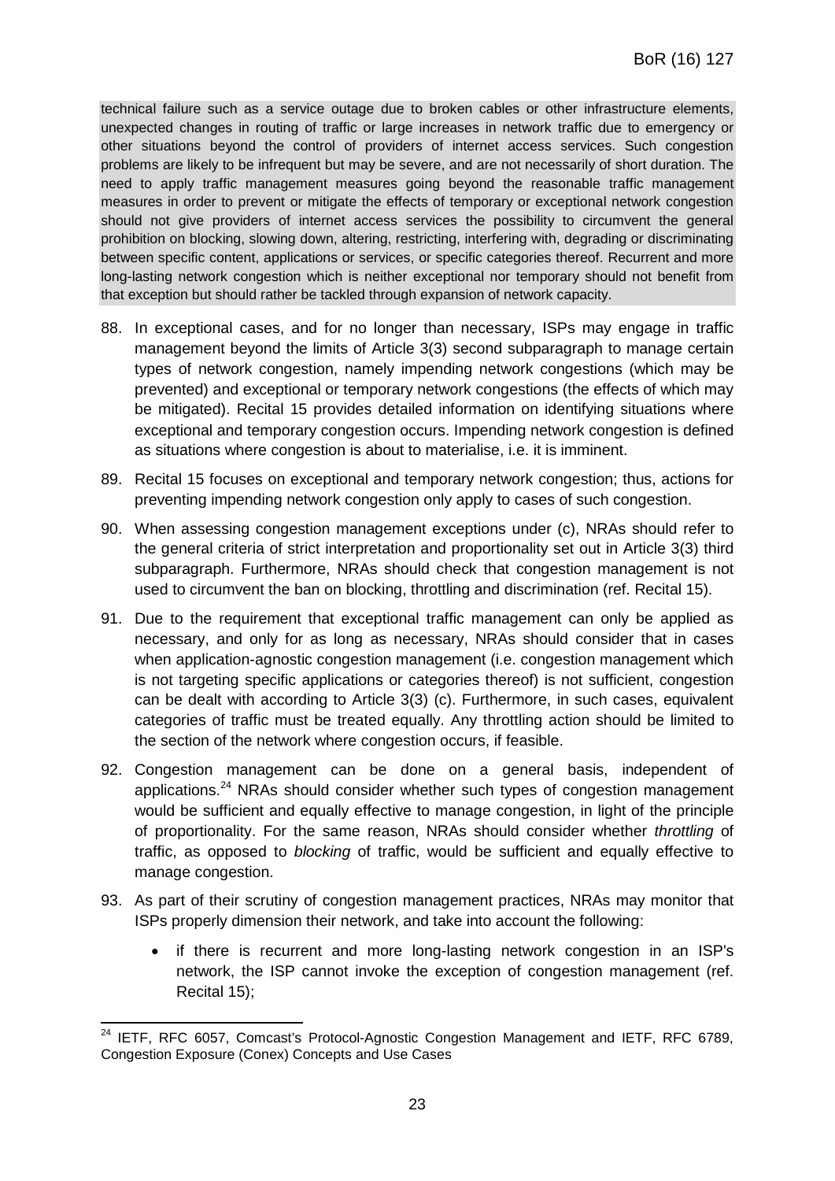technical failure such as a service outage due to broken cables or other infrastructure elements, unexpected changes in routing of traffic or large increases in network traffic due to emergency or other situations beyond the control of providers of internet access services. Such congestion problems are likely to be infrequent but may be severe, and are not necessarily of short duration. The need to apply traffic management measures going beyond the reasonable traffic management measures in order to prevent or mitigate the effects of temporary or exceptional network congestion should not give providers of internet access services the possibility to circumvent the general prohibition on blocking, slowing down, altering, restricting, interfering with, degrading or discriminating between specific content, applications or services, or specific categories thereof. Recurrent and more long-lasting network congestion which is neither exceptional nor temporary should not benefit from that exception but should rather be tackled through expansion of network capacity.

88. In exceptional cases, and for no longer than necessary, ISPs may engage in traffic management beyond the limits of Article 3(3) second subparagraph to manage certain types of network congestion, namely impending network congestions (which may be prevented) and exceptional or temporary network congestions (the effects of which may be mitigated). Recital 15 provides detailed information on identifying situations where exceptional and temporary congestion occurs. Impending network congestion is defined as situations where congestion is about to materialise, i.e. it is imminent.

89. Recital 15 focuses on exceptional and temporary network congestion; thus, actions for preventing impending network congestion only apply to cases of such congestion.

90. When assessing congestion management exceptions under (c), NRAs should refer to the general criteria of strict interpretation and proportionality set out in Article 3(3) third subparagraph. Furthermore, NRAs should check that congestion management is not used to circumvent the ban on blocking, throttling and discrimination (ref. Recital 15).

91. Due to the requirement that exceptional traffic management can only be applied as necessary, and only for as long as necessary, NRAs should consider that in cases when application-agnostic congestion management (i.e. congestion management which is not targeting specific applications or categories thereof) is not sufficient, congestion can be dealt with according to Article 3(3) (c). Furthermore, in such cases, equivalent categories of traffic must be treated equally. Any throttling action should be limited to the section of the network where congestion occurs, if feasible.

92. Congestion management can be done on a general basis, independent of applications.[24] NRAs should consider whether such types of congestion management would be sufficient and equally effective to manage congestion, in light of the principle of proportionality. For the same reason, NRAs should consider whether *throttling* of traffic, as opposed to *blocking* of traffic, would be sufficient and equally effective to manage congestion.

93. As part of their scrutiny of congestion management practices, NRAs may monitor that ISPs properly dimension their network, and take into account the following:

    - if there is recurrent and more long-lasting network congestion in an ISP's network, the ISP cannot invoke the exception of congestion management (ref. Recital 15);

---

[24] IETF, RFC 6057, Comcast's Protocol-Agnostic Congestion Management and IETF, RFC 6789, Congestion Exposure (Conex) Concepts and Use Cases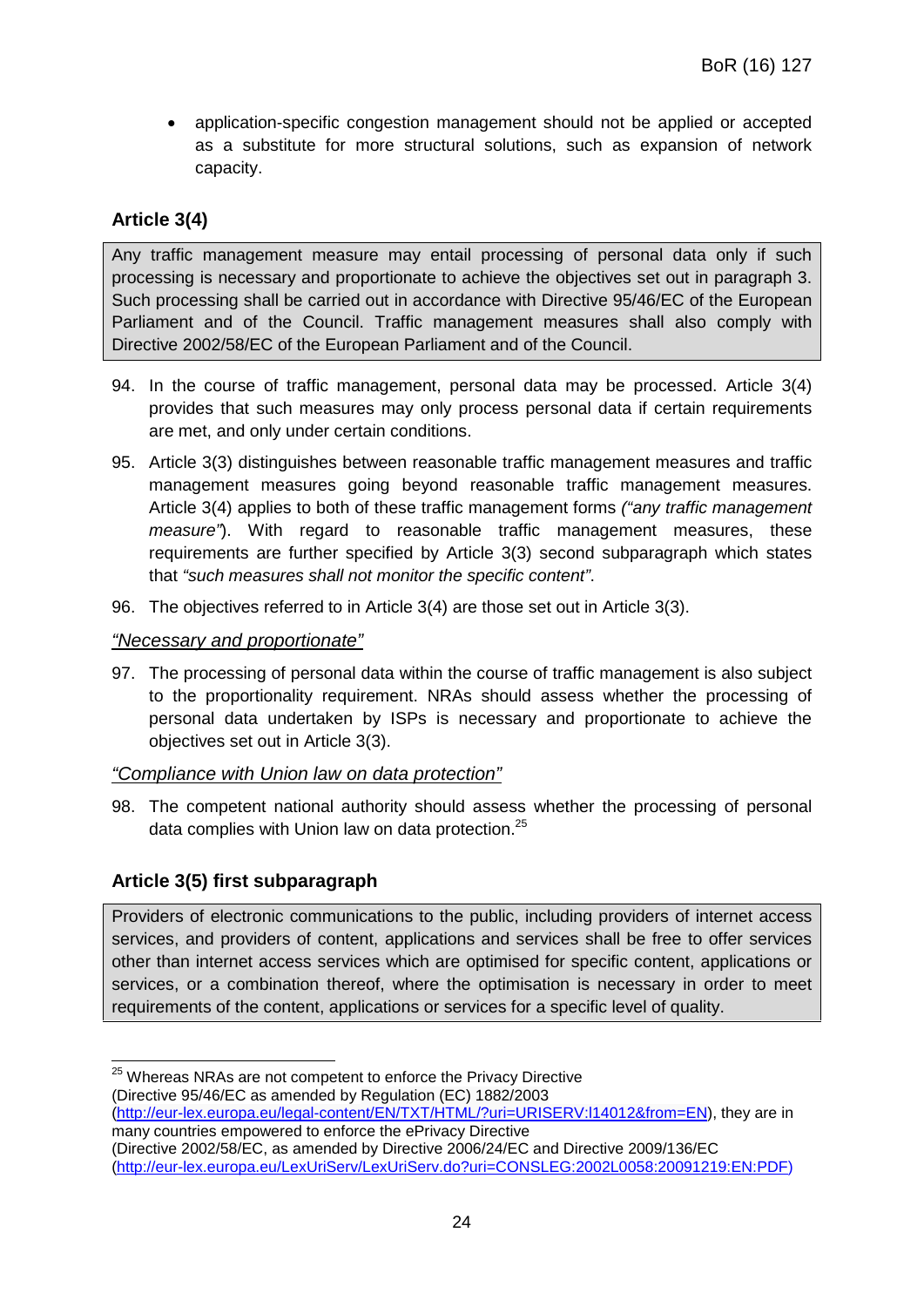- application-specific congestion management should not be applied or accepted as a substitute for more structural solutions, such as expansion of network capacity.

### Article 3(4)

> Any traffic management measure may entail processing of personal data only if such processing is necessary and proportionate to achieve the objectives set out in paragraph 3. Such processing shall be carried out in accordance with Directive 95/46/EC of the European Parliament and of the Council. Traffic management measures shall also comply with Directive 2002/58/EC of the European Parliament and of the Council.

94. In the course of traffic management, personal data may be processed. Article 3(4) provides that such measures may only process personal data if certain requirements are met, and only under certain conditions.

95. Article 3(3) distinguishes between reasonable traffic management measures and traffic management measures going beyond reasonable traffic management measures. Article 3(4) applies to both of these traffic management forms *("any traffic management measure")*. With regard to reasonable traffic management measures, these requirements are further specified by Article 3(3) second subparagraph which states that *"such measures shall not monitor the specific content"*.

96. The objectives referred to in Article 3(4) are those set out in Article 3(3).

*"Necessary and proportionate"*

97. The processing of personal data within the course of traffic management is also subject to the proportionality requirement. NRAs should assess whether the processing of personal data undertaken by ISPs is necessary and proportionate to achieve the objectives set out in Article 3(3).

*"Compliance with Union law on data protection"*

98. The competent national authority should assess whether the processing of personal data complies with Union law on data protection.[25]

### Article 3(5) first subparagraph

> Providers of electronic communications to the public, including providers of internet access services, and providers of content, applications and services shall be free to offer services other than internet access services which are optimised for specific content, applications or services, or a combination thereof, where the optimisation is necessary in order to meet requirements of the content, applications or services for a specific level of quality.

---

[25] Whereas NRAs are not competent to enforce the Privacy Directive (Directive 95/46/EC as amended by Regulation (EC) 1882/2003 (http://eur-lex.europa.eu/legal-content/EN/TXT/HTML/?uri=URISERV:l14012&from=EN), they are in many countries empowered to enforce the ePrivacy Directive (Directive 2002/58/EC, as amended by Directive 2006/24/EC and Directive 2009/136/EC (http://eur-lex.europa.eu/LexUriServ/LexUriServ.do?uri=CONSLEG:2002L0058:20091219:EN:PDF)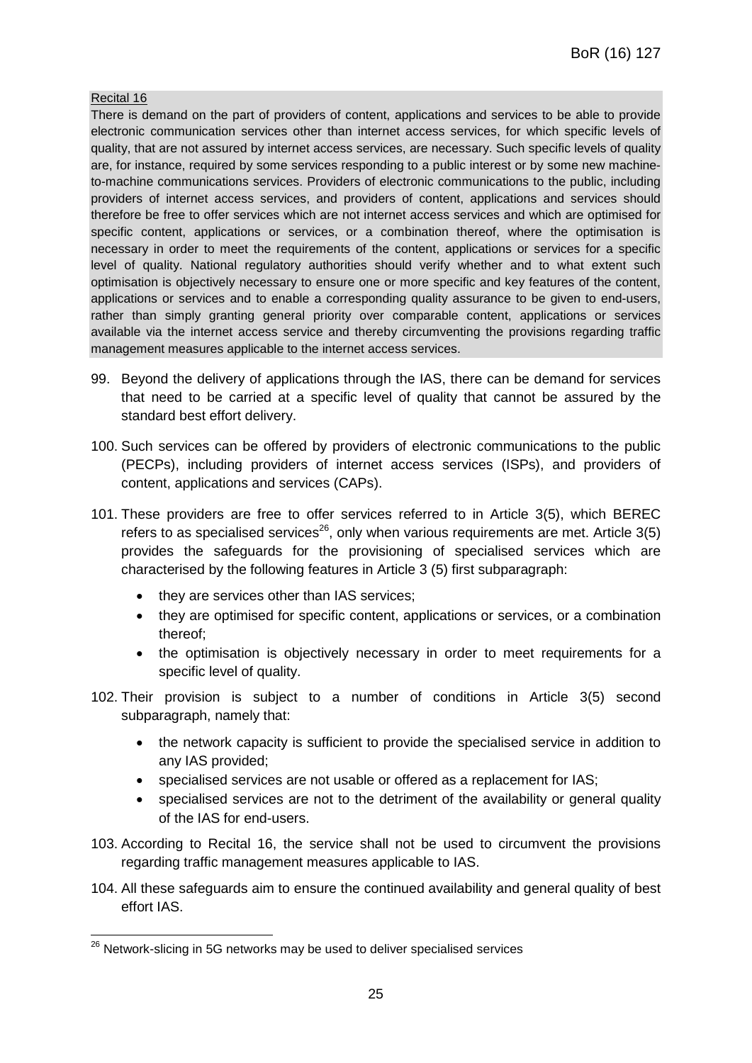Recital 16

There is demand on the part of providers of content, applications and services to be able to provide electronic communication services other than internet access services, for which specific levels of quality, that are not assured by internet access services, are necessary. Such specific levels of quality are, for instance, required by some services responding to a public interest or by some new machine-to-machine communications services. Providers of electronic communications to the public, including providers of internet access services, and providers of content, applications and services should therefore be free to offer services which are not internet access services and which are optimised for specific content, applications or services, or a combination thereof, where the optimisation is necessary in order to meet the requirements of the content, applications or services for a specific level of quality. National regulatory authorities should verify whether and to what extent such optimisation is objectively necessary to ensure one or more specific and key features of the content, applications or services and to enable a corresponding quality assurance to be given to end-users, rather than simply granting general priority over comparable content, applications or services available via the internet access service and thereby circumventing the provisions regarding traffic management measures applicable to the internet access services.

99. Beyond the delivery of applications through the IAS, there can be demand for services that need to be carried at a specific level of quality that cannot be assured by the standard best effort delivery.

100. Such services can be offered by providers of electronic communications to the public (PECPs), including providers of internet access services (ISPs), and providers of content, applications and services (CAPs).

101. These providers are free to offer services referred to in Article 3(5), which BEREC refers to as specialised services[26], only when various requirements are met. Article 3(5) provides the safeguards for the provisioning of specialised services which are characterised by the following features in Article 3 (5) first subparagraph:

- they are services other than IAS services;
- they are optimised for specific content, applications or services, or a combination thereof;
- the optimisation is objectively necessary in order to meet requirements for a specific level of quality.

102. Their provision is subject to a number of conditions in Article 3(5) second subparagraph, namely that:

- the network capacity is sufficient to provide the specialised service in addition to any IAS provided;
- specialised services are not usable or offered as a replacement for IAS;
- specialised services are not to the detriment of the availability or general quality of the IAS for end-users.

103. According to Recital 16, the service shall not be used to circumvent the provisions regarding traffic management measures applicable to IAS.

104. All these safeguards aim to ensure the continued availability and general quality of best effort IAS.

[26] Network-slicing in 5G networks may be used to deliver specialised services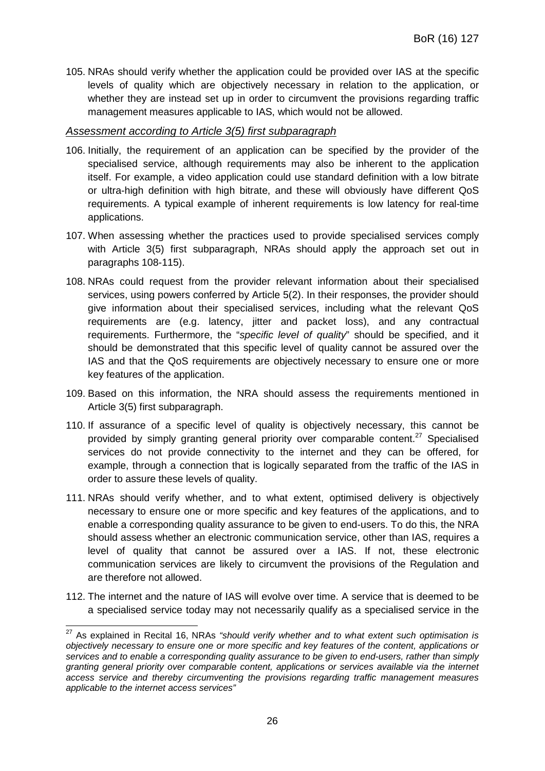105. NRAs should verify whether the application could be provided over IAS at the specific levels of quality which are objectively necessary in relation to the application, or whether they are instead set up in order to circumvent the provisions regarding traffic management measures applicable to IAS, which would not be allowed.

*Assessment according to Article 3(5) first subparagraph*

106. Initially, the requirement of an application can be specified by the provider of the specialised service, although requirements may also be inherent to the application itself. For example, a video application could use standard definition with a low bitrate or ultra-high definition with high bitrate, and these will obviously have different QoS requirements. A typical example of inherent requirements is low latency for real-time applications.

107. When assessing whether the practices used to provide specialised services comply with Article 3(5) first subparagraph, NRAs should apply the approach set out in paragraphs 108-115).

108. NRAs could request from the provider relevant information about their specialised services, using powers conferred by Article 5(2). In their responses, the provider should give information about their specialised services, including what the relevant QoS requirements are (e.g. latency, jitter and packet loss), and any contractual requirements. Furthermore, the "*specific level of quality*" should be specified, and it should be demonstrated that this specific level of quality cannot be assured over the IAS and that the QoS requirements are objectively necessary to ensure one or more key features of the application.

109. Based on this information, the NRA should assess the requirements mentioned in Article 3(5) first subparagraph.

110. If assurance of a specific level of quality is objectively necessary, this cannot be provided by simply granting general priority over comparable content.[27] Specialised services do not provide connectivity to the internet and they can be offered, for example, through a connection that is logically separated from the traffic of the IAS in order to assure these levels of quality.

111. NRAs should verify whether, and to what extent, optimised delivery is objectively necessary to ensure one or more specific and key features of the applications, and to enable a corresponding quality assurance to be given to end-users. To do this, the NRA should assess whether an electronic communication service, other than IAS, requires a level of quality that cannot be assured over a IAS. If not, these electronic communication services are likely to circumvent the provisions of the Regulation and are therefore not allowed.

112. The internet and the nature of IAS will evolve over time. A service that is deemed to be a specialised service today may not necessarily qualify as a specialised service in the

---

[27] As explained in Recital 16, NRAs *"should verify whether and to what extent such optimisation is objectively necessary to ensure one or more specific and key features of the content, applications or services and to enable a corresponding quality assurance to be given to end-users, rather than simply granting general priority over comparable content, applications or services available via the internet access service and thereby circumventing the provisions regarding traffic management measures applicable to the internet access services"*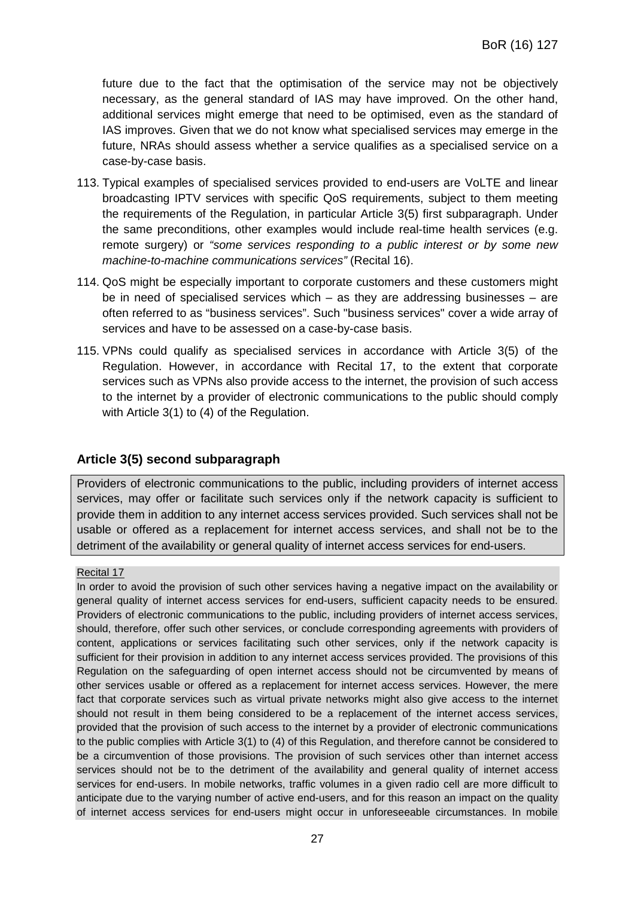future due to the fact that the optimisation of the service may not be objectively necessary, as the general standard of IAS may have improved. On the other hand, additional services might emerge that need to be optimised, even as the standard of IAS improves. Given that we do not know what specialised services may emerge in the future, NRAs should assess whether a service qualifies as a specialised service on a case-by-case basis.

113. Typical examples of specialised services provided to end-users are VoLTE and linear broadcasting IPTV services with specific QoS requirements, subject to them meeting the requirements of the Regulation, in particular Article 3(5) first subparagraph. Under the same preconditions, other examples would include real-time health services (e.g. remote surgery) or *"some services responding to a public interest or by some new machine-to-machine communications services"* (Recital 16).

114. QoS might be especially important to corporate customers and these customers might be in need of specialised services which – as they are addressing businesses – are often referred to as "business services". Such "business services" cover a wide array of services and have to be assessed on a case-by-case basis.

115. VPNs could qualify as specialised services in accordance with Article 3(5) of the Regulation. However, in accordance with Recital 17, to the extent that corporate services such as VPNs also provide access to the internet, the provision of such access to the internet by a provider of electronic communications to the public should comply with Article 3(1) to (4) of the Regulation.

### Article 3(5) second subparagraph

> Providers of electronic communications to the public, including providers of internet access services, may offer or facilitate such services only if the network capacity is sufficient to provide them in addition to any internet access services provided. Such services shall not be usable or offered as a replacement for internet access services, and shall not be to the detriment of the availability or general quality of internet access services for end-users.

Recital 17

In order to avoid the provision of such other services having a negative impact on the availability or general quality of internet access services for end-users, sufficient capacity needs to be ensured. Providers of electronic communications to the public, including providers of internet access services, should, therefore, offer such other services, or conclude corresponding agreements with providers of content, applications or services facilitating such other services, only if the network capacity is sufficient for their provision in addition to any internet access services provided. The provisions of this Regulation on the safeguarding of open internet access should not be circumvented by means of other services usable or offered as a replacement for internet access services. However, the mere fact that corporate services such as virtual private networks might also give access to the internet should not result in them being considered to be a replacement of the internet access services, provided that the provision of such access to the internet by a provider of electronic communications to the public complies with Article 3(1) to (4) of this Regulation, and therefore cannot be considered to be a circumvention of those provisions. The provision of such services other than internet access services should not be to the detriment of the availability and general quality of internet access services for end-users. In mobile networks, traffic volumes in a given radio cell are more difficult to anticipate due to the varying number of active end-users, and for this reason an impact on the quality of internet access services for end-users might occur in unforeseeable circumstances. In mobile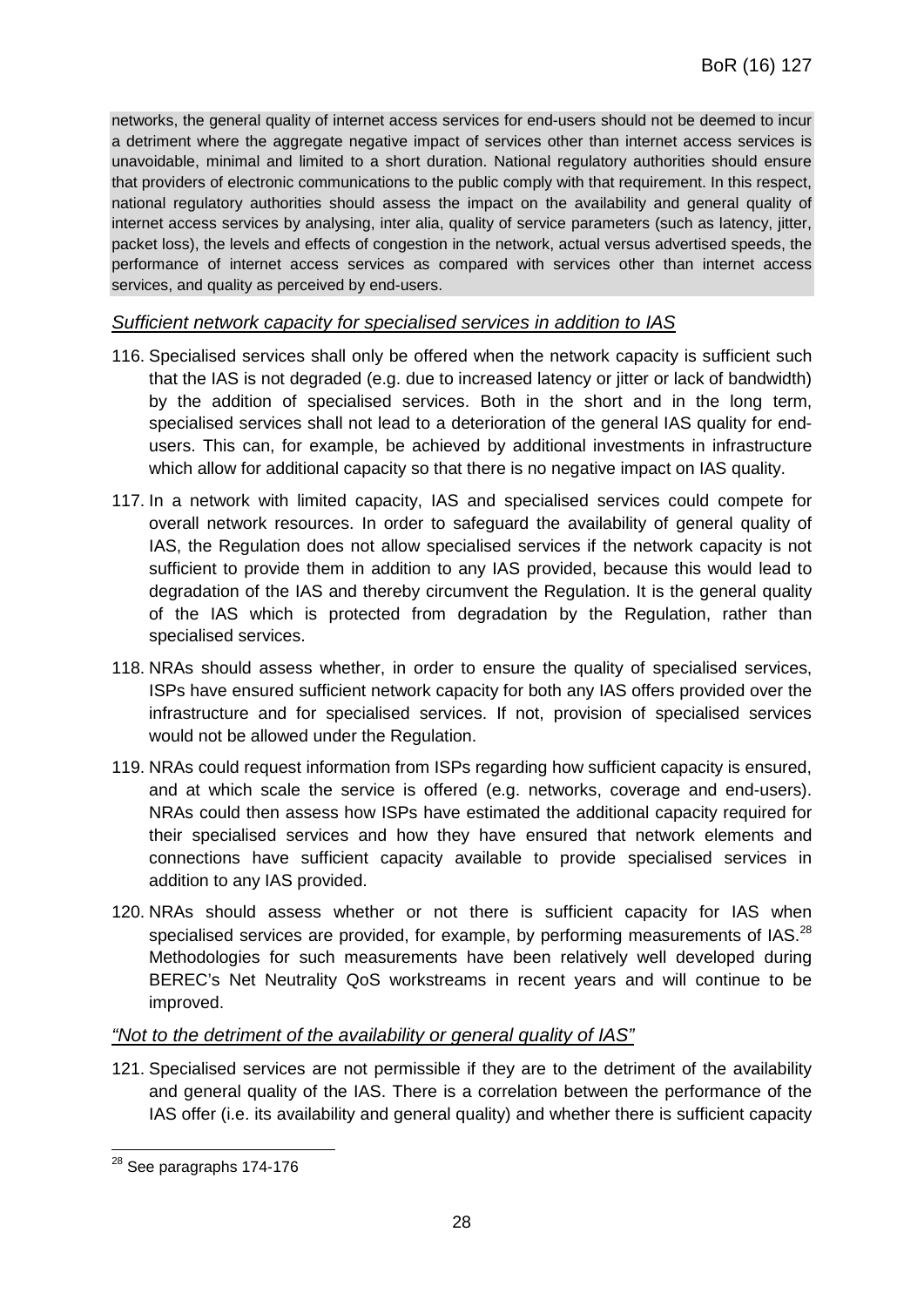networks, the general quality of internet access services for end-users should not be deemed to incur a detriment where the aggregate negative impact of services other than internet access services is unavoidable, minimal and limited to a short duration. National regulatory authorities should ensure that providers of electronic communications to the public comply with that requirement. In this respect, national regulatory authorities should assess the impact on the availability and general quality of internet access services by analysing, inter alia, quality of service parameters (such as latency, jitter, packet loss), the levels and effects of congestion in the network, actual versus advertised speeds, the performance of internet access services as compared with services other than internet access services, and quality as perceived by end-users.

*Sufficient network capacity for specialised services in addition to IAS*

116. Specialised services shall only be offered when the network capacity is sufficient such that the IAS is not degraded (e.g. due to increased latency or jitter or lack of bandwidth) by the addition of specialised services. Both in the short and in the long term, specialised services shall not lead to a deterioration of the general IAS quality for end-users. This can, for example, be achieved by additional investments in infrastructure which allow for additional capacity so that there is no negative impact on IAS quality.

117. In a network with limited capacity, IAS and specialised services could compete for overall network resources. In order to safeguard the availability of general quality of IAS, the Regulation does not allow specialised services if the network capacity is not sufficient to provide them in addition to any IAS provided, because this would lead to degradation of the IAS and thereby circumvent the Regulation. It is the general quality of the IAS which is protected from degradation by the Regulation, rather than specialised services.

118. NRAs should assess whether, in order to ensure the quality of specialised services, ISPs have ensured sufficient network capacity for both any IAS offers provided over the infrastructure and for specialised services. If not, provision of specialised services would not be allowed under the Regulation.

119. NRAs could request information from ISPs regarding how sufficient capacity is ensured, and at which scale the service is offered (e.g. networks, coverage and end-users). NRAs could then assess how ISPs have estimated the additional capacity required for their specialised services and how they have ensured that network elements and connections have sufficient capacity available to provide specialised services in addition to any IAS provided.

120. NRAs should assess whether or not there is sufficient capacity for IAS when specialised services are provided, for example, by performing measurements of IAS.[28] Methodologies for such measurements have been relatively well developed during BEREC's Net Neutrality QoS workstreams in recent years and will continue to be improved.

*"Not to the detriment of the availability or general quality of IAS"*

121. Specialised services are not permissible if they are to the detriment of the availability and general quality of the IAS. There is a correlation between the performance of the IAS offer (i.e. its availability and general quality) and whether there is sufficient capacity

[28] See paragraphs 174-176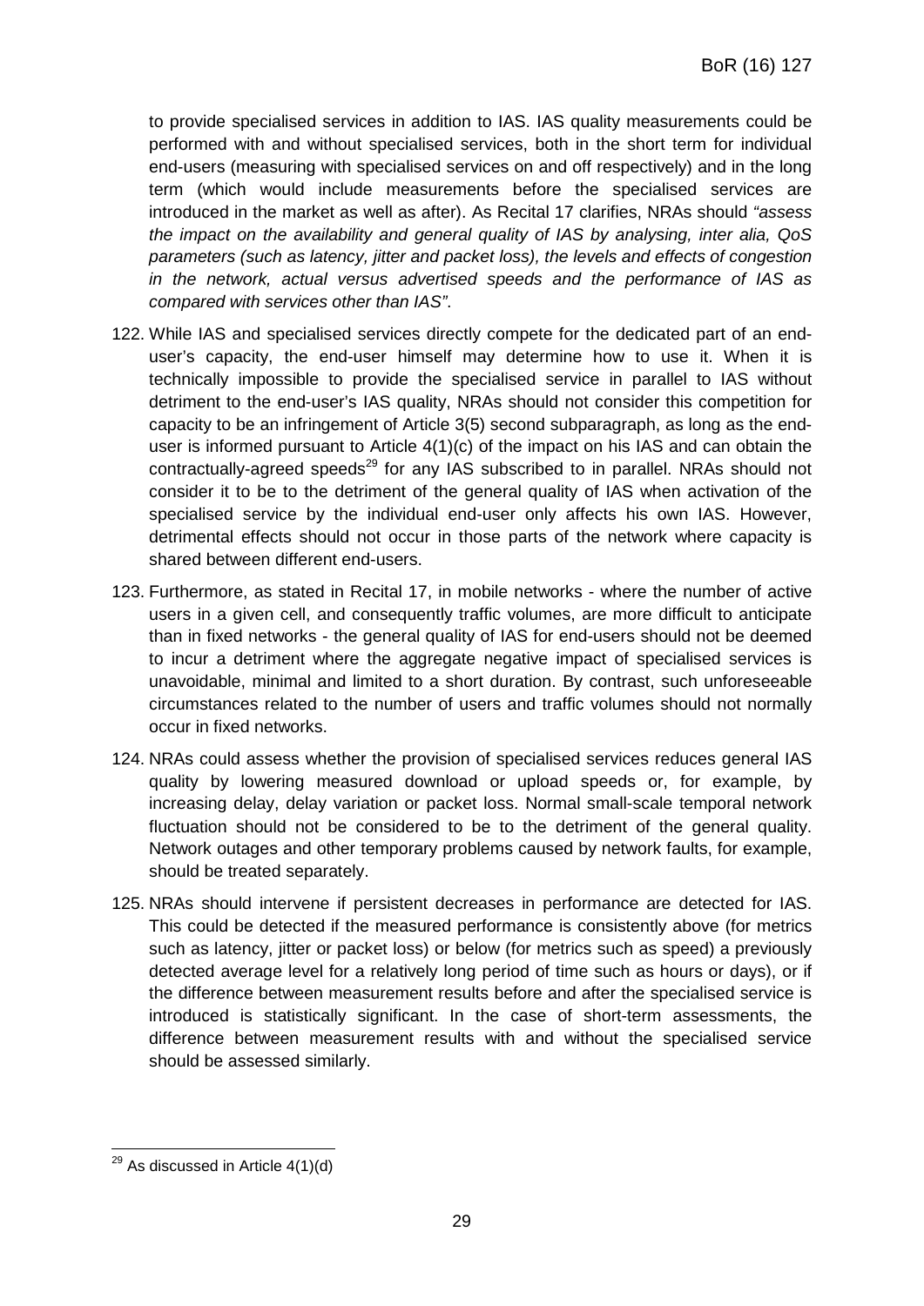to provide specialised services in addition to IAS. IAS quality measurements could be performed with and without specialised services, both in the short term for individual end-users (measuring with specialised services on and off respectively) and in the long term (which would include measurements before the specialised services are introduced in the market as well as after). As Recital 17 clarifies, NRAs should *"assess the impact on the availability and general quality of IAS by analysing, inter alia, QoS parameters (such as latency, jitter and packet loss), the levels and effects of congestion in the network, actual versus advertised speeds and the performance of IAS as compared with services other than IAS"*.

122. While IAS and specialised services directly compete for the dedicated part of an end-user's capacity, the end-user himself may determine how to use it. When it is technically impossible to provide the specialised service in parallel to IAS without detriment to the end-user's IAS quality, NRAs should not consider this competition for capacity to be an infringement of Article 3(5) second subparagraph, as long as the end-user is informed pursuant to Article 4(1)(c) of the impact on his IAS and can obtain the contractually-agreed speeds[29] for any IAS subscribed to in parallel. NRAs should not consider it to be to the detriment of the general quality of IAS when activation of the specialised service by the individual end-user only affects his own IAS. However, detrimental effects should not occur in those parts of the network where capacity is shared between different end-users.

123. Furthermore, as stated in Recital 17, in mobile networks - where the number of active users in a given cell, and consequently traffic volumes, are more difficult to anticipate than in fixed networks - the general quality of IAS for end-users should not be deemed to incur a detriment where the aggregate negative impact of specialised services is unavoidable, minimal and limited to a short duration. By contrast, such unforeseeable circumstances related to the number of users and traffic volumes should not normally occur in fixed networks.

124. NRAs could assess whether the provision of specialised services reduces general IAS quality by lowering measured download or upload speeds or, for example, by increasing delay, delay variation or packet loss. Normal small-scale temporal network fluctuation should not be considered to be to the detriment of the general quality. Network outages and other temporary problems caused by network faults, for example, should be treated separately.

125. NRAs should intervene if persistent decreases in performance are detected for IAS. This could be detected if the measured performance is consistently above (for metrics such as latency, jitter or packet loss) or below (for metrics such as speed) a previously detected average level for a relatively long period of time such as hours or days), or if the difference between measurement results before and after the specialised service is introduced is statistically significant. In the case of short-term assessments, the difference between measurement results with and without the specialised service should be assessed similarly.

[29] As discussed in Article 4(1)(d)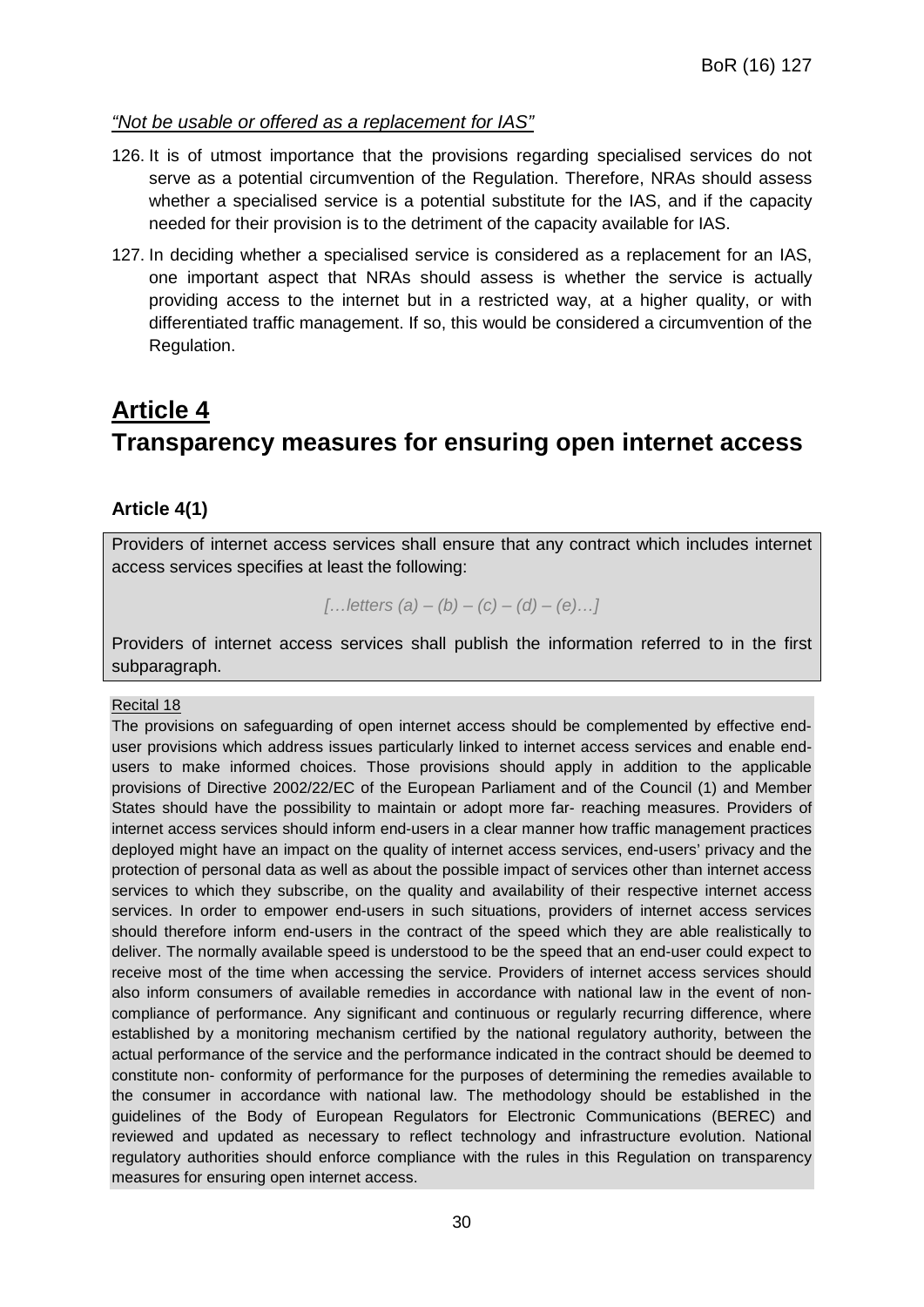*"Not be usable or offered as a replacement for IAS"*

126. It is of utmost importance that the provisions regarding specialised services do not serve as a potential circumvention of the Regulation. Therefore, NRAs should assess whether a specialised service is a potential substitute for the IAS, and if the capacity needed for their provision is to the detriment of the capacity available for IAS.

127. In deciding whether a specialised service is considered as a replacement for an IAS, one important aspect that NRAs should assess is whether the service is actually providing access to the internet but in a restricted way, at a higher quality, or with differentiated traffic management. If so, this would be considered a circumvention of the Regulation.

# Article 4
# Transparency measures for ensuring open internet access

### Article 4(1)

Providers of internet access services shall ensure that any contract which includes internet access services specifies at least the following:

*[…letters (a) – (b) – (c) – (d) – (e)…]*

Providers of internet access services shall publish the information referred to in the first subparagraph.

Recital 18

The provisions on safeguarding of open internet access should be complemented by effective end-user provisions which address issues particularly linked to internet access services and enable end-users to make informed choices. Those provisions should apply in addition to the applicable provisions of Directive 2002/22/EC of the European Parliament and of the Council (1) and Member States should have the possibility to maintain or adopt more far- reaching measures. Providers of internet access services should inform end-users in a clear manner how traffic management practices deployed might have an impact on the quality of internet access services, end-users' privacy and the protection of personal data as well as about the possible impact of services other than internet access services to which they subscribe, on the quality and availability of their respective internet access services. In order to empower end-users in such situations, providers of internet access services should therefore inform end-users in the contract of the speed which they are able realistically to deliver. The normally available speed is understood to be the speed that an end-user could expect to receive most of the time when accessing the service. Providers of internet access services should also inform consumers of available remedies in accordance with national law in the event of non-compliance of performance. Any significant and continuous or regularly recurring difference, where established by a monitoring mechanism certified by the national regulatory authority, between the actual performance of the service and the performance indicated in the contract should be deemed to constitute non- conformity of performance for the purposes of determining the remedies available to the consumer in accordance with national law. The methodology should be established in the guidelines of the Body of European Regulators for Electronic Communications (BEREC) and reviewed and updated as necessary to reflect technology and infrastructure evolution. National regulatory authorities should enforce compliance with the rules in this Regulation on transparency measures for ensuring open internet access.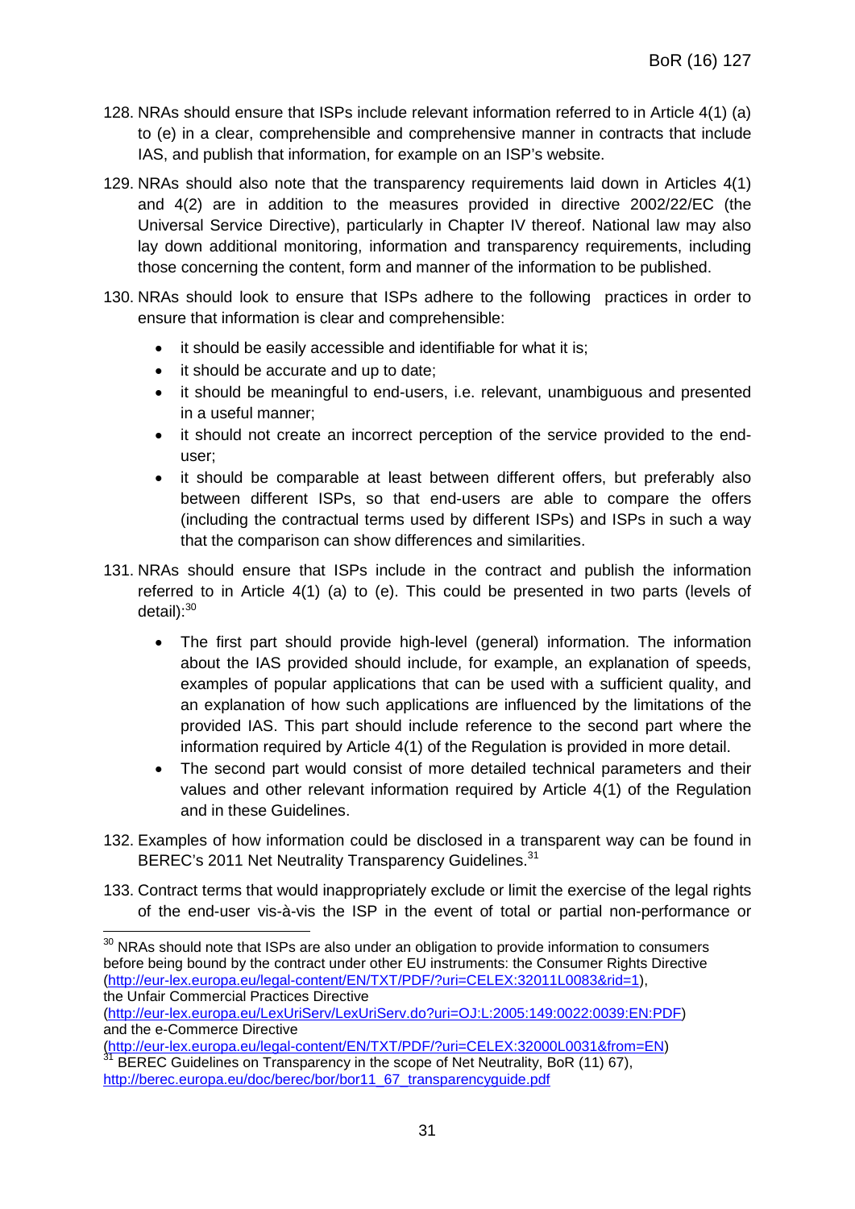128. NRAs should ensure that ISPs include relevant information referred to in Article 4(1) (a) to (e) in a clear, comprehensible and comprehensive manner in contracts that include IAS, and publish that information, for example on an ISP's website.

129. NRAs should also note that the transparency requirements laid down in Articles 4(1) and 4(2) are in addition to the measures provided in directive 2002/22/EC (the Universal Service Directive), particularly in Chapter IV thereof. National law may also lay down additional monitoring, information and transparency requirements, including those concerning the content, form and manner of the information to be published.

130. NRAs should look to ensure that ISPs adhere to the following practices in order to ensure that information is clear and comprehensible:

    - it should be easily accessible and identifiable for what it is;
    - it should be accurate and up to date;
    - it should be meaningful to end-users, i.e. relevant, unambiguous and presented in a useful manner;
    - it should not create an incorrect perception of the service provided to the end-user;
    - it should be comparable at least between different offers, but preferably also between different ISPs, so that end-users are able to compare the offers (including the contractual terms used by different ISPs) and ISPs in such a way that the comparison can show differences and similarities.

131. NRAs should ensure that ISPs include in the contract and publish the information referred to in Article 4(1) (a) to (e). This could be presented in two parts (levels of detail):[30]

    - The first part should provide high-level (general) information. The information about the IAS provided should include, for example, an explanation of speeds, examples of popular applications that can be used with a sufficient quality, and an explanation of how such applications are influenced by the limitations of the provided IAS. This part should include reference to the second part where the information required by Article 4(1) of the Regulation is provided in more detail.
    - The second part would consist of more detailed technical parameters and their values and other relevant information required by Article 4(1) of the Regulation and in these Guidelines.

132. Examples of how information could be disclosed in a transparent way can be found in BEREC's 2011 Net Neutrality Transparency Guidelines.[31]

133. Contract terms that would inappropriately exclude or limit the exercise of the legal rights of the end-user vis-à-vis the ISP in the event of total or partial non-performance or

---

[30] NRAs should note that ISPs are also under an obligation to provide information to consumers before being bound by the contract under other EU instruments: the Consumer Rights Directive (http://eur-lex.europa.eu/legal-content/EN/TXT/PDF/?uri=CELEX:32011L0083&rid=1), the Unfair Commercial Practices Directive (http://eur-lex.europa.eu/LexUriServ/LexUriServ.do?uri=OJ:L:2005:149:0022:0039:EN:PDF) and the e-Commerce Directive (http://eur-lex.europa.eu/legal-content/EN/TXT/PDF/?uri=CELEX:32000L0031&from=EN)

[31] BEREC Guidelines on Transparency in the scope of Net Neutrality, BoR (11) 67, http://berec.europa.eu/doc/berec/bor/bor11_67_transparencyguide.pdf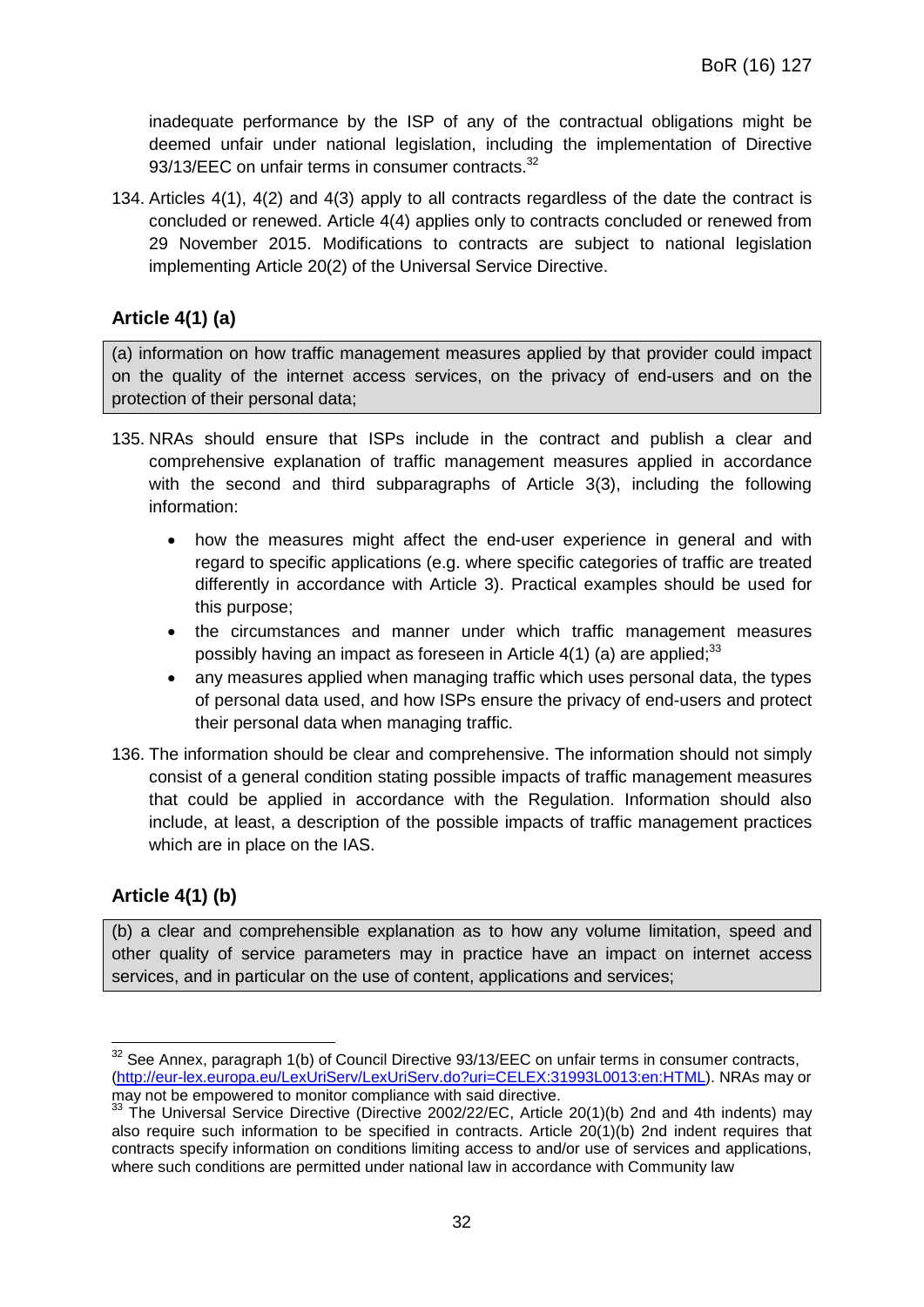inadequate performance by the ISP of any of the contractual obligations might be deemed unfair under national legislation, including the implementation of Directive 93/13/EEC on unfair terms in consumer contracts.[32]

134. Articles 4(1), 4(2) and 4(3) apply to all contracts regardless of the date the contract is concluded or renewed. Article 4(4) applies only to contracts concluded or renewed from 29 November 2015. Modifications to contracts are subject to national legislation implementing Article 20(2) of the Universal Service Directive.

## Article 4(1) (a)

> (a) information on how traffic management measures applied by that provider could impact on the quality of the internet access services, on the privacy of end-users and on the protection of their personal data;

135. NRAs should ensure that ISPs include in the contract and publish a clear and comprehensive explanation of traffic management measures applied in accordance with the second and third subparagraphs of Article 3(3), including the following information:

- how the measures might affect the end-user experience in general and with regard to specific applications (e.g. where specific categories of traffic are treated differently in accordance with Article 3). Practical examples should be used for this purpose;
- the circumstances and manner under which traffic management measures possibly having an impact as foreseen in Article 4(1) (a) are applied;[33]
- any measures applied when managing traffic which uses personal data, the types of personal data used, and how ISPs ensure the privacy of end-users and protect their personal data when managing traffic.

136. The information should be clear and comprehensive. The information should not simply consist of a general condition stating possible impacts of traffic management measures that could be applied in accordance with the Regulation. Information should also include, at least, a description of the possible impacts of traffic management practices which are in place on the IAS.

## Article 4(1) (b)

> (b) a clear and comprehensible explanation as to how any volume limitation, speed and other quality of service parameters may in practice have an impact on internet access services, and in particular on the use of content, applications and services;

---

[32] See Annex, paragraph 1(b) of Council Directive 93/13/EEC on unfair terms in consumer contracts, (http://eur-lex.europa.eu/LexUriServ/LexUriServ.do?uri=CELEX:31993L0013:en:HTML). NRAs may or may not be empowered to monitor compliance with said directive.

[33] The Universal Service Directive (Directive 2002/22/EC, Article 20(1)(b) 2nd and 4th indents) may also require such information to be specified in contracts. Article 20(1)(b) 2nd indent requires that contracts specify information on conditions limiting access to and/or use of services and applications, where such conditions are permitted under national law in accordance with Community law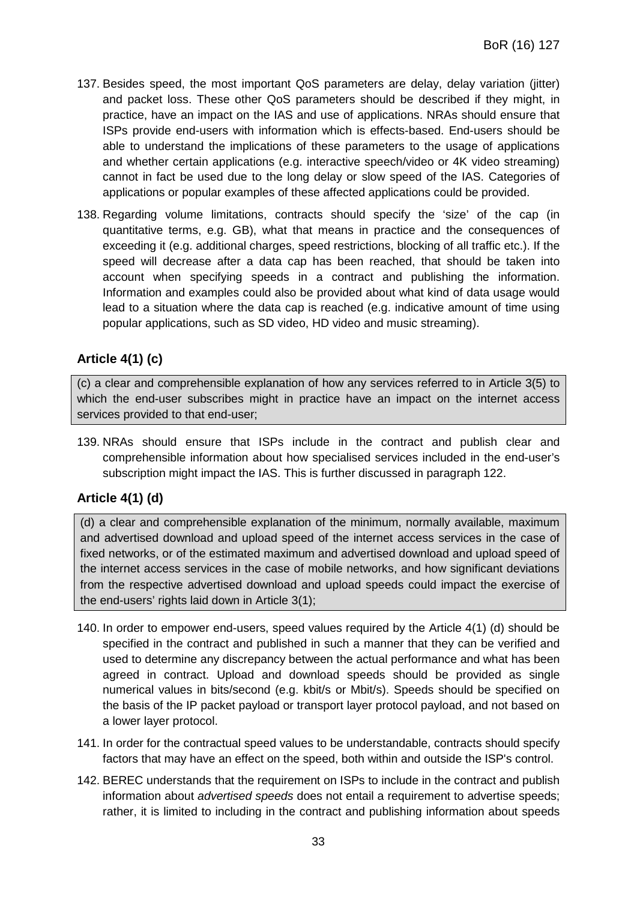137. Besides speed, the most important QoS parameters are delay, delay variation (jitter) and packet loss. These other QoS parameters should be described if they might, in practice, have an impact on the IAS and use of applications. NRAs should ensure that ISPs provide end-users with information which is effects-based. End-users should be able to understand the implications of these parameters to the usage of applications and whether certain applications (e.g. interactive speech/video or 4K video streaming) cannot in fact be used due to the long delay or slow speed of the IAS. Categories of applications or popular examples of these affected applications could be provided.

138. Regarding volume limitations, contracts should specify the 'size' of the cap (in quantitative terms, e.g. GB), what that means in practice and the consequences of exceeding it (e.g. additional charges, speed restrictions, blocking of all traffic etc.). If the speed will decrease after a data cap has been reached, that should be taken into account when specifying speeds in a contract and publishing the information. Information and examples could also be provided about what kind of data usage would lead to a situation where the data cap is reached (e.g. indicative amount of time using popular applications, such as SD video, HD video and music streaming).

### Article 4(1) (c)

> (c) a clear and comprehensible explanation of how any services referred to in Article 3(5) to which the end-user subscribes might in practice have an impact on the internet access services provided to that end-user;

139. NRAs should ensure that ISPs include in the contract and publish clear and comprehensible information about how specialised services included in the end-user's subscription might impact the IAS. This is further discussed in paragraph 122.

### Article 4(1) (d)

> (d) a clear and comprehensible explanation of the minimum, normally available, maximum and advertised download and upload speed of the internet access services in the case of fixed networks, or of the estimated maximum and advertised download and upload speed of the internet access services in the case of mobile networks, and how significant deviations from the respective advertised download and upload speeds could impact the exercise of the end-users' rights laid down in Article 3(1);

140. In order to empower end-users, speed values required by the Article 4(1) (d) should be specified in the contract and published in such a manner that they can be verified and used to determine any discrepancy between the actual performance and what has been agreed in contract. Upload and download speeds should be provided as single numerical values in bits/second (e.g. kbit/s or Mbit/s). Speeds should be specified on the basis of the IP packet payload or transport layer protocol payload, and not based on a lower layer protocol.

141. In order for the contractual speed values to be understandable, contracts should specify factors that may have an effect on the speed, both within and outside the ISP's control.

142. BEREC understands that the requirement on ISPs to include in the contract and publish information about *advertised speeds* does not entail a requirement to advertise speeds; rather, it is limited to including in the contract and publishing information about speeds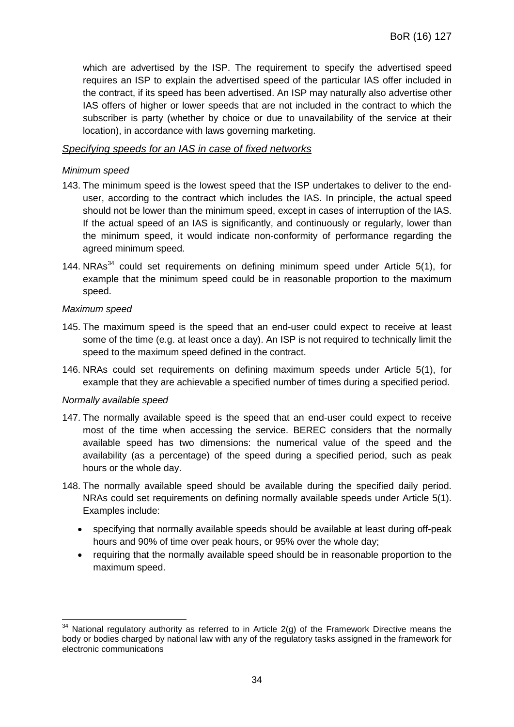which are advertised by the ISP. The requirement to specify the advertised speed requires an ISP to explain the advertised speed of the particular IAS offer included in the contract, if its speed has been advertised. An ISP may naturally also advertise other IAS offers of higher or lower speeds that are not included in the contract to which the subscriber is party (whether by choice or due to unavailability of the service at their location), in accordance with laws governing marketing.

<u>*Specifying speeds for an IAS in case of fixed networks*</u>

*Minimum speed*

143. The minimum speed is the lowest speed that the ISP undertakes to deliver to the end-user, according to the contract which includes the IAS. In principle, the actual speed should not be lower than the minimum speed, except in cases of interruption of the IAS. If the actual speed of an IAS is significantly, and continuously or regularly, lower than the minimum speed, it would indicate non-conformity of performance regarding the agreed minimum speed.

144. NRAs[34] could set requirements on defining minimum speed under Article 5(1), for example that the minimum speed could be in reasonable proportion to the maximum speed.

*Maximum speed*

145. The maximum speed is the speed that an end-user could expect to receive at least some of the time (e.g. at least once a day). An ISP is not required to technically limit the speed to the maximum speed defined in the contract.

146. NRAs could set requirements on defining maximum speeds under Article 5(1), for example that they are achievable a specified number of times during a specified period.

*Normally available speed*

147. The normally available speed is the speed that an end-user could expect to receive most of the time when accessing the service. BEREC considers that the normally available speed has two dimensions: the numerical value of the speed and the availability (as a percentage) of the speed during a specified period, such as peak hours or the whole day.

148. The normally available speed should be available during the specified daily period. NRAs could set requirements on defining normally available speeds under Article 5(1). Examples include:

- specifying that normally available speeds should be available at least during off-peak hours and 90% of time over peak hours, or 95% over the whole day;
- requiring that the normally available speed should be in reasonable proportion to the maximum speed.

---

[34] National regulatory authority as referred to in Article 2(g) of the Framework Directive means the body or bodies charged by national law with any of the regulatory tasks assigned in the framework for electronic communications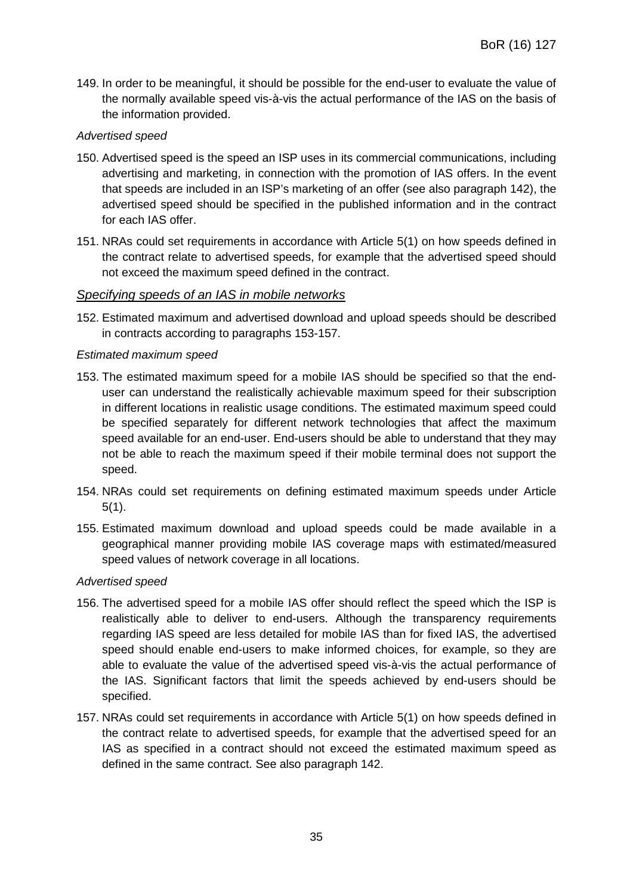149. In order to be meaningful, it should be possible for the end-user to evaluate the value of the normally available speed vis-à-vis the actual performance of the IAS on the basis of the information provided.

*Advertised speed*

150. Advertised speed is the speed an ISP uses in its commercial communications, including advertising and marketing, in connection with the promotion of IAS offers. In the event that speeds are included in an ISP's marketing of an offer (see also paragraph 142), the advertised speed should be specified in the published information and in the contract for each IAS offer.

151. NRAs could set requirements in accordance with Article 5(1) on how speeds defined in the contract relate to advertised speeds, for example that the advertised speed should not exceed the maximum speed defined in the contract.

### *Specifying speeds of an IAS in mobile networks*

152. Estimated maximum and advertised download and upload speeds should be described in contracts according to paragraphs 153-157.

*Estimated maximum speed*

153. The estimated maximum speed for a mobile IAS should be specified so that the end-user can understand the realistically achievable maximum speed for their subscription in different locations in realistic usage conditions. The estimated maximum speed could be specified separately for different network technologies that affect the maximum speed available for an end-user. End-users should be able to understand that they may not be able to reach the maximum speed if their mobile terminal does not support the speed.

154. NRAs could set requirements on defining estimated maximum speeds under Article 5(1).

155. Estimated maximum download and upload speeds could be made available in a geographical manner providing mobile IAS coverage maps with estimated/measured speed values of network coverage in all locations.

*Advertised speed*

156. The advertised speed for a mobile IAS offer should reflect the speed which the ISP is realistically able to deliver to end-users. Although the transparency requirements regarding IAS speed are less detailed for mobile IAS than for fixed IAS, the advertised speed should enable end-users to make informed choices, for example, so they are able to evaluate the value of the advertised speed vis-à-vis the actual performance of the IAS. Significant factors that limit the speeds achieved by end-users should be specified.

157. NRAs could set requirements in accordance with Article 5(1) on how speeds defined in the contract relate to advertised speeds, for example that the advertised speed for an IAS as specified in a contract should not exceed the estimated maximum speed as defined in the same contract. See also paragraph 142.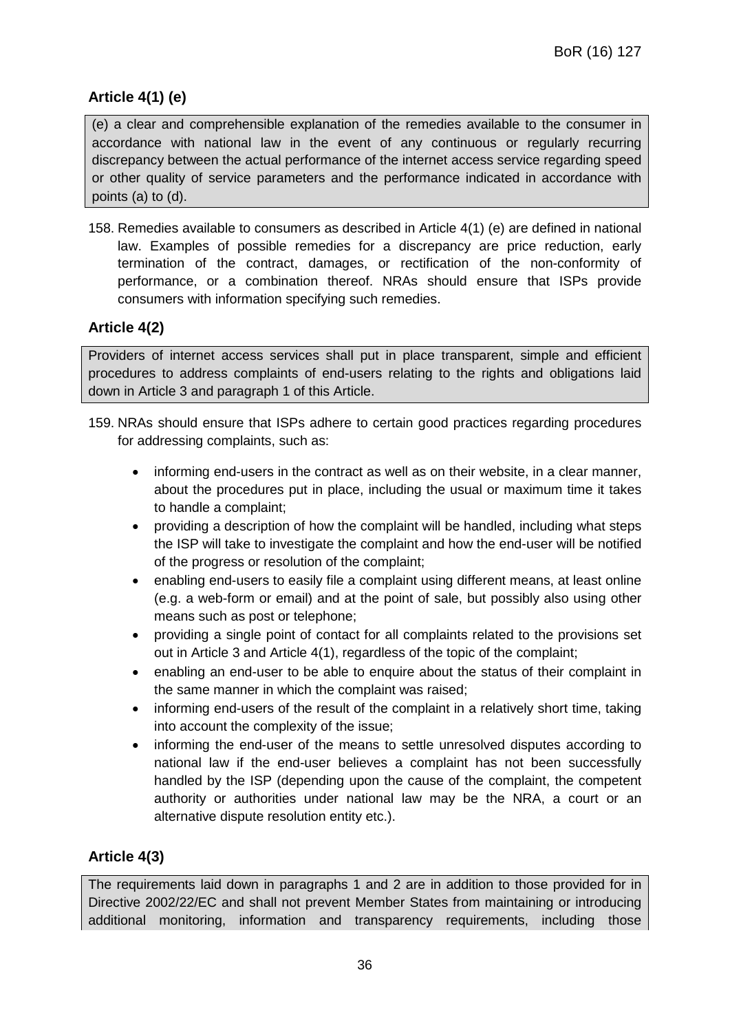### Article 4(1) (e)

(e) a clear and comprehensible explanation of the remedies available to the consumer in accordance with national law in the event of any continuous or regularly recurring discrepancy between the actual performance of the internet access service regarding speed or other quality of service parameters and the performance indicated in accordance with points (a) to (d).

158. Remedies available to consumers as described in Article 4(1) (e) are defined in national law. Examples of possible remedies for a discrepancy are price reduction, early termination of the contract, damages, or rectification of the non-conformity of performance, or a combination thereof. NRAs should ensure that ISPs provide consumers with information specifying such remedies.

### Article 4(2)

Providers of internet access services shall put in place transparent, simple and efficient procedures to address complaints of end-users relating to the rights and obligations laid down in Article 3 and paragraph 1 of this Article.

159. NRAs should ensure that ISPs adhere to certain good practices regarding procedures for addressing complaints, such as:

- informing end-users in the contract as well as on their website, in a clear manner, about the procedures put in place, including the usual or maximum time it takes to handle a complaint;
- providing a description of how the complaint will be handled, including what steps the ISP will take to investigate the complaint and how the end-user will be notified of the progress or resolution of the complaint;
- enabling end-users to easily file a complaint using different means, at least online (e.g. a web-form or email) and at the point of sale, but possibly also using other means such as post or telephone;
- providing a single point of contact for all complaints related to the provisions set out in Article 3 and Article 4(1), regardless of the topic of the complaint;
- enabling an end-user to be able to enquire about the status of their complaint in the same manner in which the complaint was raised;
- informing end-users of the result of the complaint in a relatively short time, taking into account the complexity of the issue;
- informing the end-user of the means to settle unresolved disputes according to national law if the end-user believes a complaint has not been successfully handled by the ISP (depending upon the cause of the complaint, the competent authority or authorities under national law may be the NRA, a court or an alternative dispute resolution entity etc.).

### Article 4(3)

The requirements laid down in paragraphs 1 and 2 are in addition to those provided for in Directive 2002/22/EC and shall not prevent Member States from maintaining or introducing additional monitoring, information and transparency requirements, including those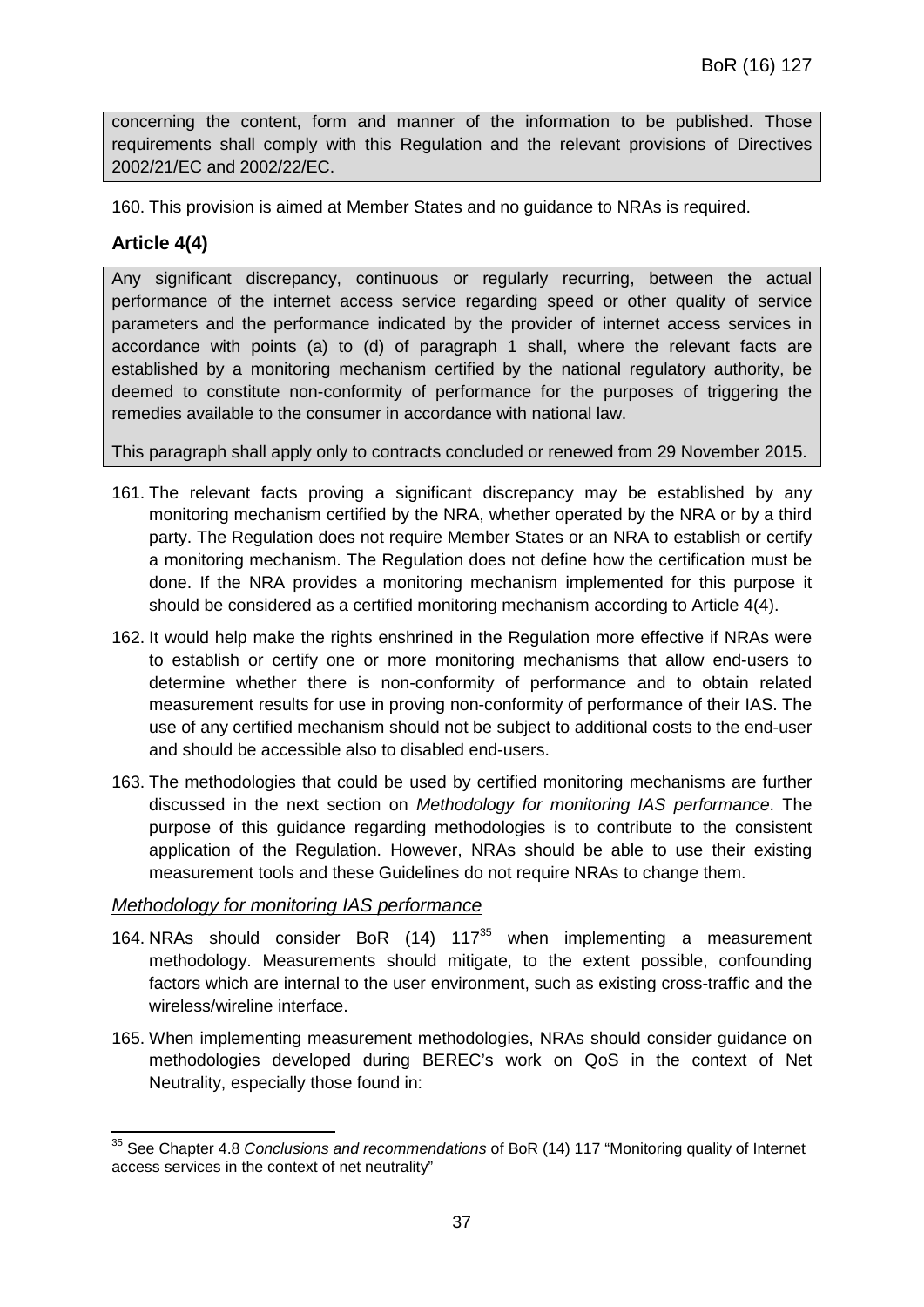concerning the content, form and manner of the information to be published. Those requirements shall comply with this Regulation and the relevant provisions of Directives 2002/21/EC and 2002/22/EC.

160. This provision is aimed at Member States and no guidance to NRAs is required.

### Article 4(4)

> Any significant discrepancy, continuous or regularly recurring, between the actual performance of the internet access service regarding speed or other quality of service parameters and the performance indicated by the provider of internet access services in accordance with points (a) to (d) of paragraph 1 shall, where the relevant facts are established by a monitoring mechanism certified by the national regulatory authority, be deemed to constitute non-conformity of performance for the purposes of triggering the remedies available to the consumer in accordance with national law.
>
> This paragraph shall apply only to contracts concluded or renewed from 29 November 2015.

161. The relevant facts proving a significant discrepancy may be established by any monitoring mechanism certified by the NRA, whether operated by the NRA or by a third party. The Regulation does not require Member States or an NRA to establish or certify a monitoring mechanism. The Regulation does not define how the certification must be done. If the NRA provides a monitoring mechanism implemented for this purpose it should be considered as a certified monitoring mechanism according to Article 4(4).

162. It would help make the rights enshrined in the Regulation more effective if NRAs were to establish or certify one or more monitoring mechanisms that allow end-users to determine whether there is non-conformity of performance and to obtain related measurement results for use in proving non-conformity of performance of their IAS. The use of any certified mechanism should not be subject to additional costs to the end-user and should be accessible also to disabled end-users.

163. The methodologies that could be used by certified monitoring mechanisms are further discussed in the next section on *Methodology for monitoring IAS performance*. The purpose of this guidance regarding methodologies is to contribute to the consistent application of the Regulation. However, NRAs should be able to use their existing measurement tools and these Guidelines do not require NRAs to change them.

*Methodology for monitoring IAS performance*

164. NRAs should consider BoR (14) 117[35] when implementing a measurement methodology. Measurements should mitigate, to the extent possible, confounding factors which are internal to the user environment, such as existing cross-traffic and the wireless/wireline interface.

165. When implementing measurement methodologies, NRAs should consider guidance on methodologies developed during BEREC's work on QoS in the context of Net Neutrality, especially those found in:

---

[35] See Chapter 4.8 *Conclusions and recommendations* of BoR (14) 117 "Monitoring quality of Internet access services in the context of net neutrality"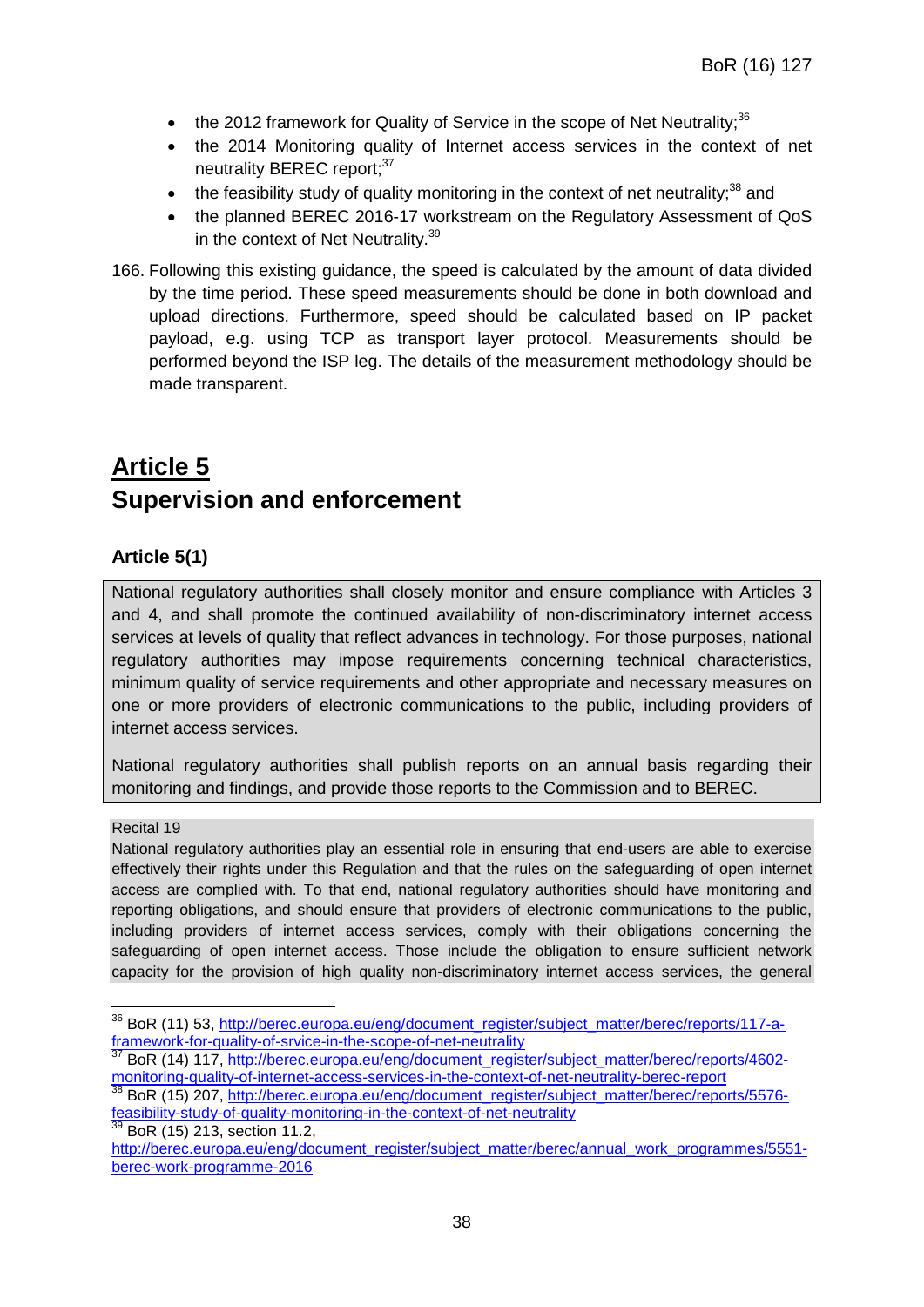- the 2012 framework for Quality of Service in the scope of Net Neutrality;[36]
- the 2014 Monitoring quality of Internet access services in the context of net neutrality BEREC report;[37]
- the feasibility study of quality monitoring in the context of net neutrality;[38] and
- the planned BEREC 2016-17 workstream on the Regulatory Assessment of QoS in the context of Net Neutrality.[39]

166. Following this existing guidance, the speed is calculated by the amount of data divided by the time period. These speed measurements should be done in both download and upload directions. Furthermore, speed should be calculated based on IP packet payload, e.g. using TCP as transport layer protocol. Measurements should be performed beyond the ISP leg. The details of the measurement methodology should be made transparent.

# Article 5
# Supervision and enforcement

### Article 5(1)

National regulatory authorities shall closely monitor and ensure compliance with Articles 3 and 4, and shall promote the continued availability of non-discriminatory internet access services at levels of quality that reflect advances in technology. For those purposes, national regulatory authorities may impose requirements concerning technical characteristics, minimum quality of service requirements and other appropriate and necessary measures on one or more providers of electronic communications to the public, including providers of internet access services.

National regulatory authorities shall publish reports on an annual basis regarding their monitoring and findings, and provide those reports to the Commission and to BEREC.

Recital 19

National regulatory authorities play an essential role in ensuring that end-users are able to exercise effectively their rights under this Regulation and that the rules on the safeguarding of open internet access are complied with. To that end, national regulatory authorities should have monitoring and reporting obligations, and should ensure that providers of electronic communications to the public, including providers of internet access services, comply with their obligations concerning the safeguarding of open internet access. Those include the obligation to ensure sufficient network capacity for the provision of high quality non-discriminatory internet access services, the general

---

[36] BoR (11) 53, http://berec.europa.eu/eng/document_register/subject_matter/berec/reports/117-a-framework-for-quality-of-srvice-in-the-scope-of-net-neutrality

[37] BoR (14) 117, http://berec.europa.eu/eng/document_register/subject_matter/berec/reports/4602-monitoring-quality-of-internet-access-services-in-the-context-of-net-neutrality-berec-report

[38] BoR (15) 207, http://berec.europa.eu/eng/document_register/subject_matter/berec/reports/5576-feasibility-study-of-quality-monitoring-in-the-context-of-net-neutrality

[39] BoR (15) 213, section 11.2, http://berec.europa.eu/eng/document_register/subject_matter/berec/annual_work_programmes/5551-berec-work-programme-2016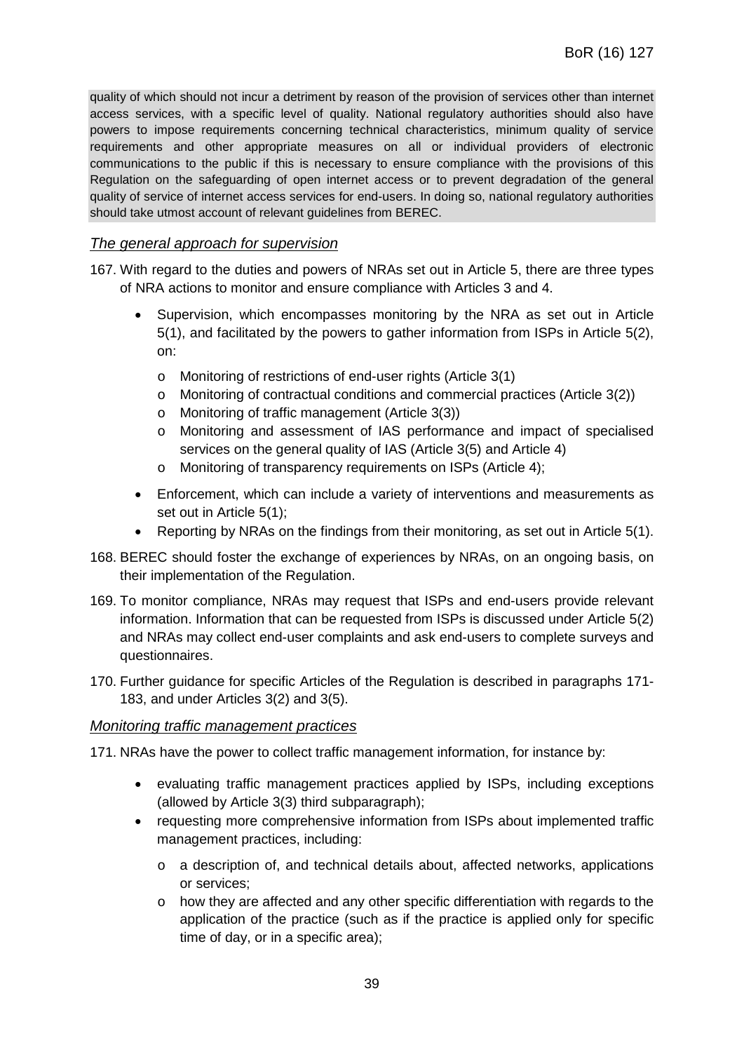quality of which should not incur a detriment by reason of the provision of services other than internet access services, with a specific level of quality. National regulatory authorities should also have powers to impose requirements concerning technical characteristics, minimum quality of service requirements and other appropriate measures on all or individual providers of electronic communications to the public if this is necessary to ensure compliance with the provisions of this Regulation on the safeguarding of open internet access or to prevent degradation of the general quality of service of internet access services for end-users. In doing so, national regulatory authorities should take utmost account of relevant guidelines from BEREC.

### *The general approach for supervision*

167. With regard to the duties and powers of NRAs set out in Article 5, there are three types of NRA actions to monitor and ensure compliance with Articles 3 and 4.

    - Supervision, which encompasses monitoring by the NRA as set out in Article 5(1), and facilitated by the powers to gather information from ISPs in Article 5(2), on:
        - Monitoring of restrictions of end-user rights (Article 3(1)
        - Monitoring of contractual conditions and commercial practices (Article 3(2))
        - Monitoring of traffic management (Article 3(3))
        - Monitoring and assessment of IAS performance and impact of specialised services on the general quality of IAS (Article 3(5) and Article 4)
        - Monitoring of transparency requirements on ISPs (Article 4);
    - Enforcement, which can include a variety of interventions and measurements as set out in Article 5(1);
    - Reporting by NRAs on the findings from their monitoring, as set out in Article 5(1).

168. BEREC should foster the exchange of experiences by NRAs, on an ongoing basis, on their implementation of the Regulation.

169. To monitor compliance, NRAs may request that ISPs and end-users provide relevant information. Information that can be requested from ISPs is discussed under Article 5(2) and NRAs may collect end-user complaints and ask end-users to complete surveys and questionnaires.

170. Further guidance for specific Articles of the Regulation is described in paragraphs 171-183, and under Articles 3(2) and 3(5).

### *Monitoring traffic management practices*

171. NRAs have the power to collect traffic management information, for instance by:

    - evaluating traffic management practices applied by ISPs, including exceptions (allowed by Article 3(3) third subparagraph);
    - requesting more comprehensive information from ISPs about implemented traffic management practices, including:
        - a description of, and technical details about, affected networks, applications or services;
        - how they are affected and any other specific differentiation with regards to the application of the practice (such as if the practice is applied only for specific time of day, or in a specific area);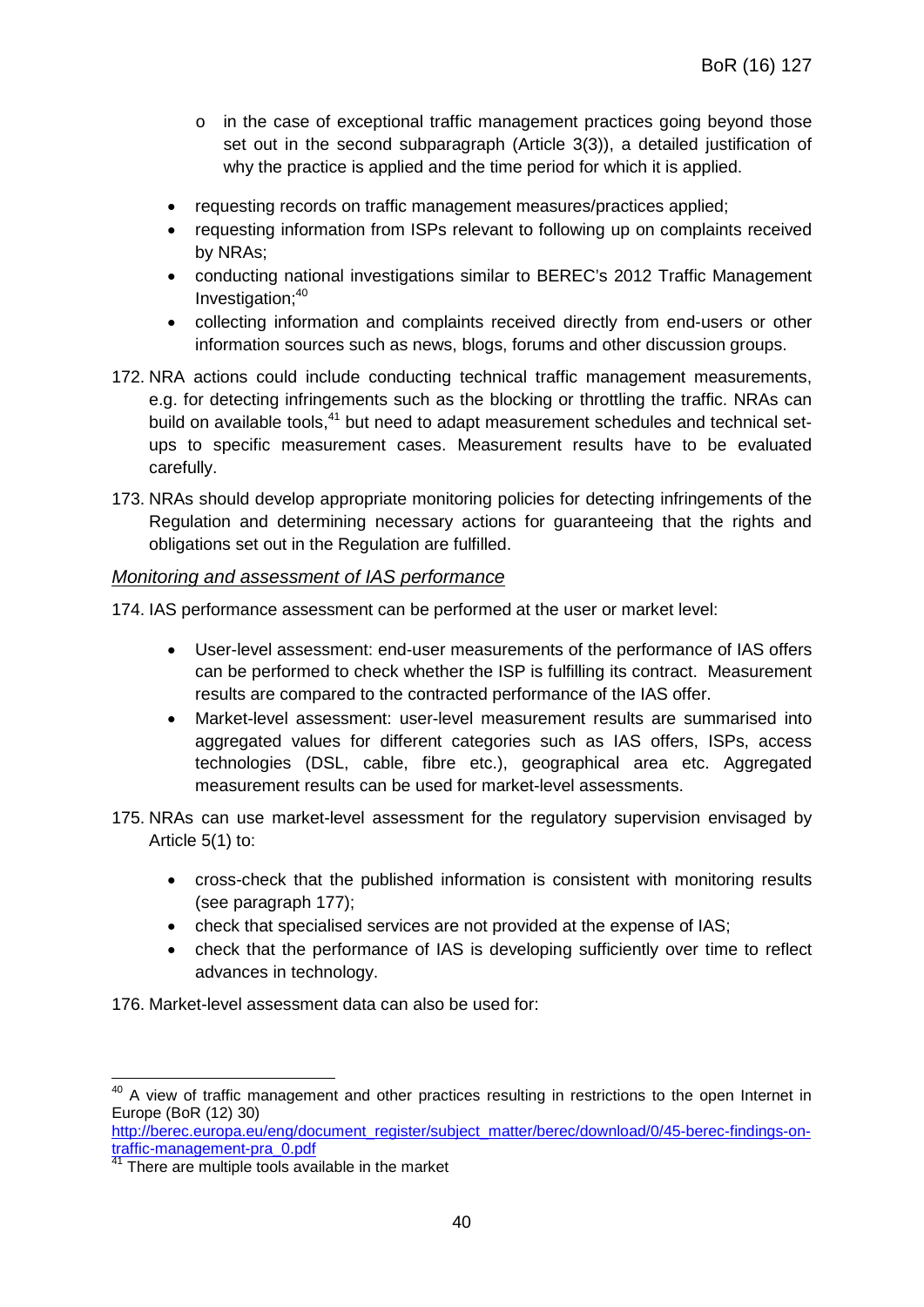- in the case of exceptional traffic management practices going beyond those set out in the second subparagraph (Article 3(3)), a detailed justification of why the practice is applied and the time period for which it is applied.

- requesting records on traffic management measures/practices applied;
- requesting information from ISPs relevant to following up on complaints received by NRAs;
- conducting national investigations similar to BEREC's 2012 Traffic Management Investigation;[40]
- collecting information and complaints received directly from end-users or other information sources such as news, blogs, forums and other discussion groups.

172. NRA actions could include conducting technical traffic management measurements, e.g. for detecting infringements such as the blocking or throttling the traffic. NRAs can build on available tools,[41] but need to adapt measurement schedules and technical set-ups to specific measurement cases. Measurement results have to be evaluated carefully.

173. NRAs should develop appropriate monitoring policies for detecting infringements of the Regulation and determining necessary actions for guaranteeing that the rights and obligations set out in the Regulation are fulfilled.

*Monitoring and assessment of IAS performance*

174. IAS performance assessment can be performed at the user or market level:

- User-level assessment: end-user measurements of the performance of IAS offers can be performed to check whether the ISP is fulfilling its contract. Measurement results are compared to the contracted performance of the IAS offer.
- Market-level assessment: user-level measurement results are summarised into aggregated values for different categories such as IAS offers, ISPs, access technologies (DSL, cable, fibre etc.), geographical area etc. Aggregated measurement results can be used for market-level assessments.

175. NRAs can use market-level assessment for the regulatory supervision envisaged by Article 5(1) to:

- cross-check that the published information is consistent with monitoring results (see paragraph 177);
- check that specialised services are not provided at the expense of IAS;
- check that the performance of IAS is developing sufficiently over time to reflect advances in technology.

176. Market-level assessment data can also be used for:

---

[40] A view of traffic management and other practices resulting in restrictions to the open Internet in Europe (BoR (12) 30) http://berec.europa.eu/eng/document_register/subject_matter/berec/download/0/45-berec-findings-on-traffic-management-pra_0.pdf

[41] There are multiple tools available in the market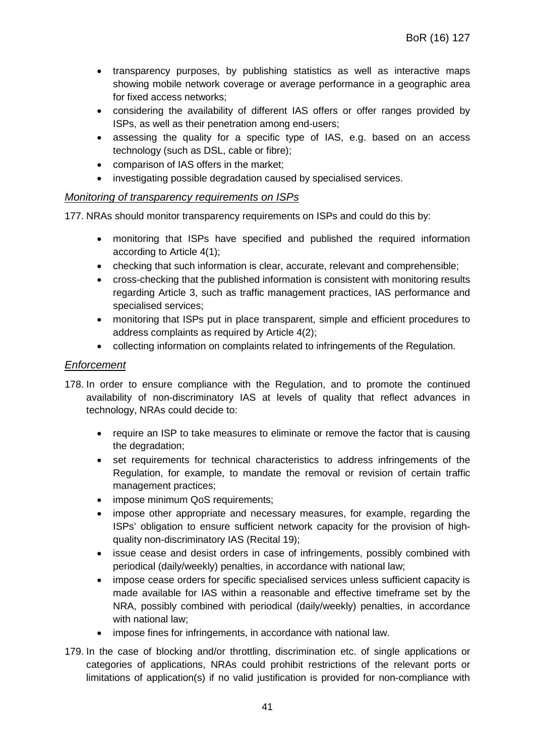- transparency purposes, by publishing statistics as well as interactive maps showing mobile network coverage or average performance in a geographic area for fixed access networks;
- considering the availability of different IAS offers or offer ranges provided by ISPs, as well as their penetration among end-users;
- assessing the quality for a specific type of IAS, e.g. based on an access technology (such as DSL, cable or fibre);
- comparison of IAS offers in the market;
- investigating possible degradation caused by specialised services.

### *Monitoring of transparency requirements on ISPs*

177. NRAs should monitor transparency requirements on ISPs and could do this by:

- monitoring that ISPs have specified and published the required information according to Article 4(1);
- checking that such information is clear, accurate, relevant and comprehensible;
- cross-checking that the published information is consistent with monitoring results regarding Article 3, such as traffic management practices, IAS performance and specialised services;
- monitoring that ISPs put in place transparent, simple and efficient procedures to address complaints as required by Article 4(2);
- collecting information on complaints related to infringements of the Regulation.

### *Enforcement*

178. In order to ensure compliance with the Regulation, and to promote the continued availability of non-discriminatory IAS at levels of quality that reflect advances in technology, NRAs could decide to:

- require an ISP to take measures to eliminate or remove the factor that is causing the degradation;
- set requirements for technical characteristics to address infringements of the Regulation, for example, to mandate the removal or revision of certain traffic management practices;
- impose minimum QoS requirements;
- impose other appropriate and necessary measures, for example, regarding the ISPs' obligation to ensure sufficient network capacity for the provision of high-quality non-discriminatory IAS (Recital 19);
- issue cease and desist orders in case of infringements, possibly combined with periodical (daily/weekly) penalties, in accordance with national law;
- impose cease orders for specific specialised services unless sufficient capacity is made available for IAS within a reasonable and effective timeframe set by the NRA, possibly combined with periodical (daily/weekly) penalties, in accordance with national law;
- impose fines for infringements, in accordance with national law.

179. In the case of blocking and/or throttling, discrimination etc. of single applications or categories of applications, NRAs could prohibit restrictions of the relevant ports or limitations of application(s) if no valid justification is provided for non-compliance with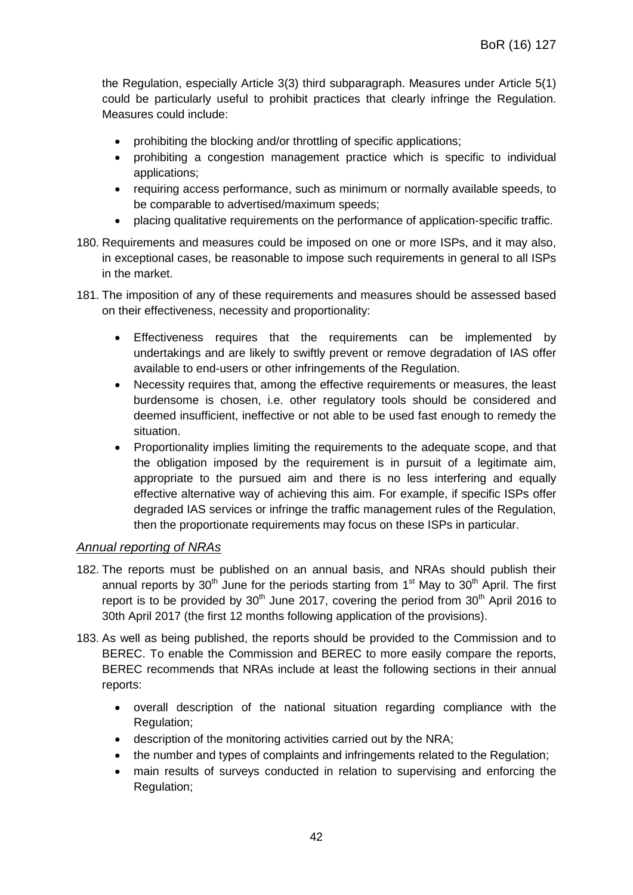the Regulation, especially Article 3(3) third subparagraph. Measures under Article 5(1) could be particularly useful to prohibit practices that clearly infringe the Regulation. Measures could include:

- prohibiting the blocking and/or throttling of specific applications;
- prohibiting a congestion management practice which is specific to individual applications;
- requiring access performance, such as minimum or normally available speeds, to be comparable to advertised/maximum speeds;
- placing qualitative requirements on the performance of application-specific traffic.

180. Requirements and measures could be imposed on one or more ISPs, and it may also, in exceptional cases, be reasonable to impose such requirements in general to all ISPs in the market.

181. The imposition of any of these requirements and measures should be assessed based on their effectiveness, necessity and proportionality:

    - Effectiveness requires that the requirements can be implemented by undertakings and are likely to swiftly prevent or remove degradation of IAS offer available to end-users or other infringements of the Regulation.
    - Necessity requires that, among the effective requirements or measures, the least burdensome is chosen, i.e. other regulatory tools should be considered and deemed insufficient, ineffective or not able to be used fast enough to remedy the situation.
    - Proportionality implies limiting the requirements to the adequate scope, and that the obligation imposed by the requirement is in pursuit of a legitimate aim, appropriate to the pursued aim and there is no less interfering and equally effective alternative way of achieving this aim. For example, if specific ISPs offer degraded IAS services or infringe the traffic management rules of the Regulation, then the proportionate requirements may focus on these ISPs in particular.

*Annual reporting of NRAs*

182. The reports must be published on an annual basis, and NRAs should publish their annual reports by 30th June for the periods starting from 1st May to 30th April. The first report is to be provided by 30th June 2017, covering the period from 30th April 2016 to 30th April 2017 (the first 12 months following application of the provisions).

183. As well as being published, the reports should be provided to the Commission and to BEREC. To enable the Commission and BEREC to more easily compare the reports, BEREC recommends that NRAs include at least the following sections in their annual reports:

    - overall description of the national situation regarding compliance with the Regulation;
    - description of the monitoring activities carried out by the NRA;
    - the number and types of complaints and infringements related to the Regulation;
    - main results of surveys conducted in relation to supervising and enforcing the Regulation;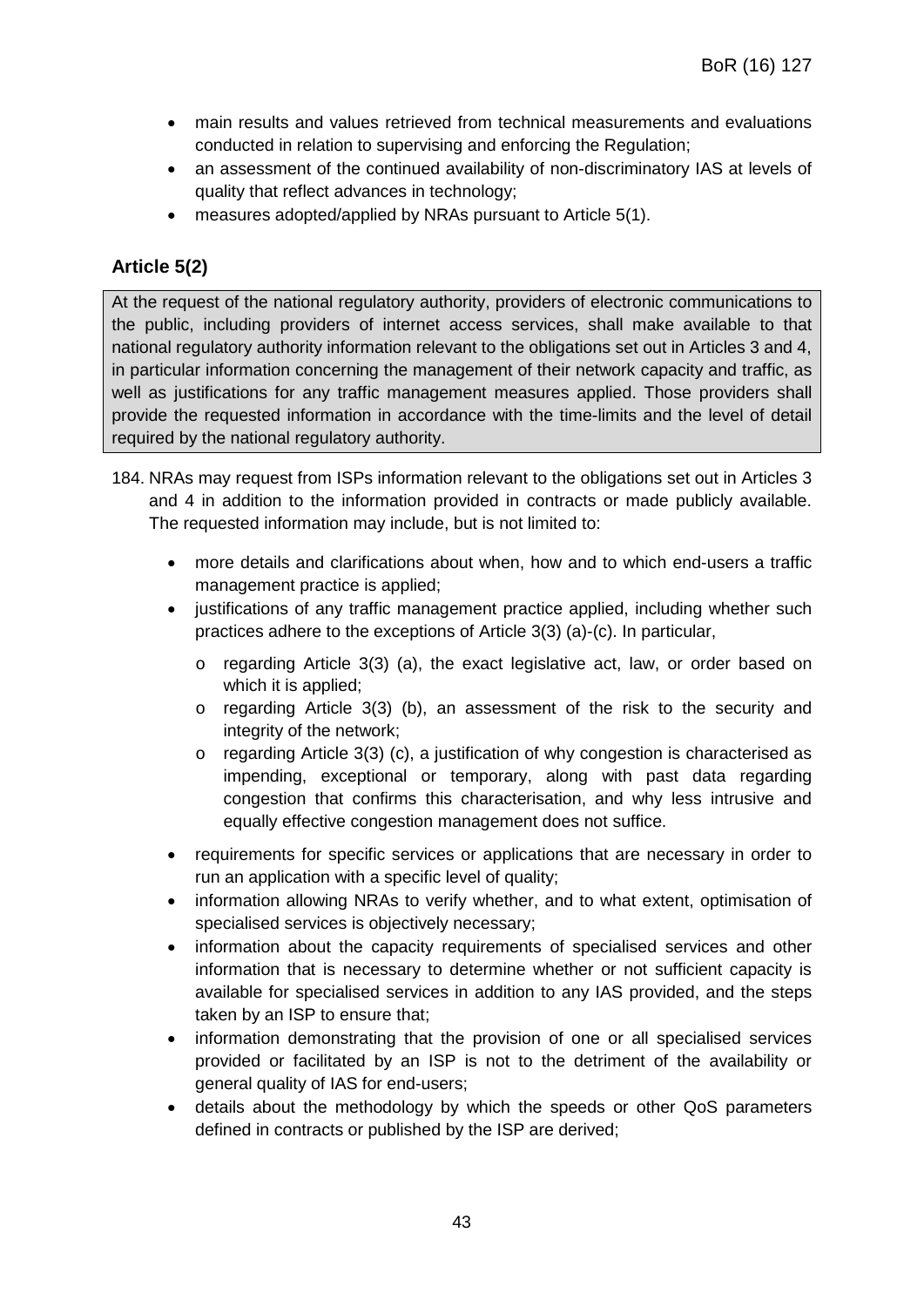- main results and values retrieved from technical measurements and evaluations conducted in relation to supervising and enforcing the Regulation;
- an assessment of the continued availability of non-discriminatory IAS at levels of quality that reflect advances in technology;
- measures adopted/applied by NRAs pursuant to Article 5(1).

### Article 5(2)

> At the request of the national regulatory authority, providers of electronic communications to the public, including providers of internet access services, shall make available to that national regulatory authority information relevant to the obligations set out in Articles 3 and 4, in particular information concerning the management of their network capacity and traffic, as well as justifications for any traffic management measures applied. Those providers shall provide the requested information in accordance with the time-limits and the level of detail required by the national regulatory authority.

184. NRAs may request from ISPs information relevant to the obligations set out in Articles 3 and 4 in addition to the information provided in contracts or made publicly available. The requested information may include, but is not limited to:

    - more details and clarifications about when, how and to which end-users a traffic management practice is applied;
    - justifications of any traffic management practice applied, including whether such practices adhere to the exceptions of Article 3(3) (a)-(c). In particular,
        - regarding Article 3(3) (a), the exact legislative act, law, or order based on which it is applied;
        - regarding Article 3(3) (b), an assessment of the risk to the security and integrity of the network;
        - regarding Article 3(3) (c), a justification of why congestion is characterised as impending, exceptional or temporary, along with past data regarding congestion that confirms this characterisation, and why less intrusive and equally effective congestion management does not suffice.
    - requirements for specific services or applications that are necessary in order to run an application with a specific level of quality;
    - information allowing NRAs to verify whether, and to what extent, optimisation of specialised services is objectively necessary;
    - information about the capacity requirements of specialised services and other information that is necessary to determine whether or not sufficient capacity is available for specialised services in addition to any IAS provided, and the steps taken by an ISP to ensure that;
    - information demonstrating that the provision of one or all specialised services provided or facilitated by an ISP is not to the detriment of the availability or general quality of IAS for end-users;
    - details about the methodology by which the speeds or other QoS parameters defined in contracts or published by the ISP are derived;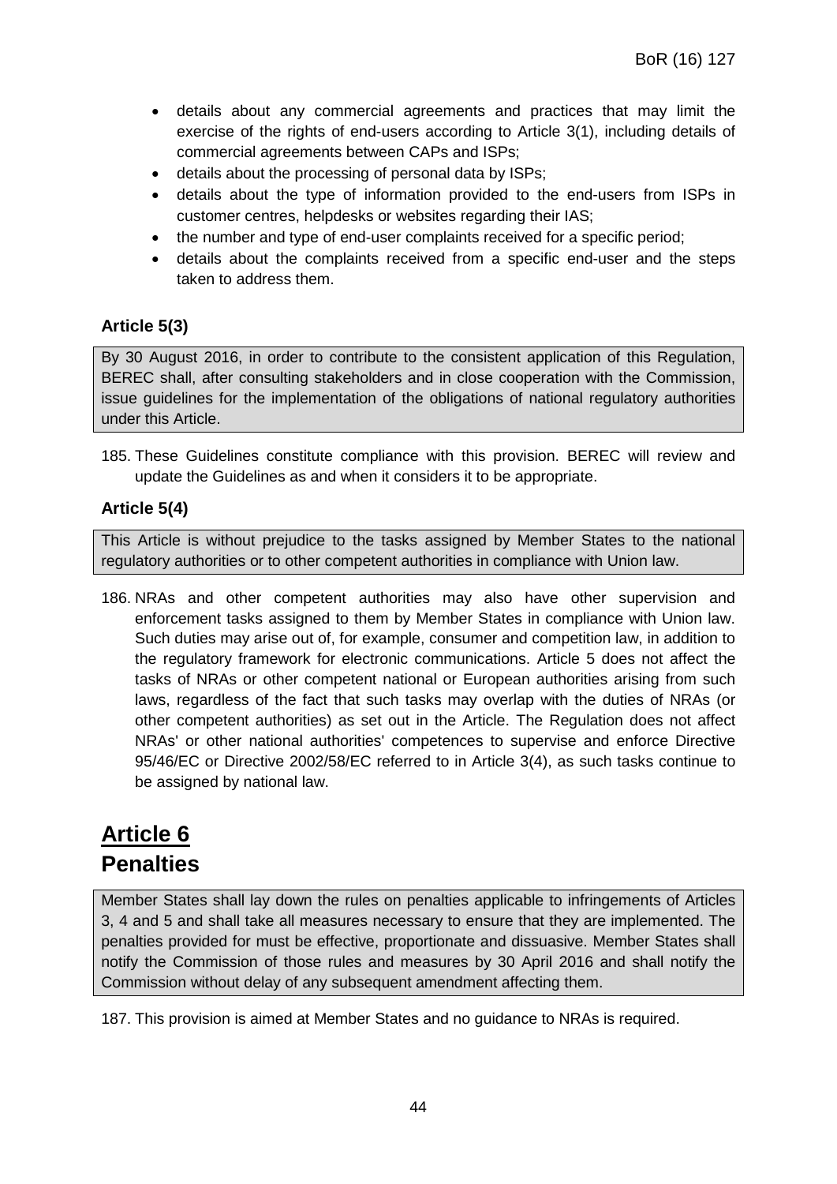- details about any commercial agreements and practices that may limit the exercise of the rights of end-users according to Article 3(1), including details of commercial agreements between CAPs and ISPs;
- details about the processing of personal data by ISPs;
- details about the type of information provided to the end-users from ISPs in customer centres, helpdesks or websites regarding their IAS;
- the number and type of end-user complaints received for a specific period;
- details about the complaints received from a specific end-user and the steps taken to address them.

### Article 5(3)

By 30 August 2016, in order to contribute to the consistent application of this Regulation, BEREC shall, after consulting stakeholders and in close cooperation with the Commission, issue guidelines for the implementation of the obligations of national regulatory authorities under this Article.

185. These Guidelines constitute compliance with this provision. BEREC will review and update the Guidelines as and when it considers it to be appropriate.

### Article 5(4)

This Article is without prejudice to the tasks assigned by Member States to the national regulatory authorities or to other competent authorities in compliance with Union law.

186. NRAs and other competent authorities may also have other supervision and enforcement tasks assigned to them by Member States in compliance with Union law. Such duties may arise out of, for example, consumer and competition law, in addition to the regulatory framework for electronic communications. Article 5 does not affect the tasks of NRAs or other competent national or European authorities arising from such laws, regardless of the fact that such tasks may overlap with the duties of NRAs (or other competent authorities) as set out in the Article. The Regulation does not affect NRAs' or other national authorities' competences to supervise and enforce Directive 95/46/EC or Directive 2002/58/EC referred to in Article 3(4), as such tasks continue to be assigned by national law.

# Article 6
# Penalties

Member States shall lay down the rules on penalties applicable to infringements of Articles 3, 4 and 5 and shall take all measures necessary to ensure that they are implemented. The penalties provided for must be effective, proportionate and dissuasive. Member States shall notify the Commission of those rules and measures by 30 April 2016 and shall notify the Commission without delay of any subsequent amendment affecting them.

187. This provision is aimed at Member States and no guidance to NRAs is required.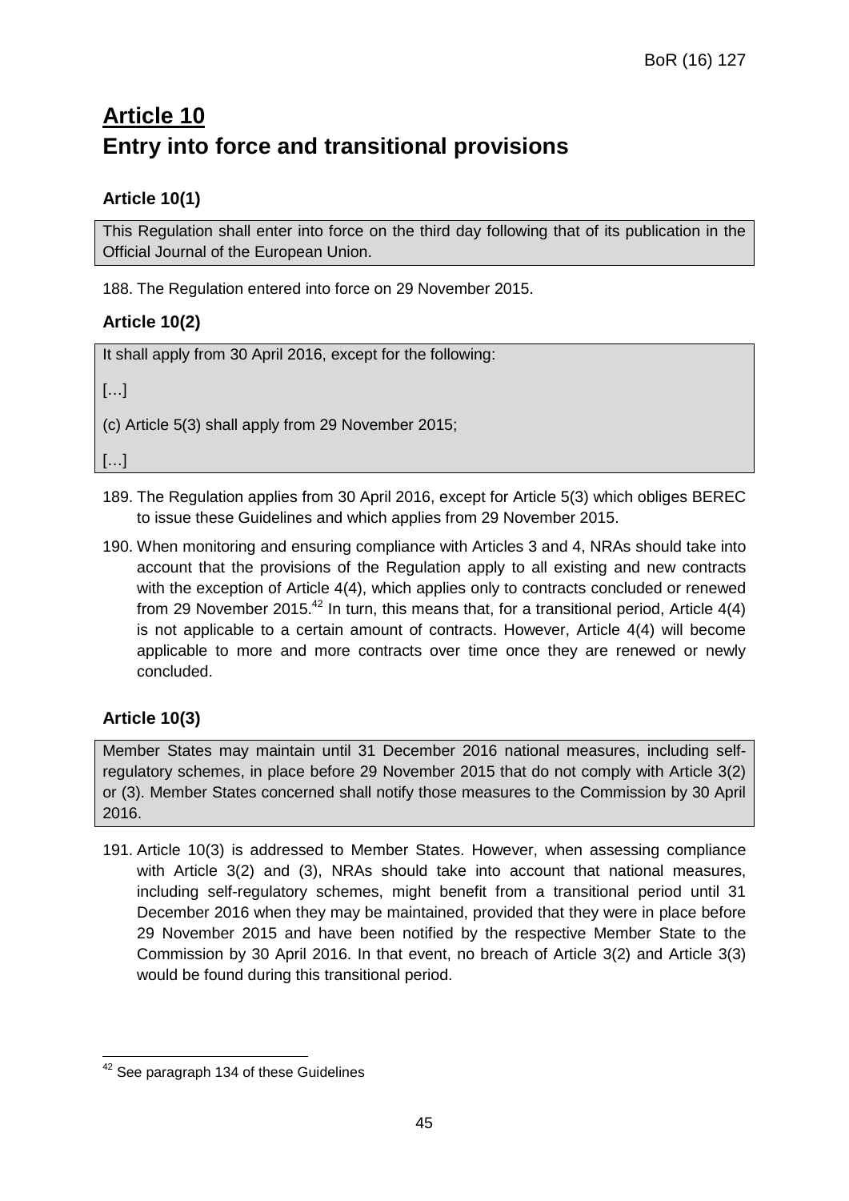# Article 10
# Entry into force and transitional provisions

### Article 10(1)

> This Regulation shall enter into force on the third day following that of its publication in the Official Journal of the European Union.

188. The Regulation entered into force on 29 November 2015.

### Article 10(2)

> It shall apply from 30 April 2016, except for the following:
>
> […]
>
> (c) Article 5(3) shall apply from 29 November 2015;
>
> […]

189. The Regulation applies from 30 April 2016, except for Article 5(3) which obliges BEREC to issue these Guidelines and which applies from 29 November 2015.

190. When monitoring and ensuring compliance with Articles 3 and 4, NRAs should take into account that the provisions of the Regulation apply to all existing and new contracts with the exception of Article 4(4), which applies only to contracts concluded or renewed from 29 November 2015.[42] In turn, this means that, for a transitional period, Article 4(4) is not applicable to a certain amount of contracts. However, Article 4(4) will become applicable to more and more contracts over time once they are renewed or newly concluded.

### Article 10(3)

> Member States may maintain until 31 December 2016 national measures, including self-regulatory schemes, in place before 29 November 2015 that do not comply with Article 3(2) or (3). Member States concerned shall notify those measures to the Commission by 30 April 2016.

191. Article 10(3) is addressed to Member States. However, when assessing compliance with Article 3(2) and (3), NRAs should take into account that national measures, including self-regulatory schemes, might benefit from a transitional period until 31 December 2016 when they may be maintained, provided that they were in place before 29 November 2015 and have been notified by the respective Member State to the Commission by 30 April 2016. In that event, no breach of Article 3(2) and Article 3(3) would be found during this transitional period.

---

[42] See paragraph 134 of these Guidelines